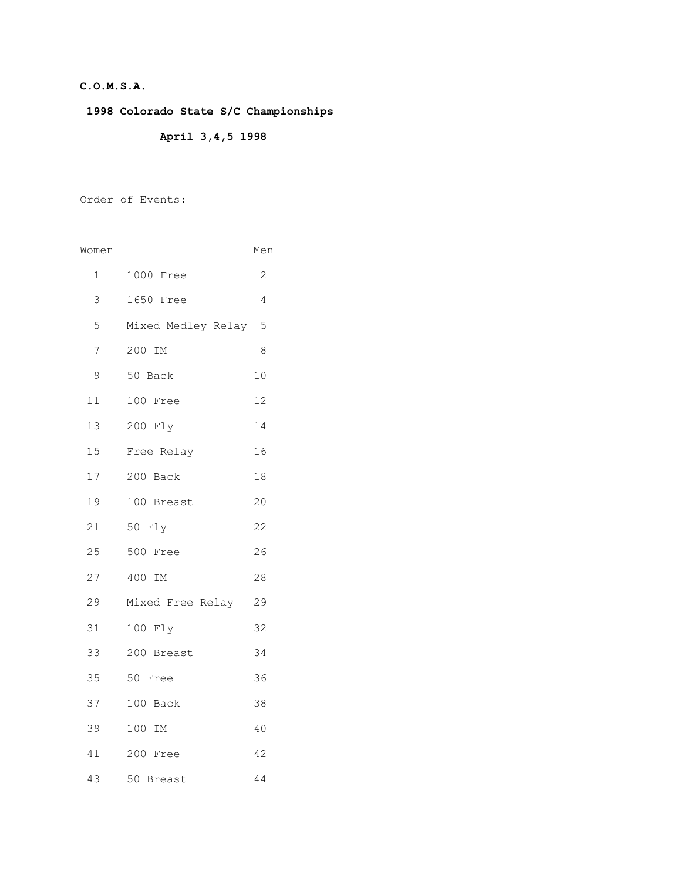**C.O.M.S.A.**

**1998 Colorado State S/C Championships**

**April 3,4,5 1998**

Order of Events:

| Women | | Men |
|---|---|---|
| 1 | 1000 Free | 2 |
| 3 | 1650 Free | 4 |
| 5 | Mixed Medley Relay | 5 |
| 7 | 200 IM | 8 |
| 9 | 50 Back | 10 |
| 11 | 100 Free | 12 |
| 13 | 200 Fly | 14 |
| 15 | Free Relay | 16 |
| 17 | 200 Back | 18 |
| 19 | 100 Breast | 20 |
| 21 | 50 Fly | 22 |
| 25 | 500 Free | 26 |
| 27 | 400 IM | 28 |
| 29 | Mixed Free Relay | 29 |
| 31 | 100 Fly | 32 |
| 33 | 200 Breast | 34 |
| 35 | 50 Free | 36 |
| 37 | 100 Back | 38 |
| 39 | 100 IM | 40 |
| 41 | 200 Free | 42 |
| 43 | 50 Breast | 44 |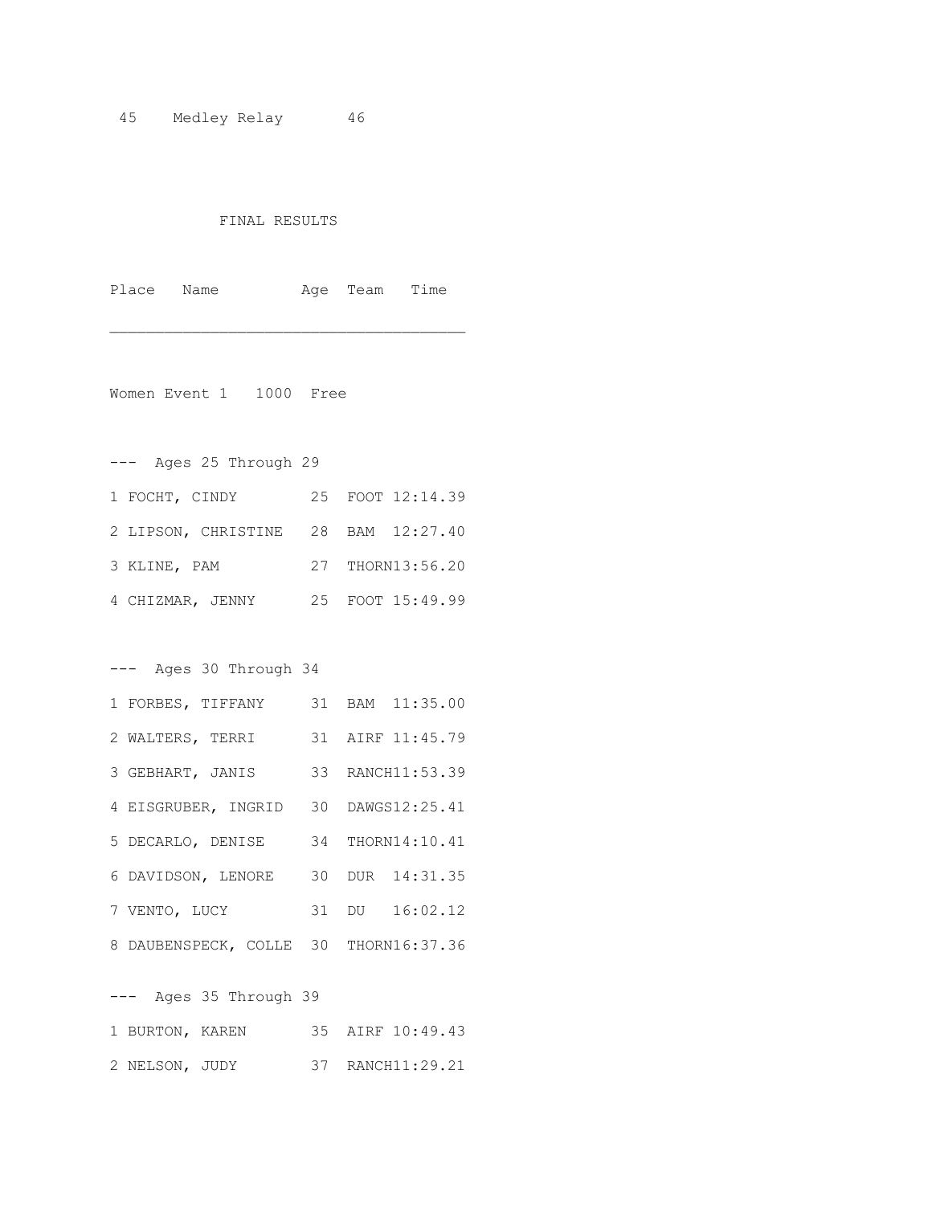45 Medley Relay 46

FINAL RESULTS

| Place | Name | Age | Team | Time |
|---|---|---|---|---|

**Women Event 1 1000 Free**

--- Ages 25 Through 29

| Place | Name | Age | Team | Time |
|---|---|---|---|---|
| 1 | FOCHT, CINDY | 25 | FOOT | 12:14.39 |
| 2 | LIPSON, CHRISTINE | 28 | BAM | 12:27.40 |
| 3 | KLINE, PAM | 27 | THORN | 13:56.20 |
| 4 | CHIZMAR, JENNY | 25 | FOOT | 15:49.99 |

--- Ages 30 Through 34

| Place | Name | Age | Team | Time |
|---|---|---|---|---|
| 1 | FORBES, TIFFANY | 31 | BAM | 11:35.00 |
| 2 | WALTERS, TERRI | 31 | AIRF | 11:45.79 |
| 3 | GEBHART, JANIS | 33 | RANCH | 11:53.39 |
| 4 | EISGRUBER, INGRID | 30 | DAWGS | 12:25.41 |
| 5 | DECARLO, DENISE | 34 | THORN | 14:10.41 |
| 6 | DAVIDSON, LENORE | 30 | DUR | 14:31.35 |
| 7 | VENTO, LUCY | 31 | DU | 16:02.12 |
| 8 | DAUBENSPECK, COLLE | 30 | THORN | 16:37.36 |

--- Ages 35 Through 39

| Place | Name | Age | Team | Time |
|---|---|---|---|---|
| 1 | BURTON, KAREN | 35 | AIRF | 10:49.43 |
| 2 | NELSON, JUDY | 37 | RANCH | 11:29.21 |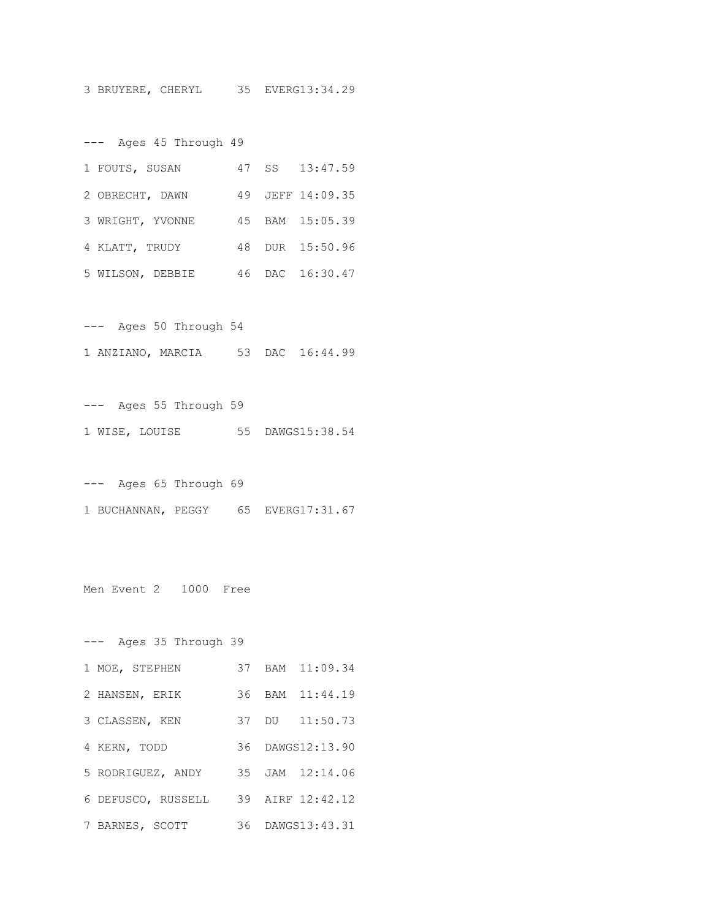3 BRUYERE, CHERYL     35  EVERG13:34.29

--- Ages 45 Through 49

1 FOUTS, SUSAN        47  SS   13:47.59

2 OBRECHT, DAWN       49  JEFF 14:09.35

3 WRIGHT, YVONNE      45  BAM  15:05.39

4 KLATT, TRUDY        48  DUR  15:50.96

5 WILSON, DEBBIE      46  DAC  16:30.47

--- Ages 50 Through 54

1 ANZIANO, MARCIA     53  DAC  16:44.99

--- Ages 55 Through 59

1 WISE, LOUISE        55  DAWGS15:38.54

--- Ages 65 Through 69

1 BUCHANNAN, PEGGY    65  EVERG17:31.67

Men Event 2   1000  Free

--- Ages 35 Through 39

1 MOE, STEPHEN        37  BAM  11:09.34

2 HANSEN, ERIK        36  BAM  11:44.19

3 CLASSEN, KEN        37  DU   11:50.73

4 KERN, TODD          36  DAWGS12:13.90

5 RODRIGUEZ, ANDY     35  JAM  12:14.06

6 DEFUSCO, RUSSELL    39  AIRF 12:42.12

7 BARNES, SCOTT       36  DAWGS13:43.31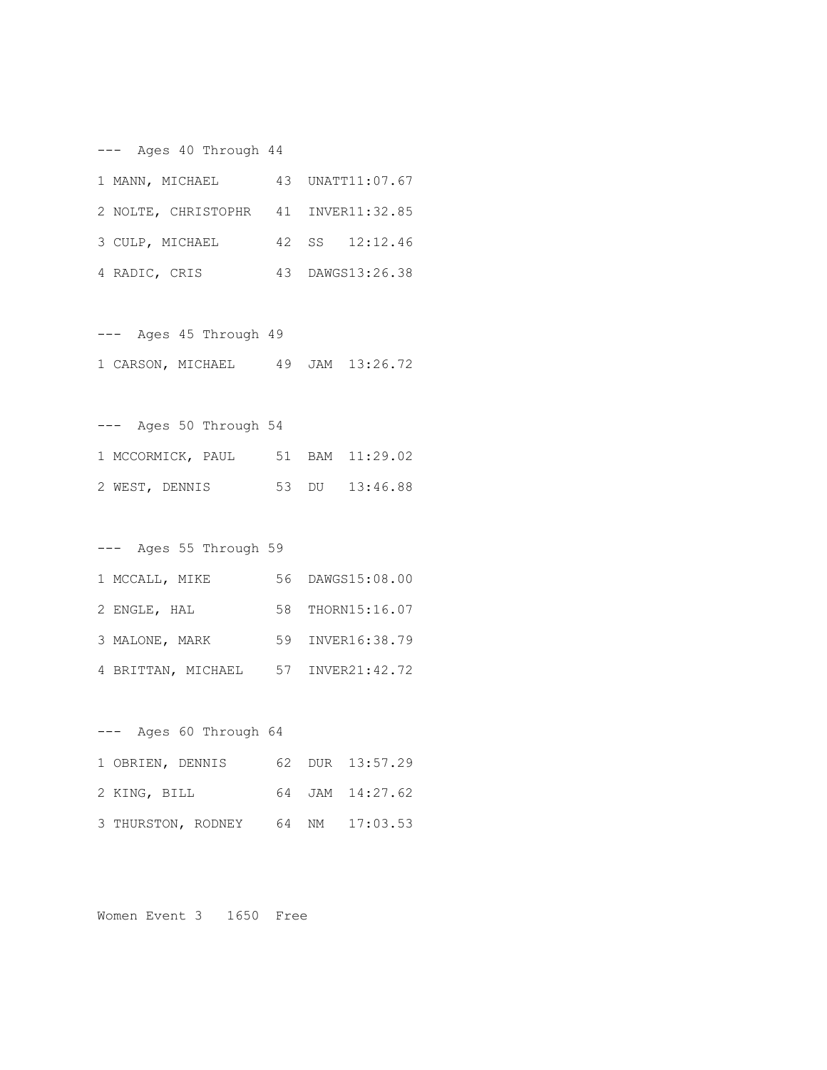--- Ages 40 Through 44

1 MANN, MICHAEL 43 UNATT11:07.67

2 NOLTE, CHRISTOPHR 41 INVER11:32.85

3 CULP, MICHAEL 42 SS 12:12.46

4 RADIC, CRIS 43 DAWGS13:26.38

--- Ages 45 Through 49

1 CARSON, MICHAEL 49 JAM 13:26.72

--- Ages 50 Through 54

1 MCCORMICK, PAUL 51 BAM 11:29.02

2 WEST, DENNIS 53 DU 13:46.88

--- Ages 55 Through 59

1 MCCALL, MIKE 56 DAWGS15:08.00

2 ENGLE, HAL 58 THORN15:16.07

3 MALONE, MARK 59 INVER16:38.79

4 BRITTAN, MICHAEL 57 INVER21:42.72

--- Ages 60 Through 64

1 OBRIEN, DENNIS 62 DUR 13:57.29

2 KING, BILL 64 JAM 14:27.62

3 THURSTON, RODNEY 64 NM 17:03.53

Women Event 3 1650 Free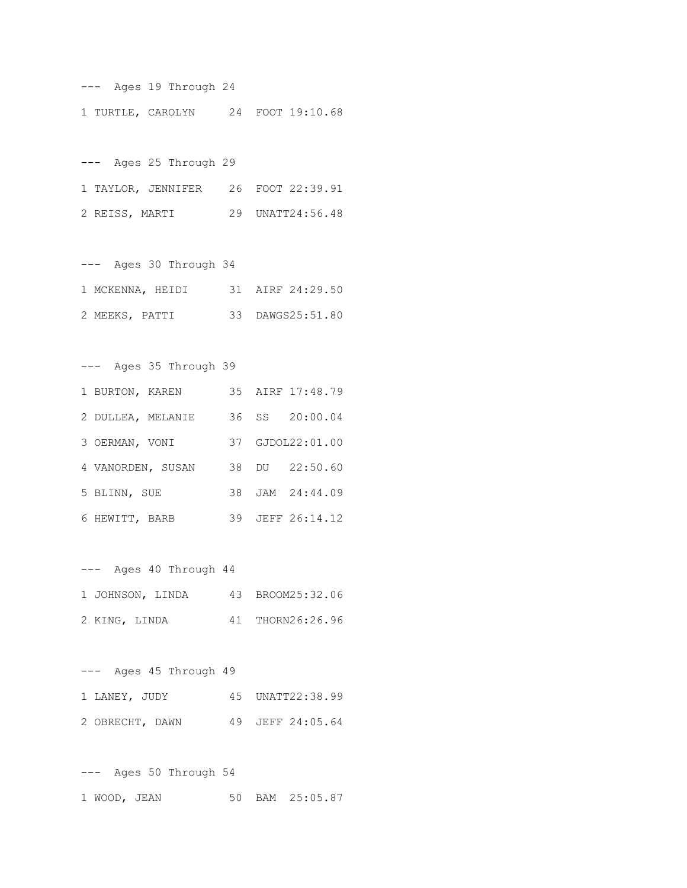```
---  Ages 19 Through 24
1 TURTLE, CAROLYN     24  FOOT 19:10.68

---  Ages 25 Through 29
1 TAYLOR, JENNIFER    26  FOOT 22:39.91
2 REISS, MARTI        29  UNATT24:56.48

---  Ages 30 Through 34
1 MCKENNA, HEIDI      31  AIRF 24:29.50
2 MEEKS, PATTI        33  DAWGS25:51.80

---  Ages 35 Through 39
1 BURTON, KAREN       35  AIRF 17:48.79
2 DULLEA, MELANIE     36  SS   20:00.04
3 OERMAN, VONI        37  GJDOL22:01.00
4 VANORDEN, SUSAN     38  DU   22:50.60
5 BLINN, SUE          38  JAM  24:44.09
6 HEWITT, BARB        39  JEFF 26:14.12

---  Ages 40 Through 44
1 JOHNSON, LINDA      43  BROOM25:32.06
2 KING, LINDA         41  THORN26:26.96

---  Ages 45 Through 49
1 LANEY, JUDY         45  UNATT22:38.99
2 OBRECHT, DAWN       49  JEFF 24:05.64

---  Ages 50 Through 54
1 WOOD, JEAN          50  BAM  25:05.87
```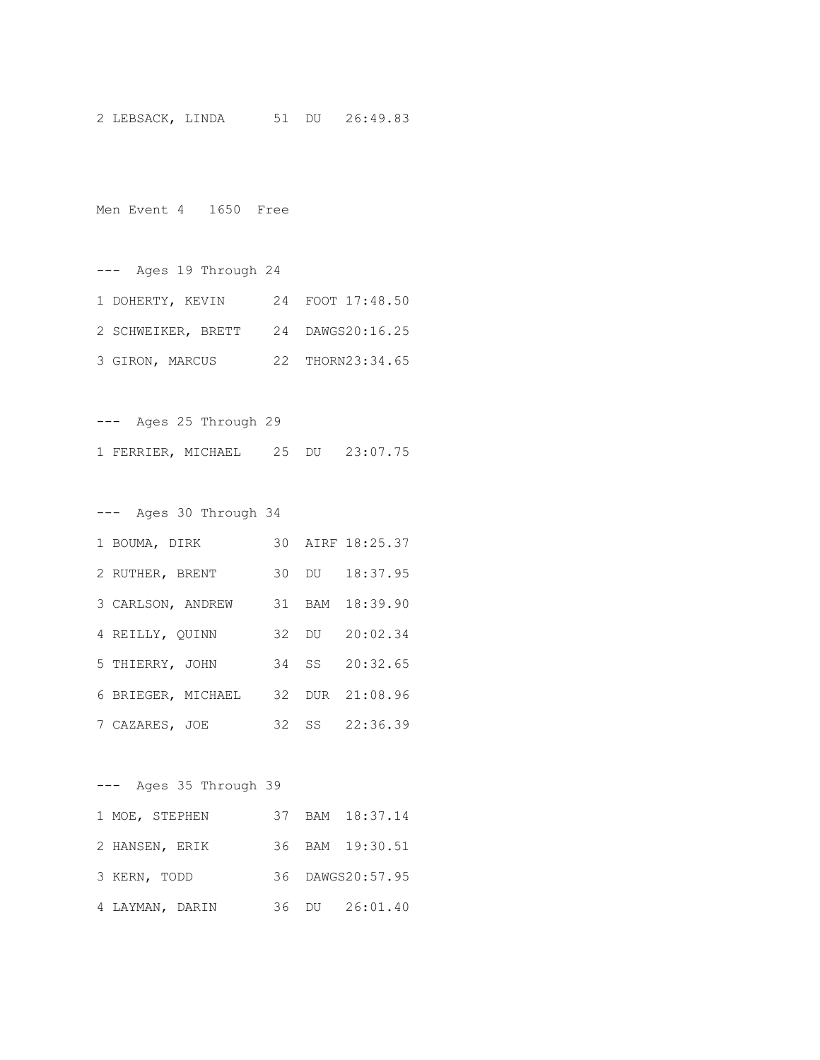2 LEBSACK, LINDA 51 DU 26:49.83

Men Event 4 1650 Free

--- Ages 19 Through 24

1 DOHERTY, KEVIN 24 FOOT 17:48.50

2 SCHWEIKER, BRETT 24 DAWGS20:16.25

3 GIRON, MARCUS 22 THORN23:34.65

--- Ages 25 Through 29

1 FERRIER, MICHAEL 25 DU 23:07.75

--- Ages 30 Through 34

1 BOUMA, DIRK 30 AIRF 18:25.37

2 RUTHER, BRENT 30 DU 18:37.95

3 CARLSON, ANDREW 31 BAM 18:39.90

4 REILLY, QUINN 32 DU 20:02.34

5 THIERRY, JOHN 34 SS 20:32.65

6 BRIEGER, MICHAEL 32 DUR 21:08.96

7 CAZARES, JOE 32 SS 22:36.39

--- Ages 35 Through 39

1 MOE, STEPHEN 37 BAM 18:37.14

2 HANSEN, ERIK 36 BAM 19:30.51

3 KERN, TODD 36 DAWGS20:57.95

4 LAYMAN, DARIN 36 DU 26:01.40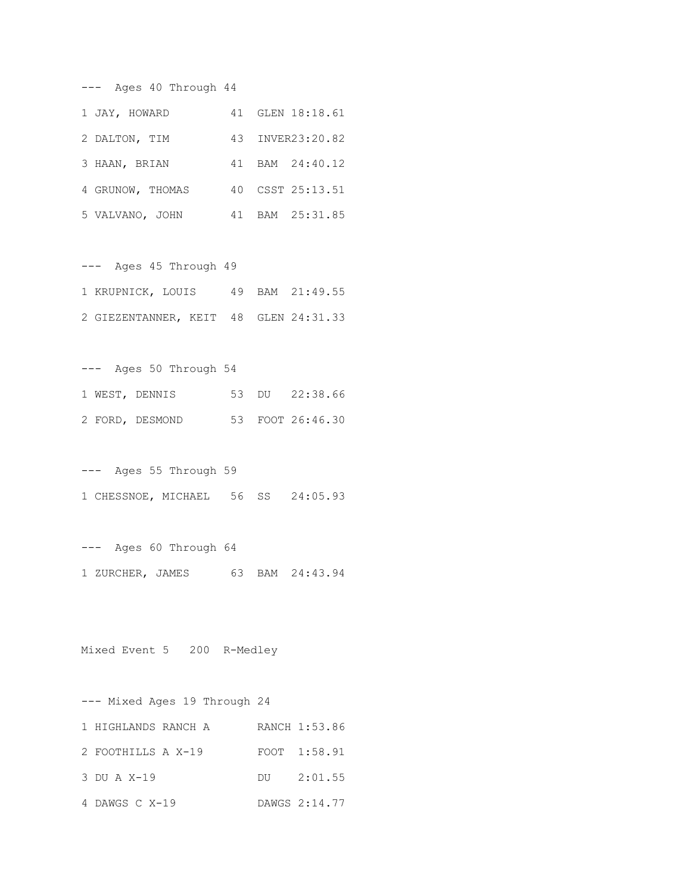--- Ages 40 Through 44

| Place | Name | Age | Team | Time |
|---|---|---|---|---|
| 1 | JAY, HOWARD | 41 | GLEN | 18:18.61 |
| 2 | DALTON, TIM | 43 | INVER | 23:20.82 |
| 3 | HAAN, BRIAN | 41 | BAM | 24:40.12 |
| 4 | GRUNOW, THOMAS | 40 | CSST | 25:13.51 |
| 5 | VALVANO, JOHN | 41 | BAM | 25:31.85 |

--- Ages 45 Through 49

| Place | Name | Age | Team | Time |
|---|---|---|---|---|
| 1 | KRUPNICK, LOUIS | 49 | BAM | 21:49.55 |
| 2 | GIEZENTANNER, KEIT | 48 | GLEN | 24:31.33 |

--- Ages 50 Through 54

| Place | Name | Age | Team | Time |
|---|---|---|---|---|
| 1 | WEST, DENNIS | 53 | DU | 22:38.66 |
| 2 | FORD, DESMOND | 53 | FOOT | 26:46.30 |

--- Ages 55 Through 59

| Place | Name | Age | Team | Time |
|---|---|---|---|---|
| 1 | CHESSNOE, MICHAEL | 56 | SS | 24:05.93 |

--- Ages 60 Through 64

| Place | Name | Age | Team | Time |
|---|---|---|---|---|
| 1 | ZURCHER, JAMES | 63 | BAM | 24:43.94 |

## Mixed Event 5 200 R-Medley

--- Mixed Ages 19 Through 24

| Place | Relay | Team | Time |
|---|---|---|---|
| 1 | HIGHLANDS RANCH A | RANCH | 1:53.86 |
| 2 | FOOTHILLS A X-19 | FOOT | 1:58.91 |
| 3 | DU A X-19 | DU | 2:01.55 |
| 4 | DAWGS C X-19 | DAWGS | 2:14.77 |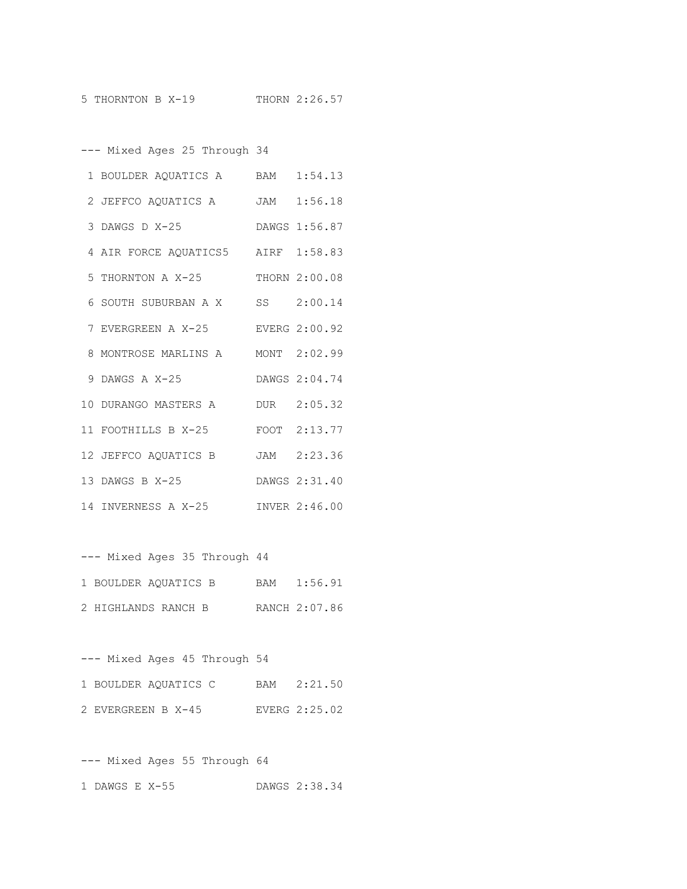5 THORNTON B X-19 THORN 2:26.57

--- Mixed Ages 25 Through 34

| Place | Team | Code | Time |
|---|---|---|---|
| 1 | BOULDER AQUATICS A | BAM | 1:54.13 |
| 2 | JEFFCO AQUATICS A | JAM | 1:56.18 |
| 3 | DAWGS D X-25 | DAWGS | 1:56.87 |
| 4 | AIR FORCE AQUATICS5 | AIRF | 1:58.83 |
| 5 | THORNTON A X-25 | THORN | 2:00.08 |
| 6 | SOUTH SUBURBAN A X | SS | 2:00.14 |
| 7 | EVERGREEN A X-25 | EVERG | 2:00.92 |
| 8 | MONTROSE MARLINS A | MONT | 2:02.99 |
| 9 | DAWGS A X-25 | DAWGS | 2:04.74 |
| 10 | DURANGO MASTERS A | DUR | 2:05.32 |
| 11 | FOOTHILLS B X-25 | FOOT | 2:13.77 |
| 12 | JEFFCO AQUATICS B | JAM | 2:23.36 |
| 13 | DAWGS B X-25 | DAWGS | 2:31.40 |
| 14 | INVERNESS A X-25 | INVER | 2:46.00 |

--- Mixed Ages 35 Through 44

| Place | Team | Code | Time |
|---|---|---|---|
| 1 | BOULDER AQUATICS B | BAM | 1:56.91 |
| 2 | HIGHLANDS RANCH B | RANCH | 2:07.86 |

--- Mixed Ages 45 Through 54

| Place | Team | Code | Time |
|---|---|---|---|
| 1 | BOULDER AQUATICS C | BAM | 2:21.50 |
| 2 | EVERGREEN B X-45 | EVERG | 2:25.02 |

--- Mixed Ages 55 Through 64

| Place | Team | Code | Time |
|---|---|---|---|
| 1 | DAWGS E X-55 | DAWGS | 2:38.34 |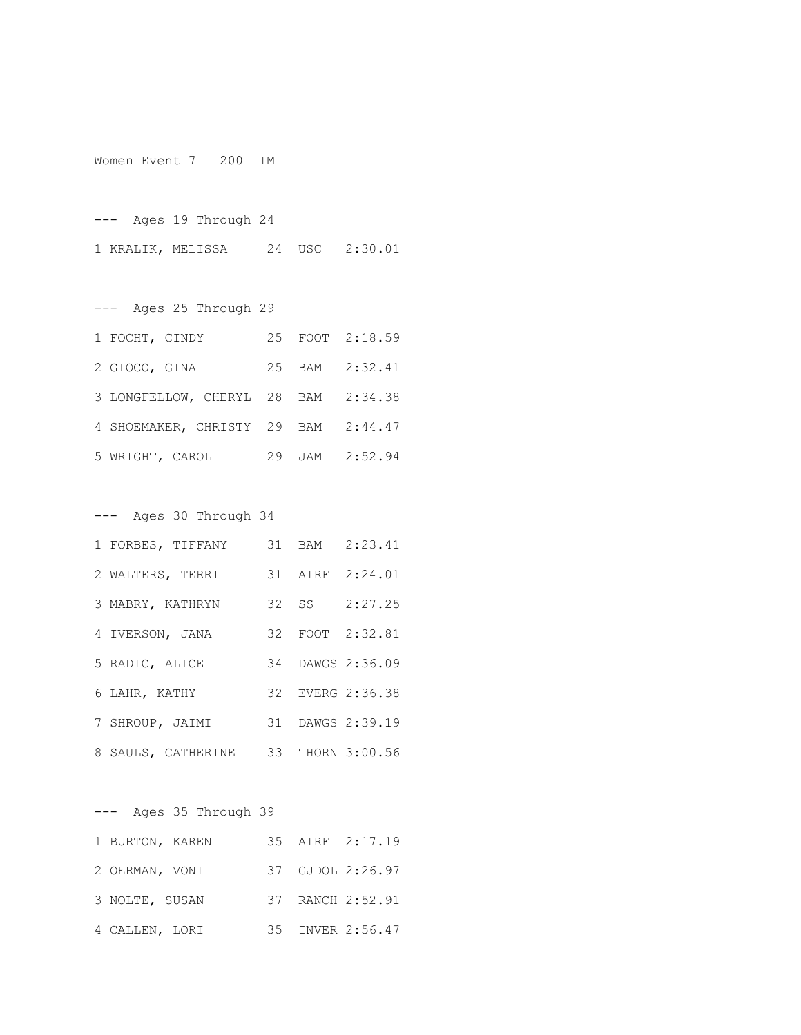Women Event 7   200  IM

---  Ages 19 Through 24

| Place | Name | Age | Team | Time |
|---|---|---|---|---|
| 1 | KRALIK, MELISSA | 24 | USC | 2:30.01 |

---  Ages 25 Through 29

| Place | Name | Age | Team | Time |
|---|---|---|---|---|
| 1 | FOCHT, CINDY | 25 | FOOT | 2:18.59 |
| 2 | GIOCO, GINA | 25 | BAM | 2:32.41 |
| 3 | LONGFELLOW, CHERYL | 28 | BAM | 2:34.38 |
| 4 | SHOEMAKER, CHRISTY | 29 | BAM | 2:44.47 |
| 5 | WRIGHT, CAROL | 29 | JAM | 2:52.94 |

---  Ages 30 Through 34

| Place | Name | Age | Team | Time |
|---|---|---|---|---|
| 1 | FORBES, TIFFANY | 31 | BAM | 2:23.41 |
| 2 | WALTERS, TERRI | 31 | AIRF | 2:24.01 |
| 3 | MABRY, KATHRYN | 32 | SS | 2:27.25 |
| 4 | IVERSON, JANA | 32 | FOOT | 2:32.81 |
| 5 | RADIC, ALICE | 34 | DAWGS | 2:36.09 |
| 6 | LAHR, KATHY | 32 | EVERG | 2:36.38 |
| 7 | SHROUP, JAIMI | 31 | DAWGS | 2:39.19 |
| 8 | SAULS, CATHERINE | 33 | THORN | 3:00.56 |

---  Ages 35 Through 39

| Place | Name | Age | Team | Time |
|---|---|---|---|---|
| 1 | BURTON, KAREN | 35 | AIRF | 2:17.19 |
| 2 | OERMAN, VONI | 37 | GJDOL | 2:26.97 |
| 3 | NOLTE, SUSAN | 37 | RANCH | 2:52.91 |
| 4 | CALLEN, LORI | 35 | INVER | 2:56.47 |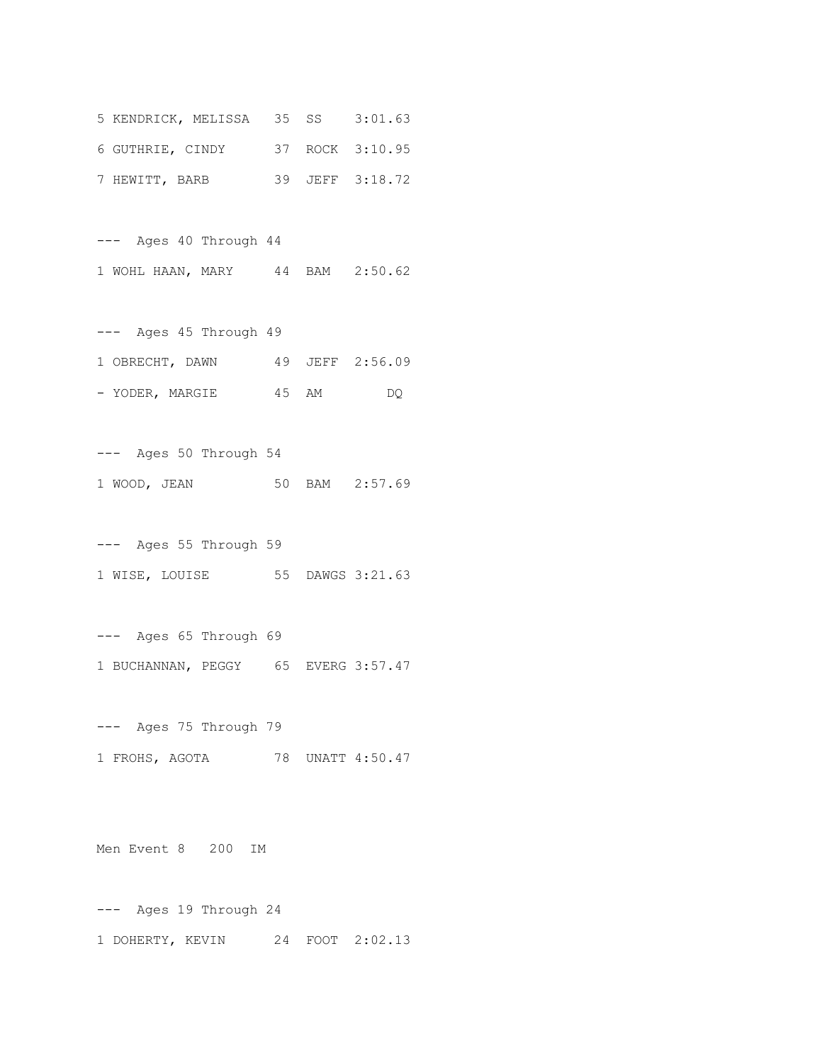5 KENDRICK, MELISSA 35 SS 3:01.63

6 GUTHRIE, CINDY 37 ROCK 3:10.95

7 HEWITT, BARB 39 JEFF 3:18.72

--- Ages 40 Through 44

1 WOHL HAAN, MARY 44 BAM 2:50.62

--- Ages 45 Through 49

1 OBRECHT, DAWN 49 JEFF 2:56.09

- YODER, MARGIE 45 AM DQ

--- Ages 50 Through 54

1 WOOD, JEAN 50 BAM 2:57.69

--- Ages 55 Through 59

1 WISE, LOUISE 55 DAWGS 3:21.63

--- Ages 65 Through 69

1 BUCHANNAN, PEGGY 65 EVERG 3:57.47

--- Ages 75 Through 79

1 FROHS, AGOTA 78 UNATT 4:50.47

Men Event 8 200 IM

--- Ages 19 Through 24

1 DOHERTY, KEVIN 24 FOOT 2:02.13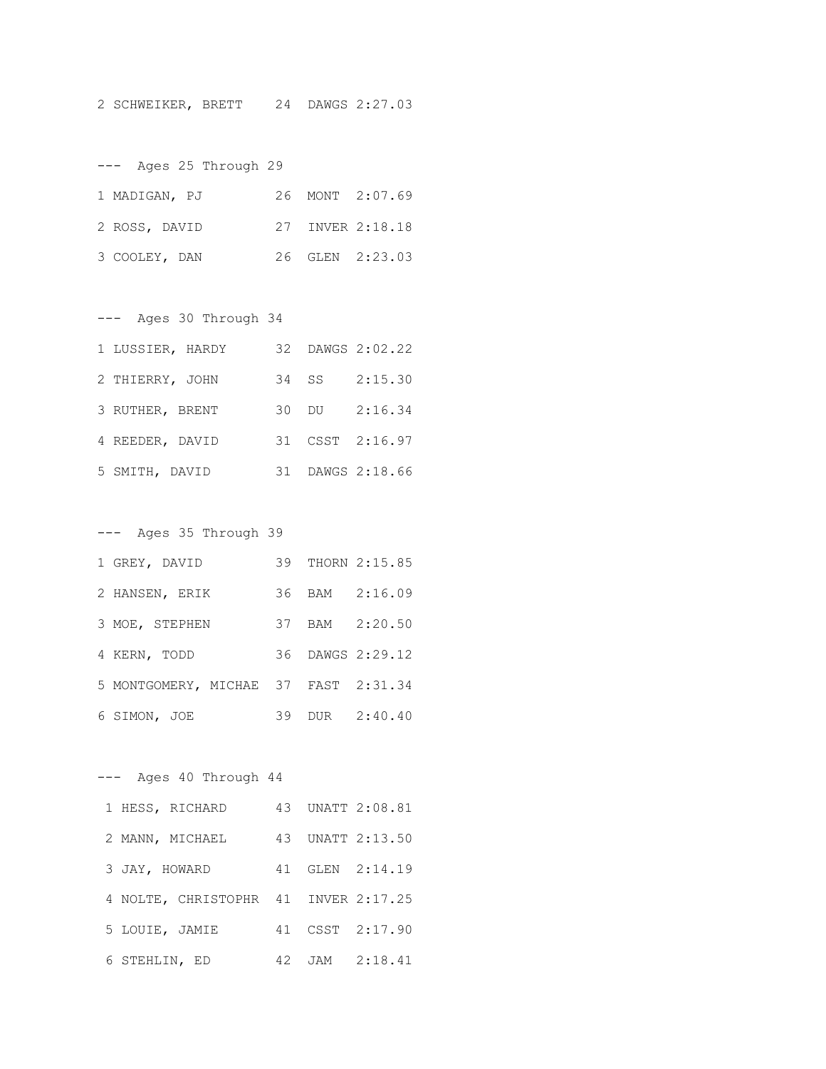2 SCHWEIKER, BRETT 24 DAWGS 2:27.03

--- Ages 25 Through 29

1 MADIGAN, PJ 26 MONT 2:07.69

2 ROSS, DAVID 27 INVER 2:18.18

3 COOLEY, DAN 26 GLEN 2:23.03

--- Ages 30 Through 34

1 LUSSIER, HARDY 32 DAWGS 2:02.22

2 THIERRY, JOHN 34 SS 2:15.30

3 RUTHER, BRENT 30 DU 2:16.34

4 REEDER, DAVID 31 CSST 2:16.97

5 SMITH, DAVID 31 DAWGS 2:18.66

--- Ages 35 Through 39

1 GREY, DAVID 39 THORN 2:15.85

2 HANSEN, ERIK 36 BAM 2:16.09

3 MOE, STEPHEN 37 BAM 2:20.50

4 KERN, TODD 36 DAWGS 2:29.12

5 MONTGOMERY, MICHAE 37 FAST 2:31.34

6 SIMON, JOE 39 DUR 2:40.40

--- Ages 40 Through 44

1 HESS, RICHARD 43 UNATT 2:08.81

2 MANN, MICHAEL 43 UNATT 2:13.50

3 JAY, HOWARD 41 GLEN 2:14.19

4 NOLTE, CHRISTOPHR 41 INVER 2:17.25

5 LOUIE, JAMIE 41 CSST 2:17.90

6 STEHLIN, ED 42 JAM 2:18.41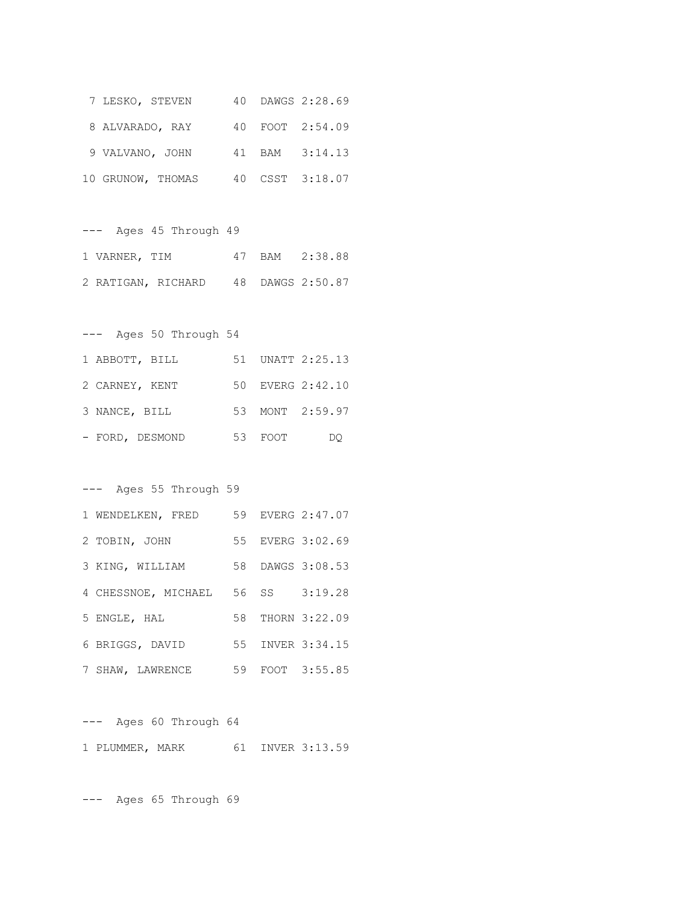```
 7 LESKO, STEVEN      40  DAWGS 2:28.69
 8 ALVARADO, RAY      40  FOOT  2:54.09
 9 VALVANO, JOHN      41  BAM   3:14.13
10 GRUNOW, THOMAS     40  CSST  3:18.07

---  Ages 45 Through 49
1 VARNER, TIM         47  BAM   2:38.88
2 RATIGAN, RICHARD    48  DAWGS 2:50.87

---  Ages 50 Through 54
1 ABBOTT, BILL        51  UNATT 2:25.13
2 CARNEY, KENT        50  EVERG 2:42.10
3 NANCE, BILL         53  MONT  2:59.97
- FORD, DESMOND       53  FOOT       DQ

---  Ages 55 Through 59
1 WENDELKEN, FRED     59  EVERG 2:47.07
2 TOBIN, JOHN         55  EVERG 3:02.69
3 KING, WILLIAM       58  DAWGS 3:08.53
4 CHESSNOE, MICHAEL   56  SS    3:19.28
5 ENGLE, HAL          58  THORN 3:22.09
6 BRIGGS, DAVID       55  INVER 3:34.15
7 SHAW, LAWRENCE      59  FOOT  3:55.85

---  Ages 60 Through 64
1 PLUMMER, MARK       61  INVER 3:13.59

---  Ages 65 Through 69
```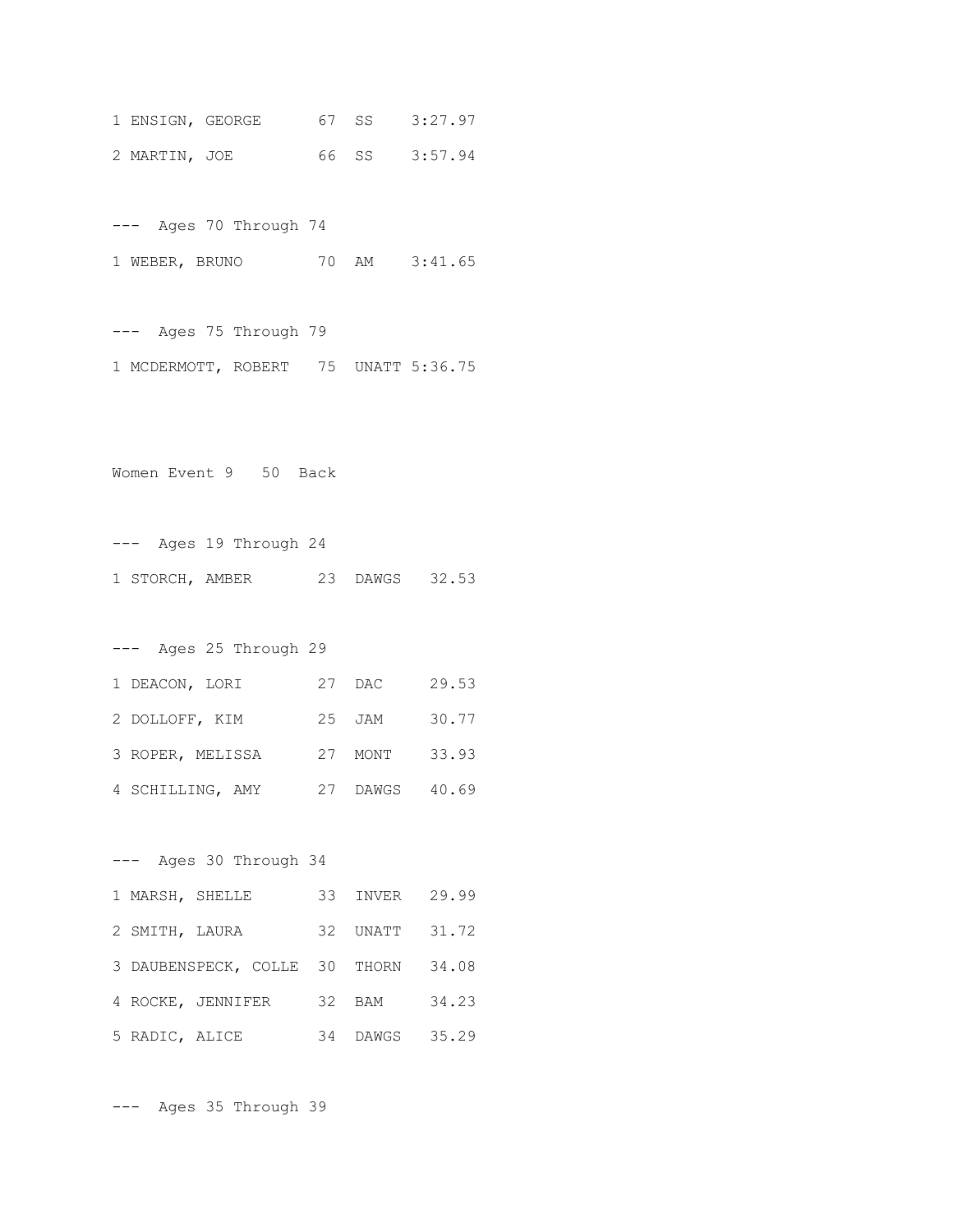1 ENSIGN, GEORGE 67 SS 3:27.97

2 MARTIN, JOE 66 SS 3:57.94

--- Ages 70 Through 74

1 WEBER, BRUNO 70 AM 3:41.65

--- Ages 75 Through 79

1 MCDERMOTT, ROBERT 75 UNATT 5:36.75

Women Event 9 50 Back

--- Ages 19 Through 24

1 STORCH, AMBER 23 DAWGS 32.53

--- Ages 25 Through 29

1 DEACON, LORI 27 DAC 29.53

2 DOLLOFF, KIM 25 JAM 30.77

3 ROPER, MELISSA 27 MONT 33.93

4 SCHILLING, AMY 27 DAWGS 40.69

--- Ages 30 Through 34

1 MARSH, SHELLE 33 INVER 29.99

2 SMITH, LAURA 32 UNATT 31.72

3 DAUBENSPECK, COLLE 30 THORN 34.08

4 ROCKE, JENNIFER 32 BAM 34.23

5 RADIC, ALICE 34 DAWGS 35.29

--- Ages 35 Through 39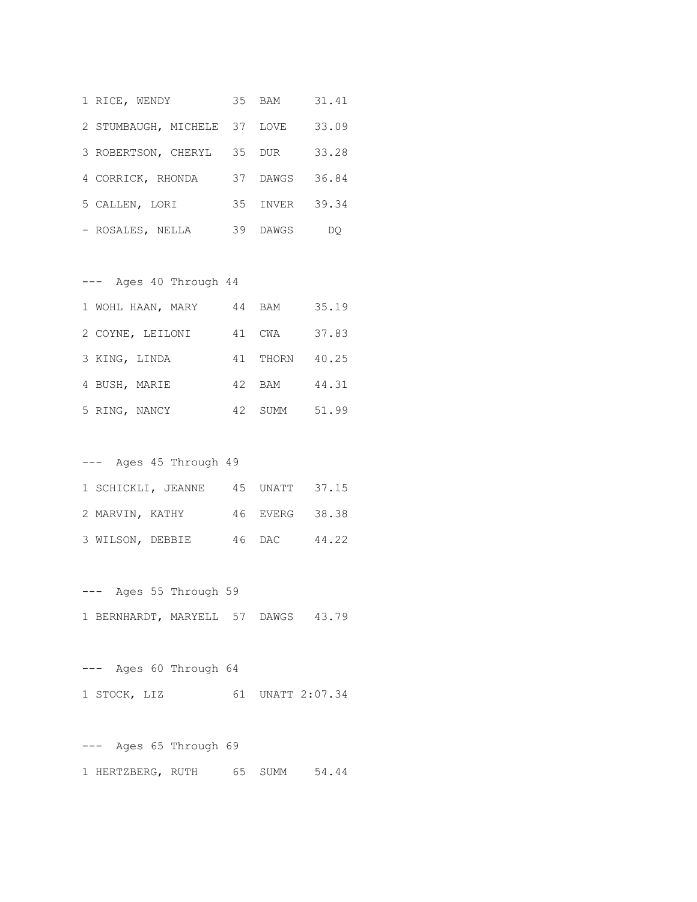```
1 RICE, WENDY         35  BAM     31.41
2 STUMBAUGH, MICHELE  37  LOVE    33.09
3 ROBERTSON, CHERYL   35  DUR     33.28
4 CORRICK, RHONDA     37  DAWGS   36.84
5 CALLEN, LORI        35  INVER   39.34
- ROSALES, NELLA      39  DAWGS     DQ

--- Ages 40 Through 44
1 WOHL HAAN, MARY     44  BAM     35.19
2 COYNE, LEILONI      41  CWA     37.83
3 KING, LINDA         41  THORN   40.25
4 BUSH, MARIE         42  BAM     44.31
5 RING, NANCY         42  SUMM    51.99

--- Ages 45 Through 49
1 SCHICKLI, JEANNE    45  UNATT   37.15
2 MARVIN, KATHY       46  EVERG   38.38
3 WILSON, DEBBIE      46  DAC     44.22

--- Ages 55 Through 59
1 BERNHARDT, MARYELL  57  DAWGS   43.79

--- Ages 60 Through 64
1 STOCK, LIZ          61  UNATT 2:07.34

--- Ages 65 Through 69
1 HERTZBERG, RUTH     65  SUMM    54.44
```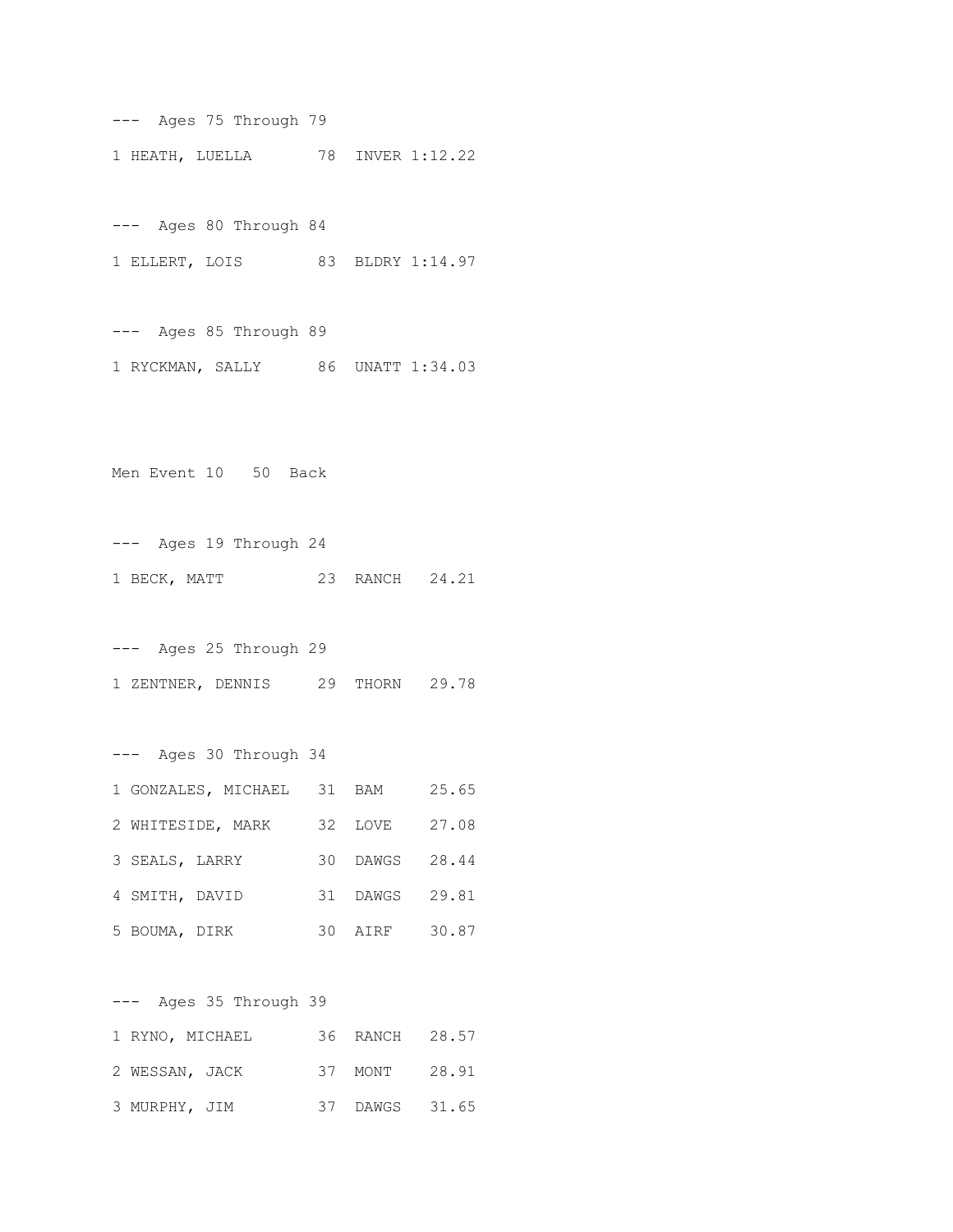--- Ages 75 Through 79

1 HEATH, LUELLA 78 INVER 1:12.22

--- Ages 80 Through 84

1 ELLERT, LOIS 83 BLDRY 1:14.97

--- Ages 85 Through 89

1 RYCKMAN, SALLY 86 UNATT 1:34.03

Men Event 10 50 Back

--- Ages 19 Through 24

1 BECK, MATT 23 RANCH 24.21

--- Ages 25 Through 29

1 ZENTNER, DENNIS 29 THORN 29.78

--- Ages 30 Through 34

1 GONZALES, MICHAEL 31 BAM 25.65

2 WHITESIDE, MARK 32 LOVE 27.08

3 SEALS, LARRY 30 DAWGS 28.44

4 SMITH, DAVID 31 DAWGS 29.81

5 BOUMA, DIRK 30 AIRF 30.87

--- Ages 35 Through 39

1 RYNO, MICHAEL 36 RANCH 28.57

2 WESSAN, JACK 37 MONT 28.91

3 MURPHY, JIM 37 DAWGS 31.65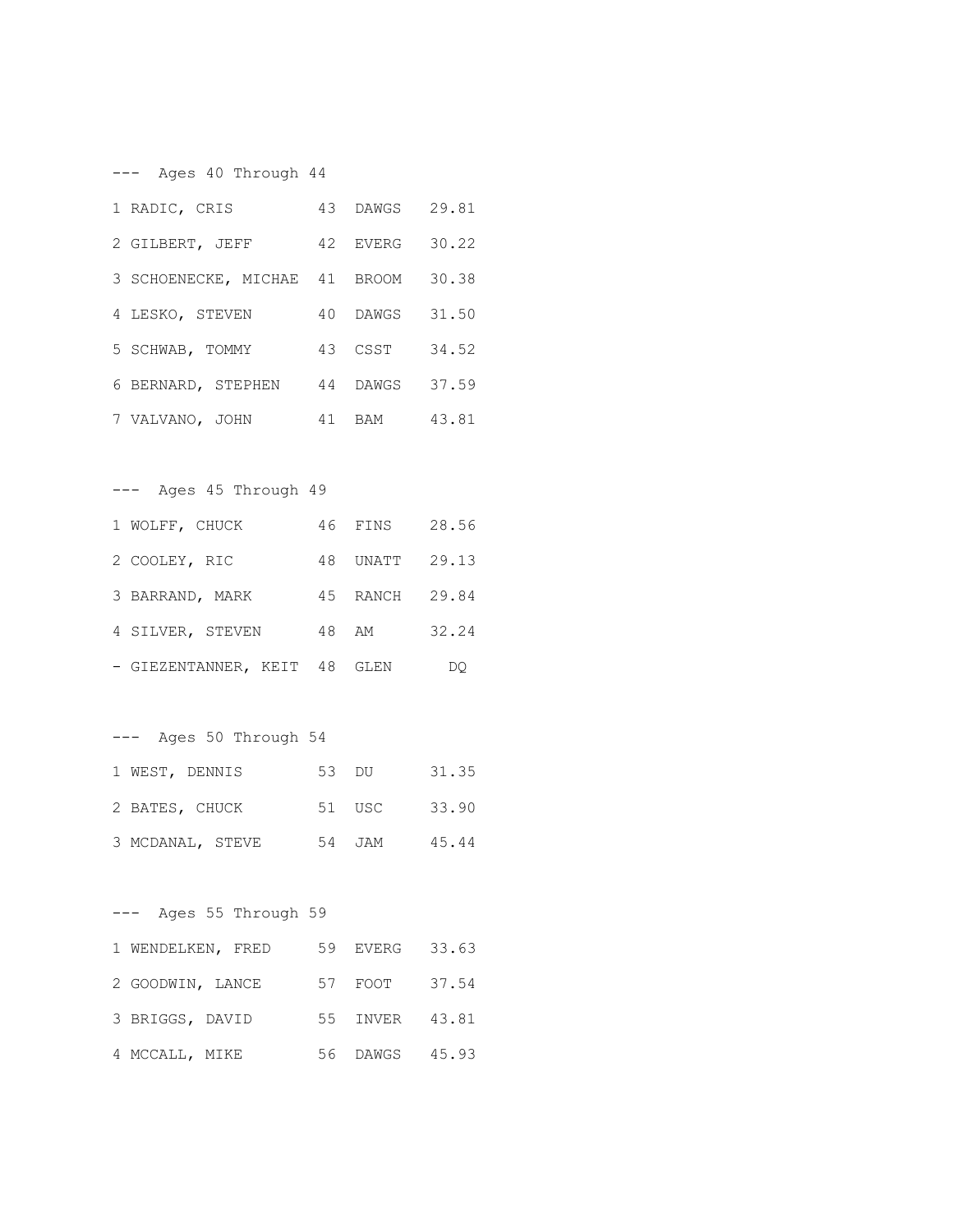--- Ages 40 Through 44

| Place | Name | Age | Team | Time |
|---|---|---|---|---|
| 1 | RADIC, CRIS | 43 | DAWGS | 29.81 |
| 2 | GILBERT, JEFF | 42 | EVERG | 30.22 |
| 3 | SCHOENECKE, MICHAE | 41 | BROOM | 30.38 |
| 4 | LESKO, STEVEN | 40 | DAWGS | 31.50 |
| 5 | SCHWAB, TOMMY | 43 | CSST | 34.52 |
| 6 | BERNARD, STEPHEN | 44 | DAWGS | 37.59 |
| 7 | VALVANO, JOHN | 41 | BAM | 43.81 |

--- Ages 45 Through 49

| Place | Name | Age | Team | Time |
|---|---|---|---|---|
| 1 | WOLFF, CHUCK | 46 | FINS | 28.56 |
| 2 | COOLEY, RIC | 48 | UNATT | 29.13 |
| 3 | BARRAND, MARK | 45 | RANCH | 29.84 |
| 4 | SILVER, STEVEN | 48 | AM | 32.24 |
| - | GIEZENTANNER, KEIT | 48 | GLEN | DQ |

--- Ages 50 Through 54

| Place | Name | Age | Team | Time |
|---|---|---|---|---|
| 1 | WEST, DENNIS | 53 | DU | 31.35 |
| 2 | BATES, CHUCK | 51 | USC | 33.90 |
| 3 | MCDANAL, STEVE | 54 | JAM | 45.44 |

--- Ages 55 Through 59

| Place | Name | Age | Team | Time |
|---|---|---|---|---|
| 1 | WENDELKEN, FRED | 59 | EVERG | 33.63 |
| 2 | GOODWIN, LANCE | 57 | FOOT | 37.54 |
| 3 | BRIGGS, DAVID | 55 | INVER | 43.81 |
| 4 | MCCALL, MIKE | 56 | DAWGS | 45.93 |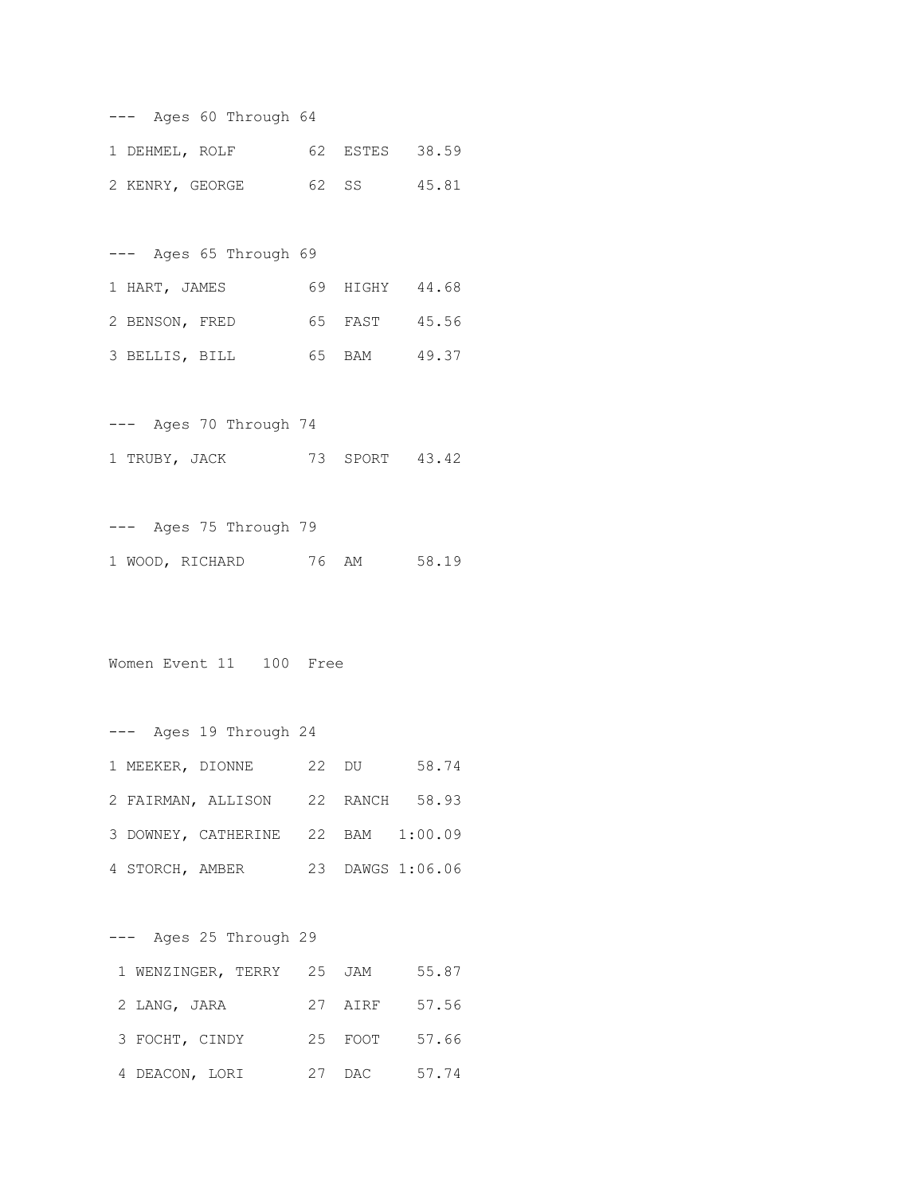--- Ages 60 Through 64

1 DEHMEL, ROLF 62 ESTES 38.59

2 KENRY, GEORGE 62 SS 45.81

--- Ages 65 Through 69

1 HART, JAMES 69 HIGHY 44.68

2 BENSON, FRED 65 FAST 45.56

3 BELLIS, BILL 65 BAM 49.37

--- Ages 70 Through 74

1 TRUBY, JACK 73 SPORT 43.42

--- Ages 75 Through 79

1 WOOD, RICHARD 76 AM 58.19

Women Event 11 100 Free

--- Ages 19 Through 24

1 MEEKER, DIONNE 22 DU 58.74

2 FAIRMAN, ALLISON 22 RANCH 58.93

3 DOWNEY, CATHERINE 22 BAM 1:00.09

4 STORCH, AMBER 23 DAWGS 1:06.06

--- Ages 25 Through 29

1 WENZINGER, TERRY 25 JAM 55.87

2 LANG, JARA 27 AIRF 57.56

3 FOCHT, CINDY 25 FOOT 57.66

4 DEACON, LORI 27 DAC 57.74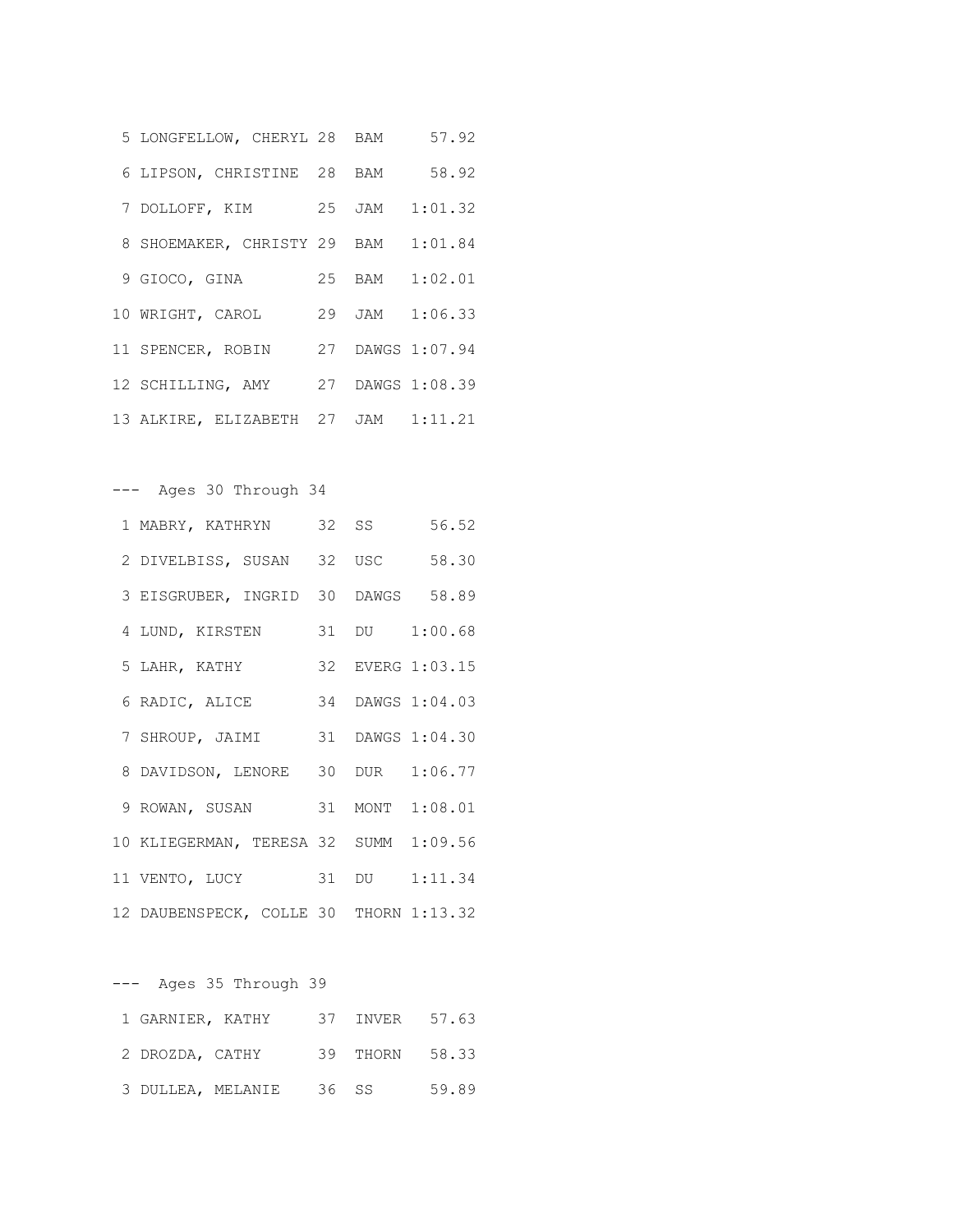```
 5 LONGFELLOW, CHERYL 28  BAM     57.92
 6 LIPSON, CHRISTINE  28  BAM     58.92
 7 DOLLOFF, KIM       25  JAM   1:01.32
 8 SHOEMAKER, CHRISTY 29  BAM   1:01.84
 9 GIOCO, GINA        25  BAM   1:02.01
10 WRIGHT, CAROL      29  JAM   1:06.33
11 SPENCER, ROBIN     27  DAWGS 1:07.94
12 SCHILLING, AMY     27  DAWGS 1:08.39
13 ALKIRE, ELIZABETH  27  JAM   1:11.21

---  Ages 30 Through 34
 1 MABRY, KATHRYN     32  SS      56.52
 2 DIVELBISS, SUSAN   32  USC     58.30
 3 EISGRUBER, INGRID  30  DAWGS   58.89
 4 LUND, KIRSTEN      31  DU    1:00.68
 5 LAHR, KATHY        32  EVERG 1:03.15
 6 RADIC, ALICE       34  DAWGS 1:04.03
 7 SHROUP, JAIMI      31  DAWGS 1:04.30
 8 DAVIDSON, LENORE   30  DUR   1:06.77
 9 ROWAN, SUSAN       31  MONT  1:08.01
10 KLIEGERMAN, TERESA 32  SUMM  1:09.56
11 VENTO, LUCY        31  DU    1:11.34
12 DAUBENSPECK, COLLE 30  THORN 1:13.32

---  Ages 35 Through 39
 1 GARNIER, KATHY     37  INVER   57.63
 2 DROZDA, CATHY      39  THORN   58.33
 3 DULLEA, MELANIE    36  SS      59.89
```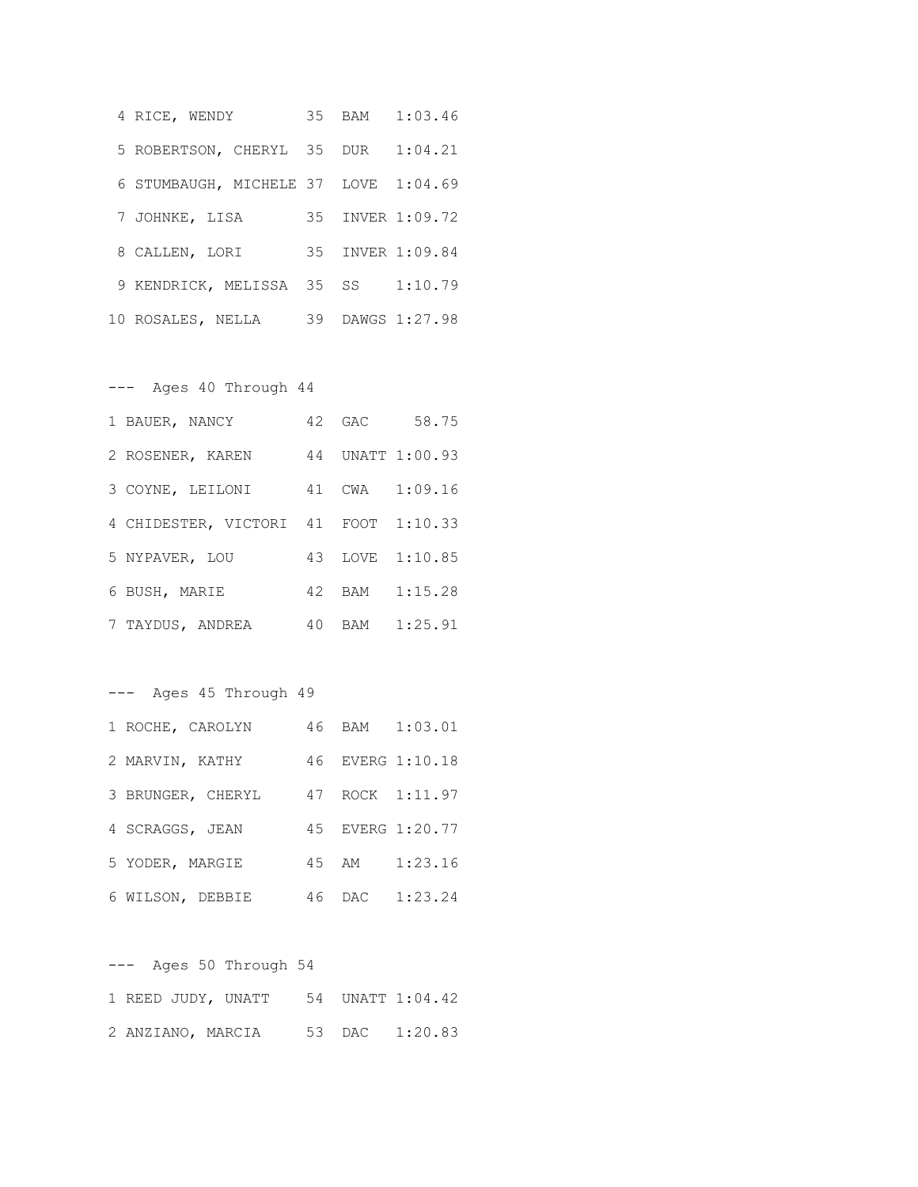```
 4 RICE, WENDY        35  BAM   1:03.46
 5 ROBERTSON, CHERYL  35  DUR   1:04.21
 6 STUMBAUGH, MICHELE 37  LOVE  1:04.69
 7 JOHNKE, LISA       35  INVER 1:09.72
 8 CALLEN, LORI       35  INVER 1:09.84
 9 KENDRICK, MELISSA  35  SS    1:10.79
10 ROSALES, NELLA     39  DAWGS 1:27.98

---  Ages 40 Through 44
1 BAUER, NANCY        42  GAC     58.75
2 ROSENER, KAREN      44  UNATT 1:00.93
3 COYNE, LEILONI      41  CWA   1:09.16
4 CHIDESTER, VICTORI  41  FOOT  1:10.33
5 NYPAVER, LOU        43  LOVE  1:10.85
6 BUSH, MARIE         42  BAM   1:15.28
7 TAYDUS, ANDREA      40  BAM   1:25.91

---  Ages 45 Through 49
1 ROCHE, CAROLYN      46  BAM   1:03.01
2 MARVIN, KATHY       46  EVERG 1:10.18
3 BRUNGER, CHERYL     47  ROCK  1:11.97
4 SCRAGGS, JEAN       45  EVERG 1:20.77
5 YODER, MARGIE       45  AM    1:23.16
6 WILSON, DEBBIE      46  DAC   1:23.24

---  Ages 50 Through 54
1 REED JUDY, UNATT    54  UNATT 1:04.42
2 ANZIANO, MARCIA     53  DAC   1:20.83
```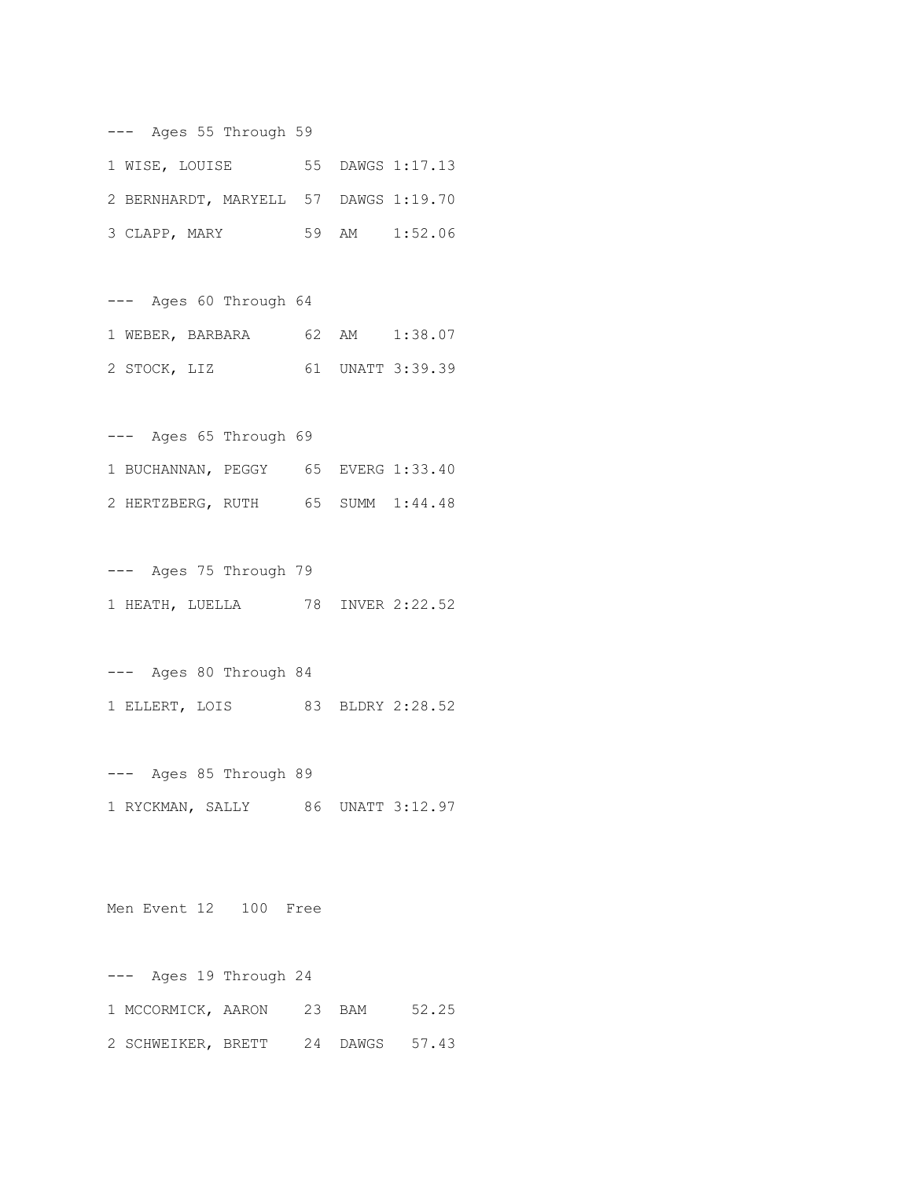--- Ages 55 Through 59

```
1 WISE, LOUISE        55  DAWGS 1:17.13
2 BERNHARDT, MARYELL  57  DAWGS 1:19.70
3 CLAPP, MARY         59  AM    1:52.06
```

--- Ages 60 Through 64

```
1 WEBER, BARBARA      62  AM    1:38.07
2 STOCK, LIZ          61  UNATT 3:39.39
```

--- Ages 65 Through 69

```
1 BUCHANNAN, PEGGY    65  EVERG 1:33.40
2 HERTZBERG, RUTH     65  SUMM  1:44.48
```

--- Ages 75 Through 79

```
1 HEATH, LUELLA       78  INVER 2:22.52
```

--- Ages 80 Through 84

```
1 ELLERT, LOIS        83  BLDRY 2:28.52
```

--- Ages 85 Through 89

```
1 RYCKMAN, SALLY      86  UNATT 3:12.97
```

Men Event 12   100  Free

--- Ages 19 Through 24

```
1 MCCORMICK, AARON    23  BAM     52.25
2 SCHWEIKER, BRETT    24  DAWGS   57.43
```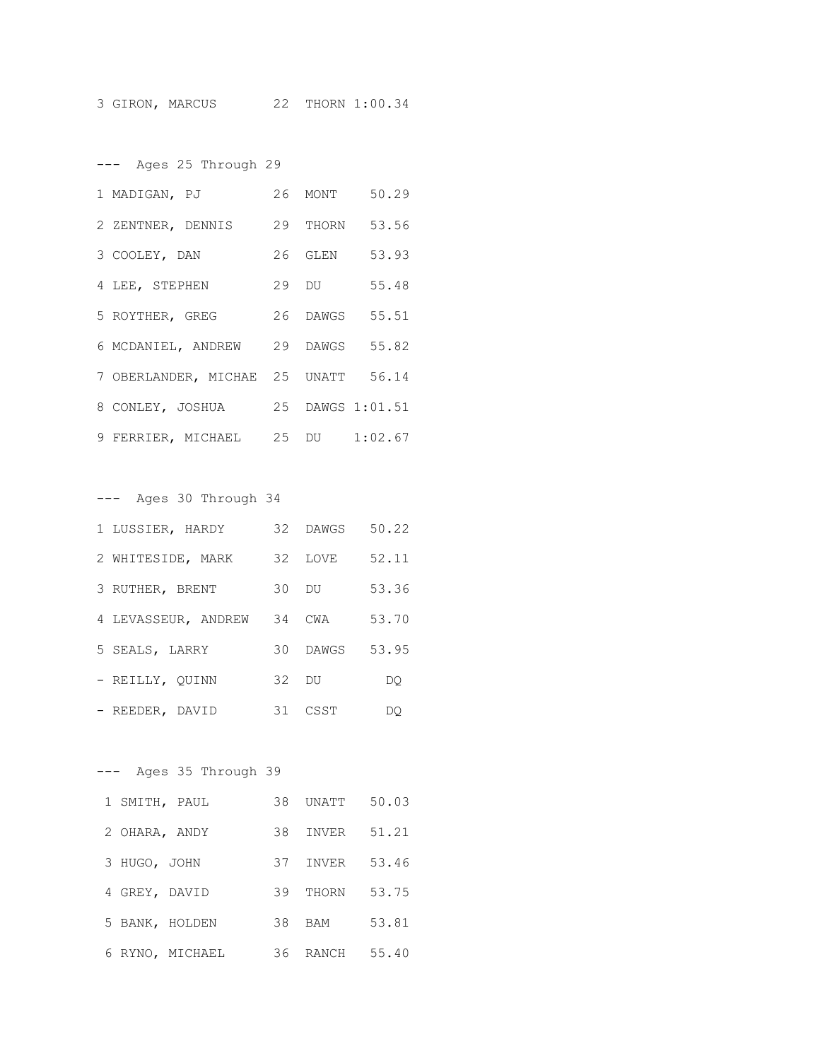3 GIRON, MARCUS 22 THORN 1:00.34

--- Ages 25 Through 29

| Place | Name | Age | Team | Time |
|---|---|---|---|---|
| 1 | MADIGAN, PJ | 26 | MONT | 50.29 |
| 2 | ZENTNER, DENNIS | 29 | THORN | 53.56 |
| 3 | COOLEY, DAN | 26 | GLEN | 53.93 |
| 4 | LEE, STEPHEN | 29 | DU | 55.48 |
| 5 | ROYTHER, GREG | 26 | DAWGS | 55.51 |
| 6 | MCDANIEL, ANDREW | 29 | DAWGS | 55.82 |
| 7 | OBERLANDER, MICHAE | 25 | UNATT | 56.14 |
| 8 | CONLEY, JOSHUA | 25 | DAWGS | 1:01.51 |
| 9 | FERRIER, MICHAEL | 25 | DU | 1:02.67 |

--- Ages 30 Through 34

| Place | Name | Age | Team | Time |
|---|---|---|---|---|
| 1 | LUSSIER, HARDY | 32 | DAWGS | 50.22 |
| 2 | WHITESIDE, MARK | 32 | LOVE | 52.11 |
| 3 | RUTHER, BRENT | 30 | DU | 53.36 |
| 4 | LEVASSEUR, ANDREW | 34 | CWA | 53.70 |
| 5 | SEALS, LARRY | 30 | DAWGS | 53.95 |
| - | REILLY, QUINN | 32 | DU | DQ |
| - | REEDER, DAVID | 31 | CSST | DQ |

--- Ages 35 Through 39

| Place | Name | Age | Team | Time |
|---|---|---|---|---|
| 1 | SMITH, PAUL | 38 | UNATT | 50.03 |
| 2 | OHARA, ANDY | 38 | INVER | 51.21 |
| 3 | HUGO, JOHN | 37 | INVER | 53.46 |
| 4 | GREY, DAVID | 39 | THORN | 53.75 |
| 5 | BANK, HOLDEN | 38 | BAM | 53.81 |
| 6 | RYNO, MICHAEL | 36 | RANCH | 55.40 |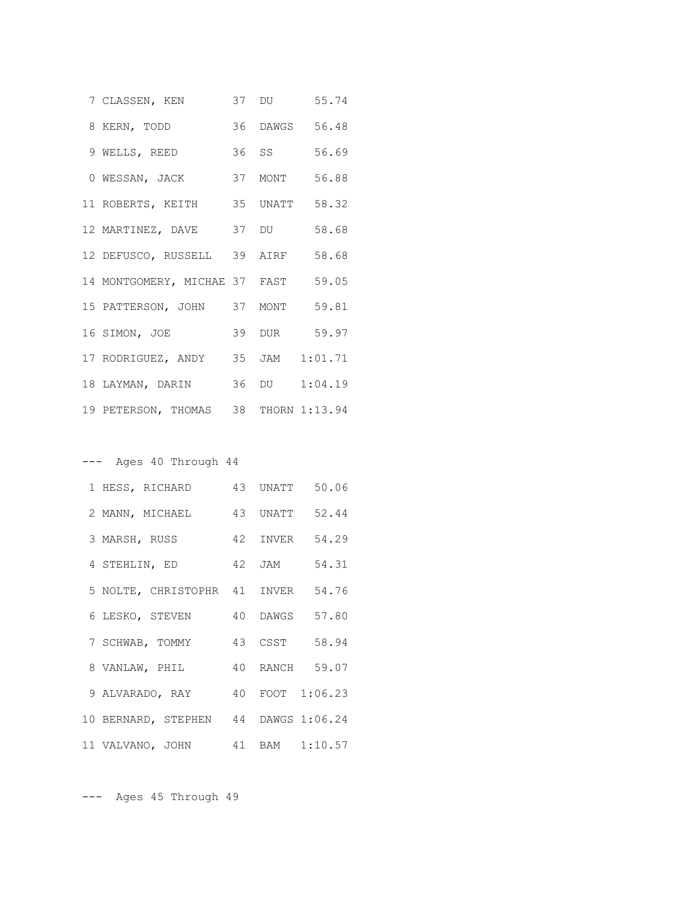```
  7 CLASSEN, KEN        37  DU       55.74
  8 KERN, TODD          36  DAWGS    56.48
  9 WELLS, REED         36  SS       56.69
  0 WESSAN, JACK        37  MONT     56.88
 11 ROBERTS, KEITH      35  UNATT    58.32
 12 MARTINEZ, DAVE      37  DU       58.68
 12 DEFUSCO, RUSSELL    39  AIRF     58.68
 14 MONTGOMERY, MICHAE 37  FAST     59.05
 15 PATTERSON, JOHN     37  MONT     59.81
 16 SIMON, JOE          39  DUR      59.97
 17 RODRIGUEZ, ANDY     35  JAM    1:01.71
 18 LAYMAN, DARIN       36  DU     1:04.19
 19 PETERSON, THOMAS    38  THORN 1:13.94
```

```
---  Ages 40 Through 44
  1 HESS, RICHARD       43  UNATT    50.06
  2 MANN, MICHAEL       43  UNATT    52.44
  3 MARSH, RUSS         42  INVER    54.29
  4 STEHLIN, ED         42  JAM      54.31
  5 NOLTE, CHRISTOPHR   41  INVER    54.76
  6 LESKO, STEVEN       40  DAWGS    57.80
  7 SCHWAB, TOMMY       43  CSST     58.94
  8 VANLAW, PHIL        40  RANCH    59.07
  9 ALVARADO, RAY       40  FOOT   1:06.23
 10 BERNARD, STEPHEN    44  DAWGS 1:06.24
 11 VALVANO, JOHN       41  BAM    1:10.57
```

```
---  Ages 45 Through 49
```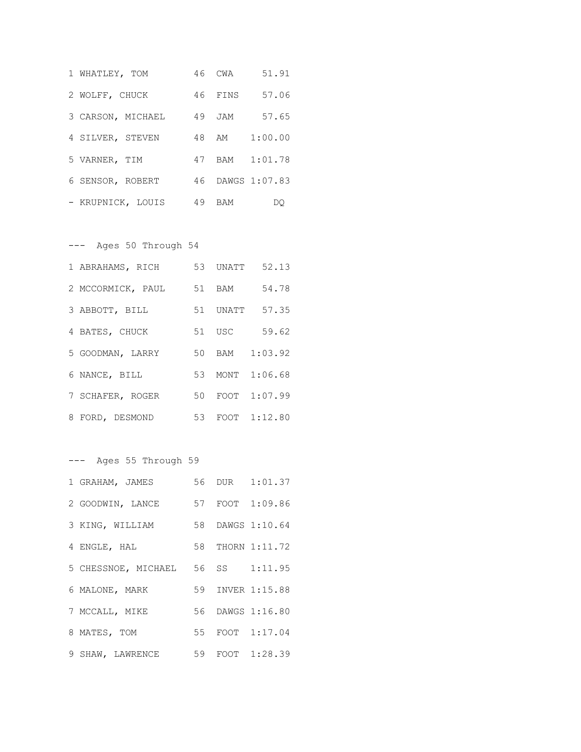```
1 WHATLEY, TOM        46  CWA     51.91
2 WOLFF, CHUCK        46  FINS    57.06
3 CARSON, MICHAEL     49  JAM     57.65
4 SILVER, STEVEN      48  AM    1:00.00
5 VARNER, TIM         47  BAM   1:01.78
6 SENSOR, ROBERT      46  DAWGS 1:07.83
- KRUPNICK, LOUIS     49  BAM        DQ
```

```
---  Ages 50 Through 54
1 ABRAHAMS, RICH      53  UNATT   52.13
2 MCCORMICK, PAUL     51  BAM     54.78
3 ABBOTT, BILL        51  UNATT   57.35
4 BATES, CHUCK        51  USC     59.62
5 GOODMAN, LARRY      50  BAM   1:03.92
6 NANCE, BILL         53  MONT  1:06.68
7 SCHAFER, ROGER      50  FOOT  1:07.99
8 FORD, DESMOND       53  FOOT  1:12.80
```

```
---  Ages 55 Through 59
1 GRAHAM, JAMES       56  DUR   1:01.37
2 GOODWIN, LANCE      57  FOOT  1:09.86
3 KING, WILLIAM       58  DAWGS 1:10.64
4 ENGLE, HAL          58  THORN 1:11.72
5 CHESSNOE, MICHAEL   56  SS    1:11.95
6 MALONE, MARK        59  INVER 1:15.88
7 MCCALL, MIKE        56  DAWGS 1:16.80
8 MATES, TOM          55  FOOT  1:17.04
9 SHAW, LAWRENCE      59  FOOT  1:28.39
```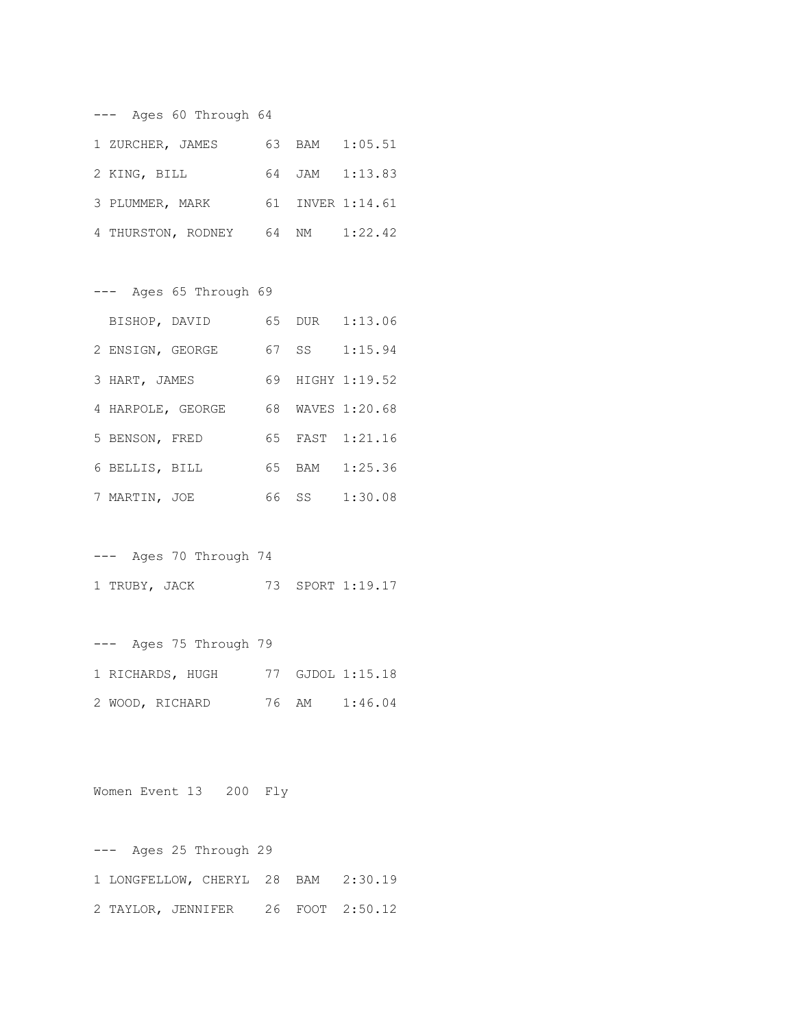--- Ages 60 Through 64

| Place | Name | Age | Team | Time |
|---|---|---|---|---|
| 1 | ZURCHER, JAMES | 63 | BAM | 1:05.51 |
| 2 | KING, BILL | 64 | JAM | 1:13.83 |
| 3 | PLUMMER, MARK | 61 | INVER | 1:14.61 |
| 4 | THURSTON, RODNEY | 64 | NM | 1:22.42 |

--- Ages 65 Through 69

| Place | Name | Age | Team | Time |
|---|---|---|---|---|
| | BISHOP, DAVID | 65 | DUR | 1:13.06 |
| 2 | ENSIGN, GEORGE | 67 | SS | 1:15.94 |
| 3 | HART, JAMES | 69 | HIGHY | 1:19.52 |
| 4 | HARPOLE, GEORGE | 68 | WAVES | 1:20.68 |
| 5 | BENSON, FRED | 65 | FAST | 1:21.16 |
| 6 | BELLIS, BILL | 65 | BAM | 1:25.36 |
| 7 | MARTIN, JOE | 66 | SS | 1:30.08 |

--- Ages 70 Through 74

| Place | Name | Age | Team | Time |
|---|---|---|---|---|
| 1 | TRUBY, JACK | 73 | SPORT | 1:19.17 |

--- Ages 75 Through 79

| Place | Name | Age | Team | Time |
|---|---|---|---|---|
| 1 | RICHARDS, HUGH | 77 | GJDOL | 1:15.18 |
| 2 | WOOD, RICHARD | 76 | AM | 1:46.04 |

## Women Event 13 200 Fly

--- Ages 25 Through 29

| Place | Name | Age | Team | Time |
|---|---|---|---|---|
| 1 | LONGFELLOW, CHERYL | 28 | BAM | 2:30.19 |
| 2 | TAYLOR, JENNIFER | 26 | FOOT | 2:50.12 |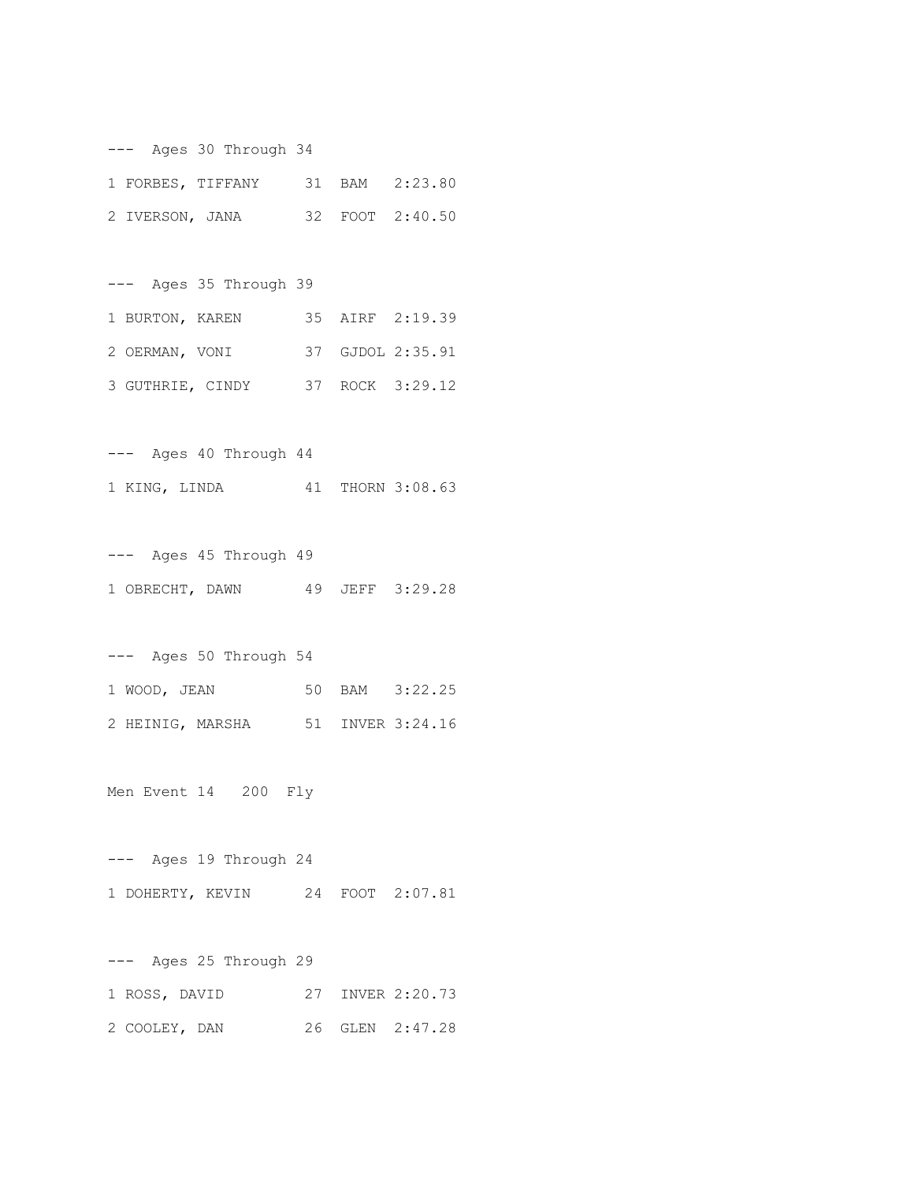--- Ages 30 Through 34

1 FORBES, TIFFANY 31 BAM 2:23.80

2 IVERSON, JANA 32 FOOT 2:40.50

--- Ages 35 Through 39

1 BURTON, KAREN 35 AIRF 2:19.39

2 OERMAN, VONI 37 GJDOL 2:35.91

3 GUTHRIE, CINDY 37 ROCK 3:29.12

--- Ages 40 Through 44

1 KING, LINDA 41 THORN 3:08.63

--- Ages 45 Through 49

1 OBRECHT, DAWN 49 JEFF 3:29.28

--- Ages 50 Through 54

1 WOOD, JEAN 50 BAM 3:22.25

2 HEINIG, MARSHA 51 INVER 3:24.16

Men Event 14 200 Fly

--- Ages 19 Through 24

1 DOHERTY, KEVIN 24 FOOT 2:07.81

--- Ages 25 Through 29

1 ROSS, DAVID 27 INVER 2:20.73

2 COOLEY, DAN 26 GLEN 2:47.28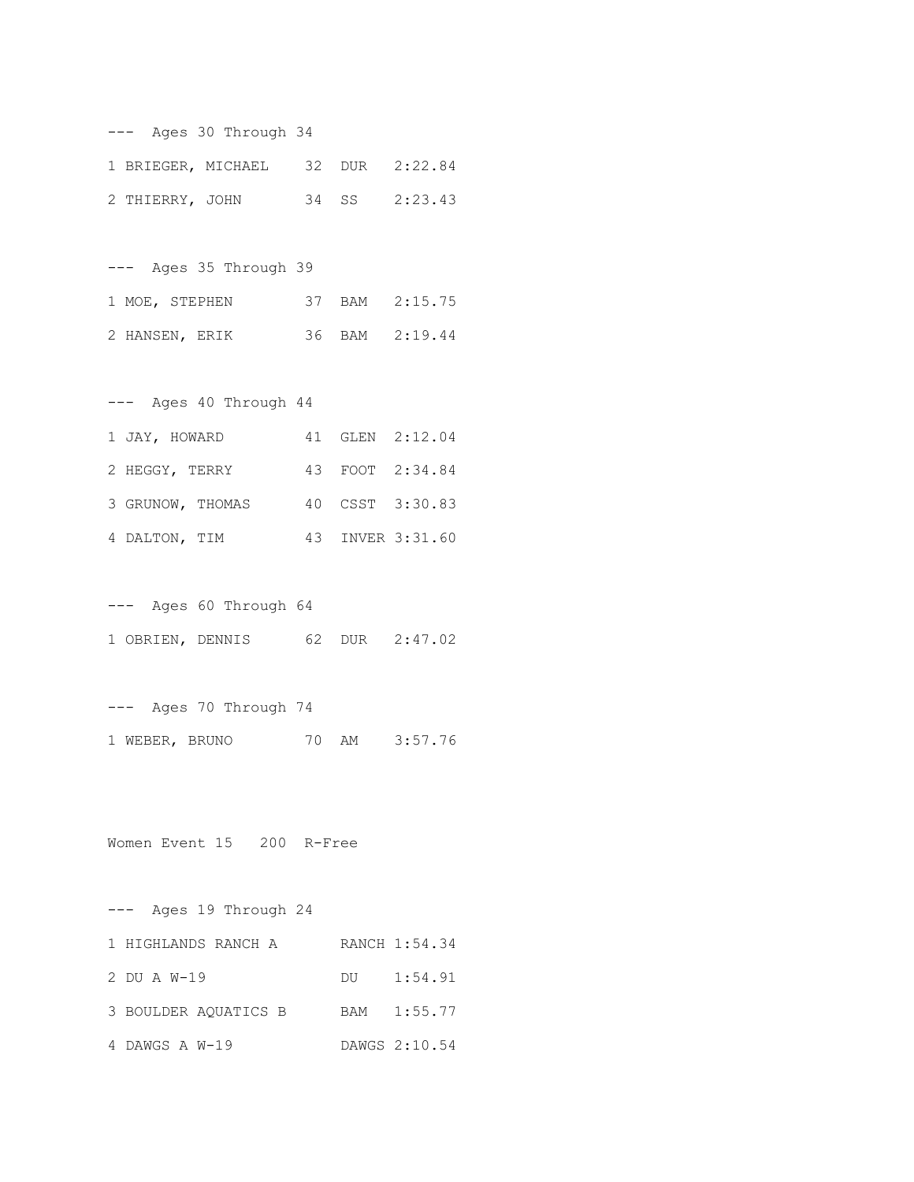--- Ages 30 Through 34

| | | | | |
|---|---|---|---|---|
| 1 | BRIEGER, MICHAEL | 32 | DUR | 2:22.84 |
| 2 | THIERRY, JOHN | 34 | SS | 2:23.43 |

--- Ages 35 Through 39

| | | | | |
|---|---|---|---|---|
| 1 | MOE, STEPHEN | 37 | BAM | 2:15.75 |
| 2 | HANSEN, ERIK | 36 | BAM | 2:19.44 |

--- Ages 40 Through 44

| | | | | |
|---|---|---|---|---|
| 1 | JAY, HOWARD | 41 | GLEN | 2:12.04 |
| 2 | HEGGY, TERRY | 43 | FOOT | 2:34.84 |
| 3 | GRUNOW, THOMAS | 40 | CSST | 3:30.83 |
| 4 | DALTON, TIM | 43 | INVER | 3:31.60 |

--- Ages 60 Through 64

| | | | | |
|---|---|---|---|---|
| 1 | OBRIEN, DENNIS | 62 | DUR | 2:47.02 |

--- Ages 70 Through 74

| | | | | |
|---|---|---|---|---|
| 1 | WEBER, BRUNO | 70 | AM | 3:57.76 |

Women Event 15 200 R-Free

--- Ages 19 Through 24

| | | | |
|---|---|---|---|
| 1 | HIGHLANDS RANCH A | RANCH | 1:54.34 |
| 2 | DU A W-19 | DU | 1:54.91 |
| 3 | BOULDER AQUATICS B | BAM | 1:55.77 |
| 4 | DAWGS A W-19 | DAWGS | 2:10.54 |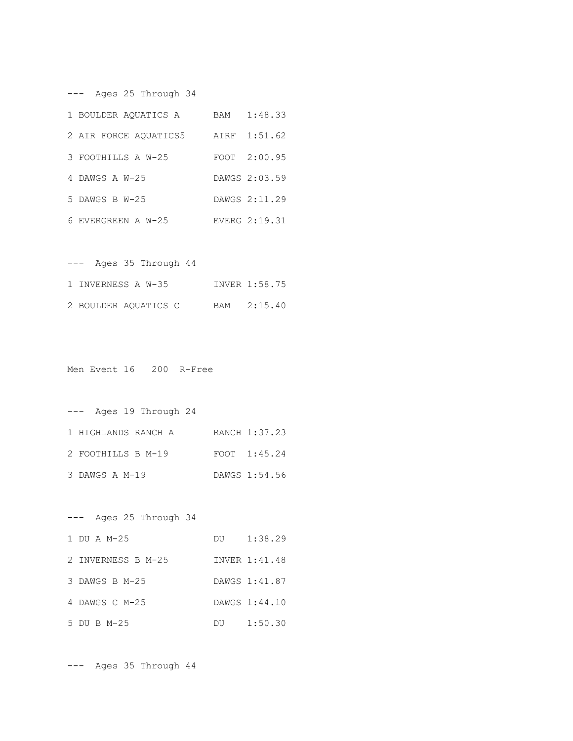--- Ages 25 Through 34

| | | | |
|---|---|---|---|
| 1 | BOULDER AQUATICS A | BAM | 1:48.33 |
| 2 | AIR FORCE AQUATICS5 | AIRF | 1:51.62 |
| 3 | FOOTHILLS A W-25 | FOOT | 2:00.95 |
| 4 | DAWGS A W-25 | DAWGS | 2:03.59 |
| 5 | DAWGS B W-25 | DAWGS | 2:11.29 |
| 6 | EVERGREEN A W-25 | EVERG | 2:19.31 |

--- Ages 35 Through 44

| | | | |
|---|---|---|---|
| 1 | INVERNESS A W-35 | INVER | 1:58.75 |
| 2 | BOULDER AQUATICS C | BAM | 2:15.40 |

Men Event 16 200 R-Free

--- Ages 19 Through 24

| | | | |
|---|---|---|---|
| 1 | HIGHLANDS RANCH A | RANCH | 1:37.23 |
| 2 | FOOTHILLS B M-19 | FOOT | 1:45.24 |
| 3 | DAWGS A M-19 | DAWGS | 1:54.56 |

--- Ages 25 Through 34

| | | | |
|---|---|---|---|
| 1 | DU A M-25 | DU | 1:38.29 |
| 2 | INVERNESS B M-25 | INVER | 1:41.48 |
| 3 | DAWGS B M-25 | DAWGS | 1:41.87 |
| 4 | DAWGS C M-25 | DAWGS | 1:44.10 |
| 5 | DU B M-25 | DU | 1:50.30 |

--- Ages 35 Through 44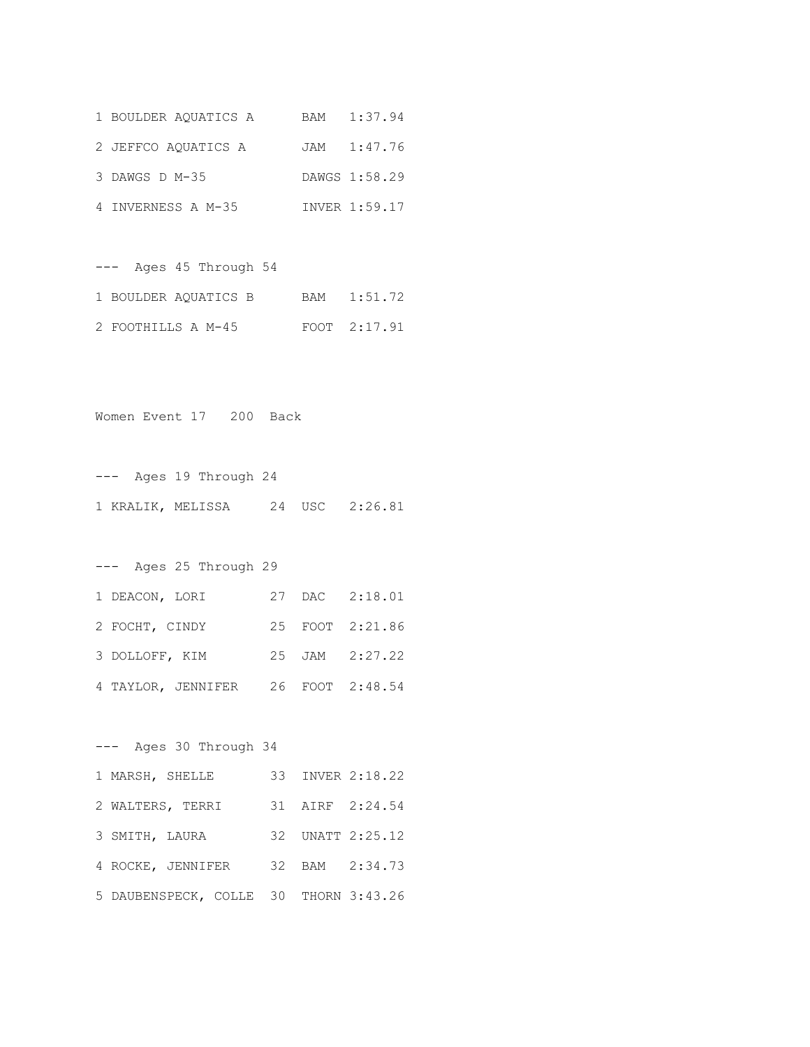1 BOULDER AQUATICS A BAM 1:37.94

2 JEFFCO AQUATICS A JAM 1:47.76

3 DAWGS D M-35 DAWGS 1:58.29

4 INVERNESS A M-35 INVER 1:59.17

--- Ages 45 Through 54

1 BOULDER AQUATICS B BAM 1:51.72

2 FOOTHILLS A M-45 FOOT 2:17.91

Women Event 17 200 Back

--- Ages 19 Through 24

1 KRALIK, MELISSA 24 USC 2:26.81

--- Ages 25 Through 29

1 DEACON, LORI 27 DAC 2:18.01

2 FOCHT, CINDY 25 FOOT 2:21.86

3 DOLLOFF, KIM 25 JAM 2:27.22

4 TAYLOR, JENNIFER 26 FOOT 2:48.54

--- Ages 30 Through 34

1 MARSH, SHELLE 33 INVER 2:18.22

2 WALTERS, TERRI 31 AIRF 2:24.54

3 SMITH, LAURA 32 UNATT 2:25.12

4 ROCKE, JENNIFER 32 BAM 2:34.73

5 DAUBENSPECK, COLLE 30 THORN 3:43.26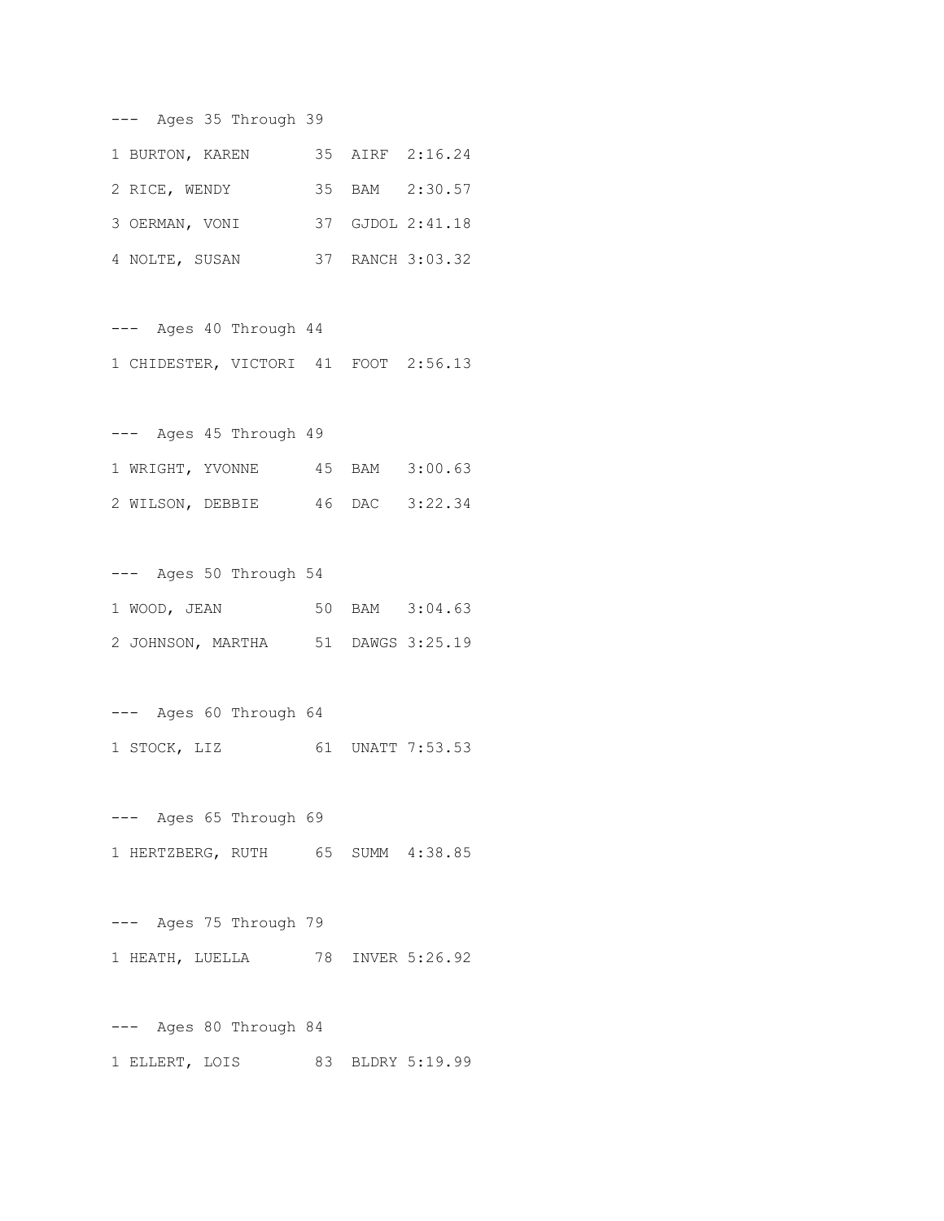--- Ages 35 Through 39

| Place | Name | Age | Team | Time |
|---|---|---|---|---|
| 1 | BURTON, KAREN | 35 | AIRF | 2:16.24 |
| 2 | RICE, WENDY | 35 | BAM | 2:30.57 |
| 3 | OERMAN, VONI | 37 | GJDOL | 2:41.18 |
| 4 | NOLTE, SUSAN | 37 | RANCH | 3:03.32 |

--- Ages 40 Through 44

| Place | Name | Age | Team | Time |
|---|---|---|---|---|
| 1 | CHIDESTER, VICTORI | 41 | FOOT | 2:56.13 |

--- Ages 45 Through 49

| Place | Name | Age | Team | Time |
|---|---|---|---|---|
| 1 | WRIGHT, YVONNE | 45 | BAM | 3:00.63 |
| 2 | WILSON, DEBBIE | 46 | DAC | 3:22.34 |

--- Ages 50 Through 54

| Place | Name | Age | Team | Time |
|---|---|---|---|---|
| 1 | WOOD, JEAN | 50 | BAM | 3:04.63 |
| 2 | JOHNSON, MARTHA | 51 | DAWGS | 3:25.19 |

--- Ages 60 Through 64

| Place | Name | Age | Team | Time |
|---|---|---|---|---|
| 1 | STOCK, LIZ | 61 | UNATT | 7:53.53 |

--- Ages 65 Through 69

| Place | Name | Age | Team | Time |
|---|---|---|---|---|
| 1 | HERTZBERG, RUTH | 65 | SUMM | 4:38.85 |

--- Ages 75 Through 79

| Place | Name | Age | Team | Time |
|---|---|---|---|---|
| 1 | HEATH, LUELLA | 78 | INVER | 5:26.92 |

--- Ages 80 Through 84

| Place | Name | Age | Team | Time |
|---|---|---|---|---|
| 1 | ELLERT, LOIS | 83 | BLDRY | 5:19.99 |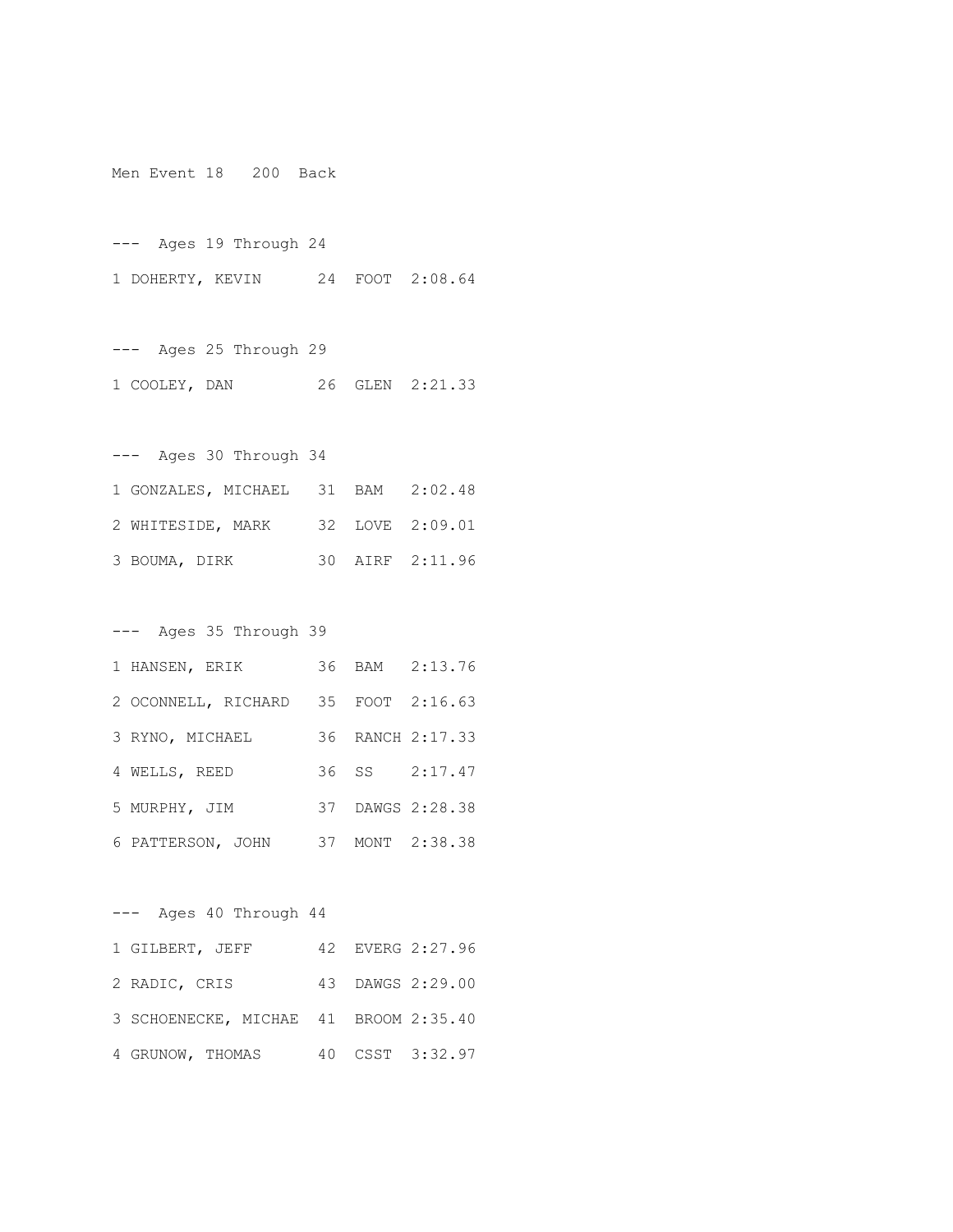Men Event 18   200  Back

---  Ages 19 Through 24

1 DOHERTY, KEVIN      24  FOOT  2:08.64

---  Ages 25 Through 29

1 COOLEY, DAN         26  GLEN  2:21.33

---  Ages 30 Through 34

1 GONZALES, MICHAEL   31  BAM   2:02.48

2 WHITESIDE, MARK     32  LOVE  2:09.01

3 BOUMA, DIRK         30  AIRF  2:11.96

---  Ages 35 Through 39

1 HANSEN, ERIK        36  BAM   2:13.76

2 OCONNELL, RICHARD   35  FOOT  2:16.63

3 RYNO, MICHAEL       36  RANCH 2:17.33

4 WELLS, REED         36  SS    2:17.47

5 MURPHY, JIM         37  DAWGS 2:28.38

6 PATTERSON, JOHN     37  MONT  2:38.38

---  Ages 40 Through 44

1 GILBERT, JEFF       42  EVERG 2:27.96

2 RADIC, CRIS         43  DAWGS 2:29.00

3 SCHOENECKE, MICHAE  41  BROOM 2:35.40

4 GRUNOW, THOMAS      40  CSST  3:32.97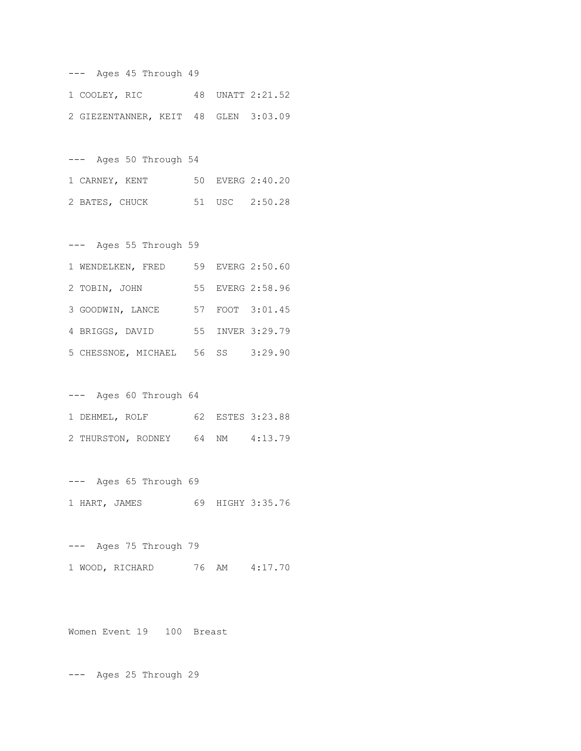--- Ages 45 Through 49

1 COOLEY, RIC 48 UNATT 2:21.52

2 GIEZENTANNER, KEIT 48 GLEN 3:03.09

--- Ages 50 Through 54

1 CARNEY, KENT 50 EVERG 2:40.20

2 BATES, CHUCK 51 USC 2:50.28

--- Ages 55 Through 59

1 WENDELKEN, FRED 59 EVERG 2:50.60

2 TOBIN, JOHN 55 EVERG 2:58.96

3 GOODWIN, LANCE 57 FOOT 3:01.45

4 BRIGGS, DAVID 55 INVER 3:29.79

5 CHESSNOE, MICHAEL 56 SS 3:29.90

--- Ages 60 Through 64

1 DEHMEL, ROLF 62 ESTES 3:23.88

2 THURSTON, RODNEY 64 NM 4:13.79

--- Ages 65 Through 69

1 HART, JAMES 69 HIGHY 3:35.76

--- Ages 75 Through 79

1 WOOD, RICHARD 76 AM 4:17.70

Women Event 19 100 Breast

--- Ages 25 Through 29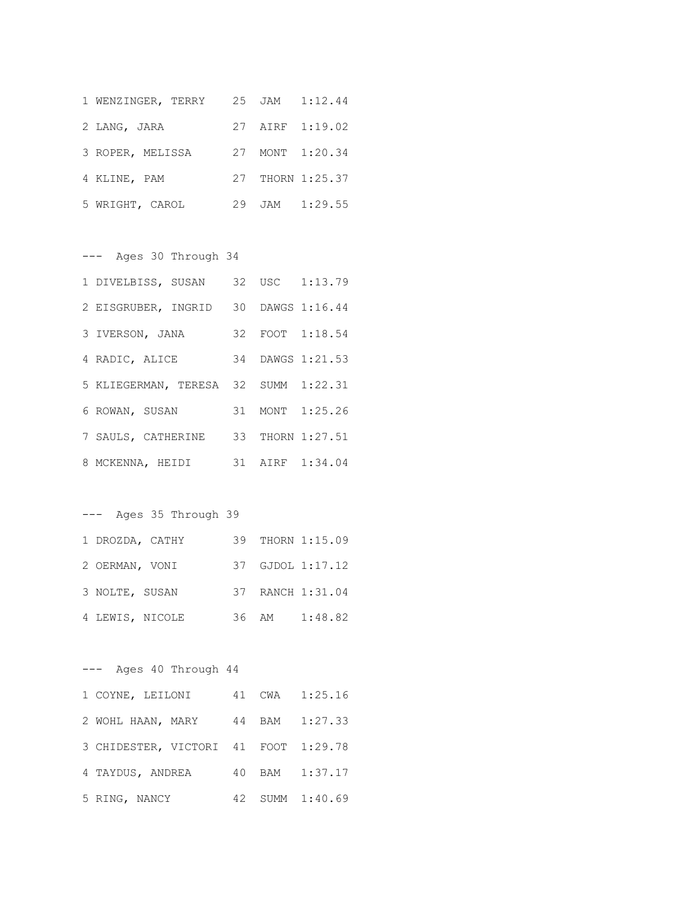```
1 WENZINGER, TERRY    25  JAM   1:12.44
2 LANG, JARA          27  AIRF  1:19.02
3 ROPER, MELISSA      27  MONT  1:20.34
4 KLINE, PAM          27  THORN 1:25.37
5 WRIGHT, CAROL       29  JAM   1:29.55

---  Ages 30 Through 34
1 DIVELBISS, SUSAN    32  USC   1:13.79
2 EISGRUBER, INGRID   30  DAWGS 1:16.44
3 IVERSON, JANA       32  FOOT  1:18.54
4 RADIC, ALICE        34  DAWGS 1:21.53
5 KLIEGERMAN, TERESA  32  SUMM  1:22.31
6 ROWAN, SUSAN        31  MONT  1:25.26
7 SAULS, CATHERINE    33  THORN 1:27.51
8 MCKENNA, HEIDI      31  AIRF  1:34.04

---  Ages 35 Through 39
1 DROZDA, CATHY       39  THORN 1:15.09
2 OERMAN, VONI        37  GJDOL 1:17.12
3 NOLTE, SUSAN        37  RANCH 1:31.04
4 LEWIS, NICOLE       36  AM    1:48.82

---  Ages 40 Through 44
1 COYNE, LEILONI      41  CWA   1:25.16
2 WOHL HAAN, MARY     44  BAM   1:27.33
3 CHIDESTER, VICTORI  41  FOOT  1:29.78
4 TAYDUS, ANDREA      40  BAM   1:37.17
5 RING, NANCY         42  SUMM  1:40.69
```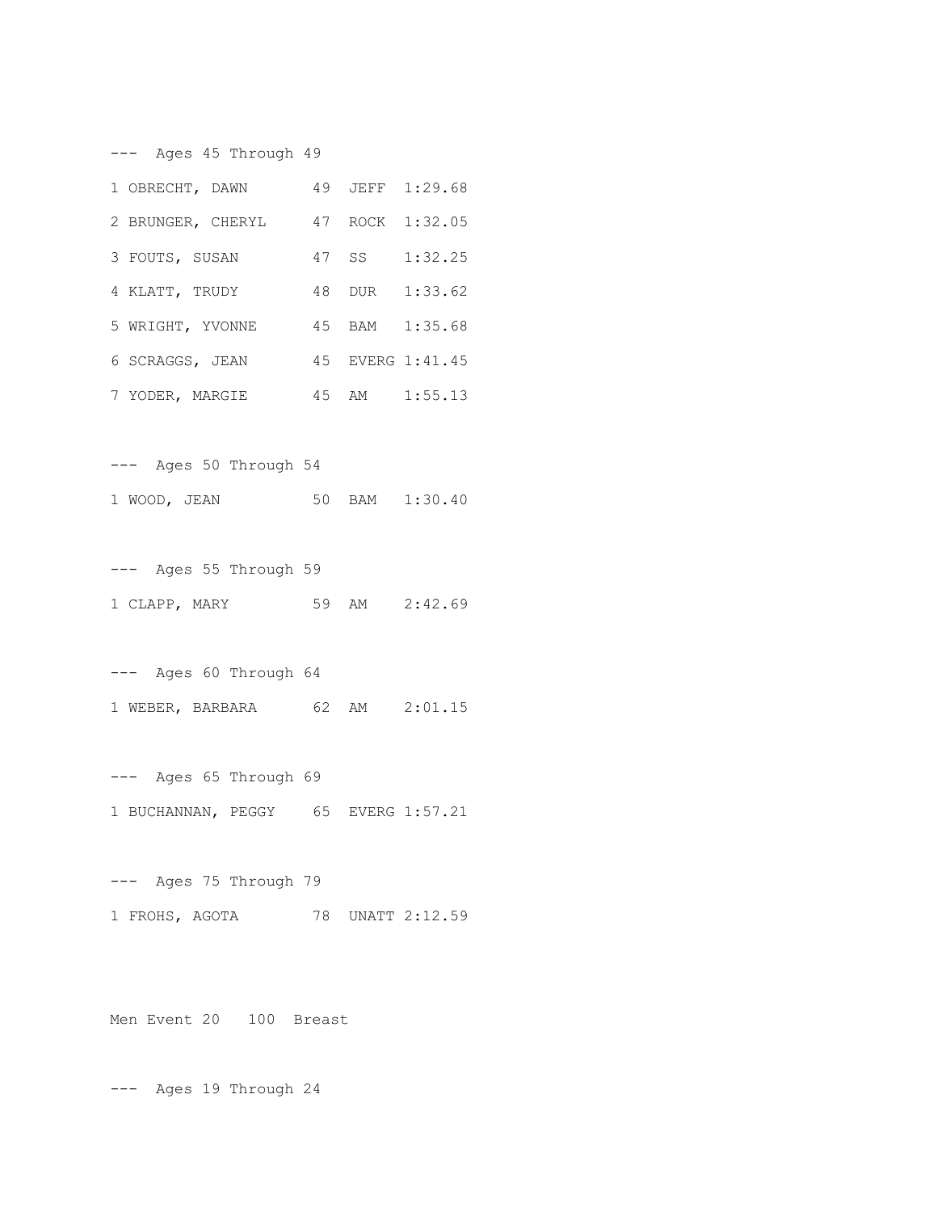--- Ages 45 Through 49

1 OBRECHT, DAWN 49 JEFF 1:29.68

2 BRUNGER, CHERYL 47 ROCK 1:32.05

3 FOUTS, SUSAN 47 SS 1:32.25

4 KLATT, TRUDY 48 DUR 1:33.62

5 WRIGHT, YVONNE 45 BAM 1:35.68

6 SCRAGGS, JEAN 45 EVERG 1:41.45

7 YODER, MARGIE 45 AM 1:55.13

--- Ages 50 Through 54

1 WOOD, JEAN 50 BAM 1:30.40

--- Ages 55 Through 59

1 CLAPP, MARY 59 AM 2:42.69

--- Ages 60 Through 64

1 WEBER, BARBARA 62 AM 2:01.15

--- Ages 65 Through 69

1 BUCHANNAN, PEGGY 65 EVERG 1:57.21

--- Ages 75 Through 79

1 FROHS, AGOTA 78 UNATT 2:12.59

Men Event 20 100 Breast

--- Ages 19 Through 24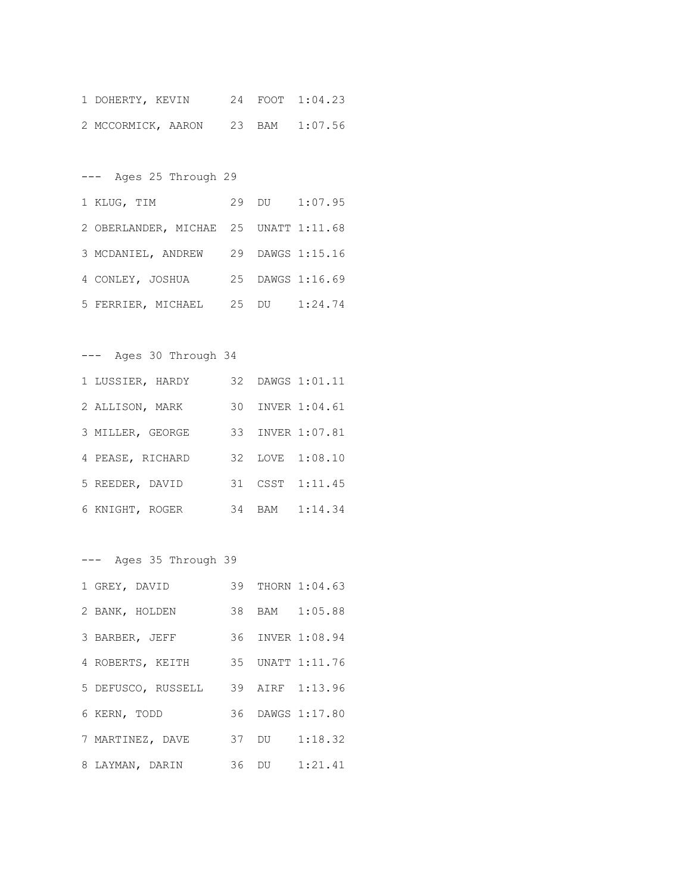```
1 DOHERTY, KEVIN      24  FOOT  1:04.23
2 MCCORMICK, AARON    23  BAM   1:07.56
```

--- Ages 25 Through 29

```
1 KLUG, TIM           29  DU    1:07.95
2 OBERLANDER, MICHAE  25  UNATT 1:11.68
3 MCDANIEL, ANDREW    29  DAWGS 1:15.16
4 CONLEY, JOSHUA      25  DAWGS 1:16.69
5 FERRIER, MICHAEL    25  DU    1:24.74
```

--- Ages 30 Through 34

```
1 LUSSIER, HARDY      32  DAWGS 1:01.11
2 ALLISON, MARK       30  INVER 1:04.61
3 MILLER, GEORGE      33  INVER 1:07.81
4 PEASE, RICHARD      32  LOVE  1:08.10
5 REEDER, DAVID       31  CSST  1:11.45
6 KNIGHT, ROGER       34  BAM   1:14.34
```

--- Ages 35 Through 39

```
1 GREY, DAVID         39  THORN 1:04.63
2 BANK, HOLDEN        38  BAM   1:05.88
3 BARBER, JEFF        36  INVER 1:08.94
4 ROBERTS, KEITH      35  UNATT 1:11.76
5 DEFUSCO, RUSSELL    39  AIRF  1:13.96
6 KERN, TODD          36  DAWGS 1:17.80
7 MARTINEZ, DAVE      37  DU    1:18.32
8 LAYMAN, DARIN       36  DU    1:21.41
```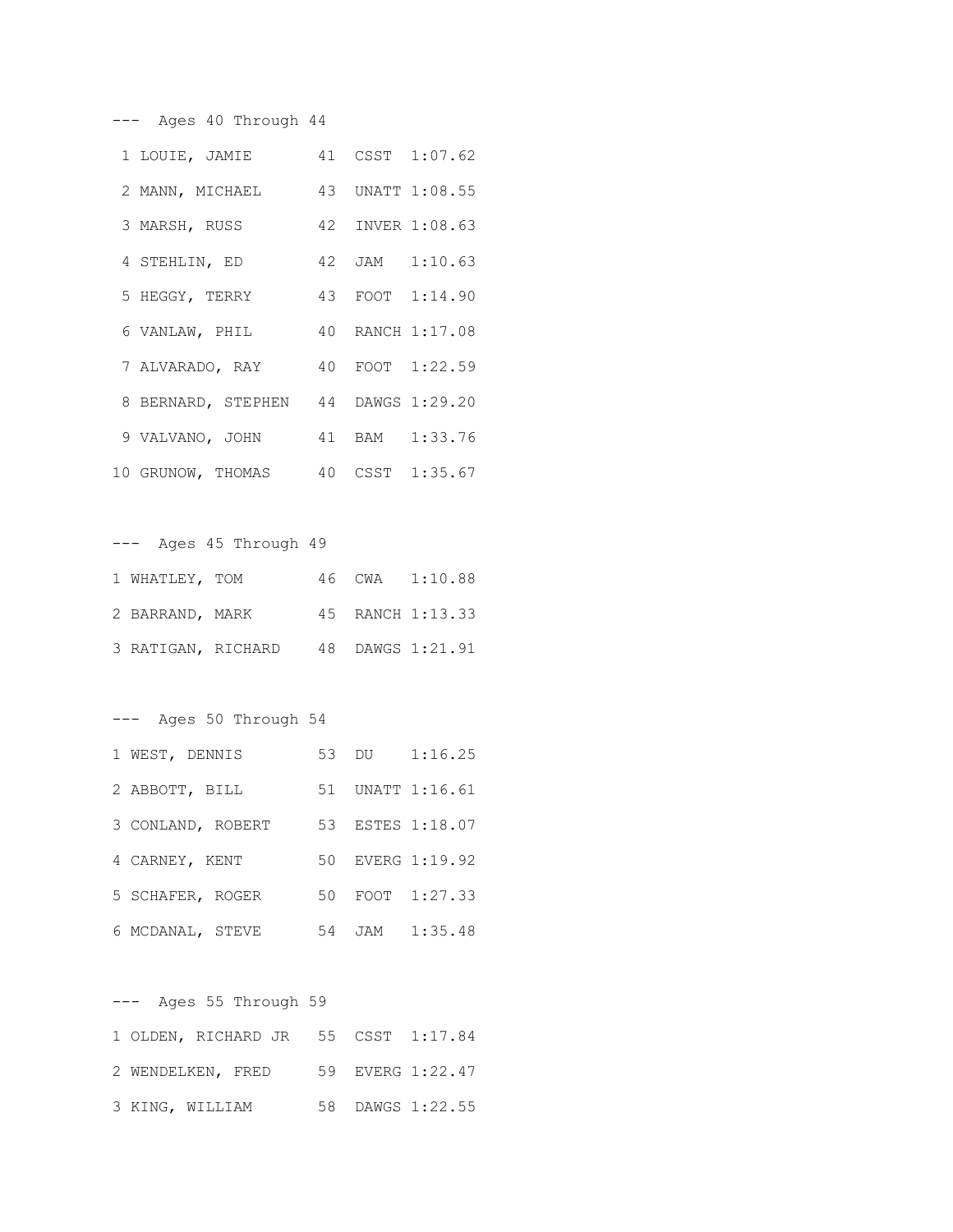--- Ages 40 Through 44

| Place | Name | Age | Team | Time |
| --- | --- | --- | --- | --- |
| 1 | LOUIE, JAMIE | 41 | CSST | 1:07.62 |
| 2 | MANN, MICHAEL | 43 | UNATT | 1:08.55 |
| 3 | MARSH, RUSS | 42 | INVER | 1:08.63 |
| 4 | STEHLIN, ED | 42 | JAM | 1:10.63 |
| 5 | HEGGY, TERRY | 43 | FOOT | 1:14.90 |
| 6 | VANLAW, PHIL | 40 | RANCH | 1:17.08 |
| 7 | ALVARADO, RAY | 40 | FOOT | 1:22.59 |
| 8 | BERNARD, STEPHEN | 44 | DAWGS | 1:29.20 |
| 9 | VALVANO, JOHN | 41 | BAM | 1:33.76 |
| 10 | GRUNOW, THOMAS | 40 | CSST | 1:35.67 |

--- Ages 45 Through 49

| Place | Name | Age | Team | Time |
| --- | --- | --- | --- | --- |
| 1 | WHATLEY, TOM | 46 | CWA | 1:10.88 |
| 2 | BARRAND, MARK | 45 | RANCH | 1:13.33 |
| 3 | RATIGAN, RICHARD | 48 | DAWGS | 1:21.91 |

--- Ages 50 Through 54

| Place | Name | Age | Team | Time |
| --- | --- | --- | --- | --- |
| 1 | WEST, DENNIS | 53 | DU | 1:16.25 |
| 2 | ABBOTT, BILL | 51 | UNATT | 1:16.61 |
| 3 | CONLAND, ROBERT | 53 | ESTES | 1:18.07 |
| 4 | CARNEY, KENT | 50 | EVERG | 1:19.92 |
| 5 | SCHAFER, ROGER | 50 | FOOT | 1:27.33 |
| 6 | MCDANAL, STEVE | 54 | JAM | 1:35.48 |

--- Ages 55 Through 59

| Place | Name | Age | Team | Time |
| --- | --- | --- | --- | --- |
| 1 | OLDEN, RICHARD JR | 55 | CSST | 1:17.84 |
| 2 | WENDELKEN, FRED | 59 | EVERG | 1:22.47 |
| 3 | KING, WILLIAM | 58 | DAWGS | 1:22.55 |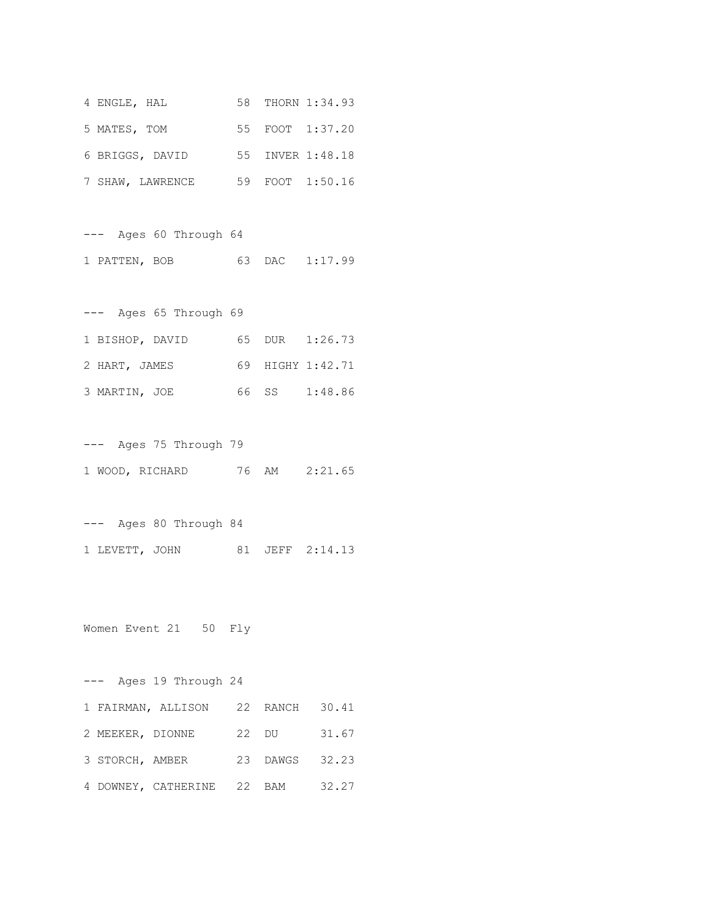```
4 ENGLE, HAL          58  THORN 1:34.93
5 MATES, TOM          55  FOOT  1:37.20
6 BRIGGS, DAVID       55  INVER 1:48.18
7 SHAW, LAWRENCE      59  FOOT  1:50.16

---  Ages 60 Through 64
1 PATTEN, BOB         63  DAC   1:17.99

---  Ages 65 Through 69
1 BISHOP, DAVID       65  DUR   1:26.73
2 HART, JAMES         69  HIGHY 1:42.71
3 MARTIN, JOE         66  SS    1:48.86

---  Ages 75 Through 79
1 WOOD, RICHARD       76  AM    2:21.65

---  Ages 80 Through 84
1 LEVETT, JOHN        81  JEFF  2:14.13


Women Event 21   50  Fly

---  Ages 19 Through 24
1 FAIRMAN, ALLISON    22  RANCH   30.41
2 MEEKER, DIONNE      22  DU      31.67
3 STORCH, AMBER       23  DAWGS   32.23
4 DOWNEY, CATHERINE   22  BAM     32.27
```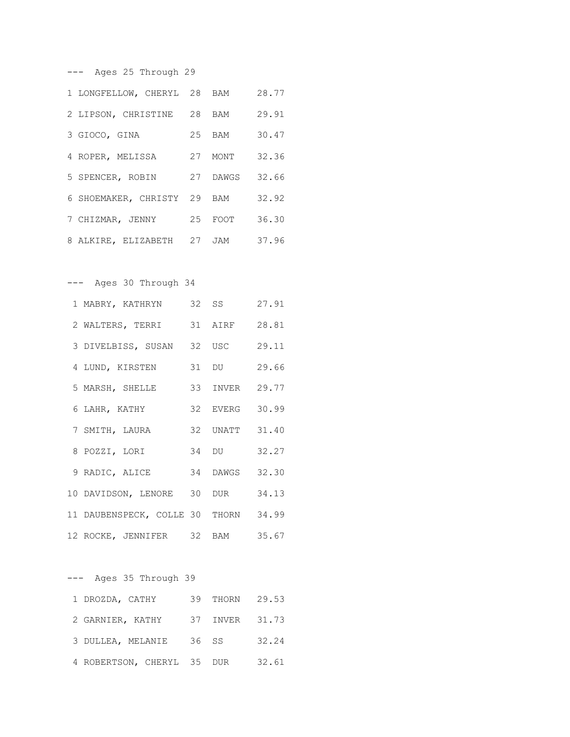--- Ages 25 Through 29

| Place | Name | Age | Team | Time |
|---|---|---|---|---|
| 1 | LONGFELLOW, CHERYL | 28 | BAM | 28.77 |
| 2 | LIPSON, CHRISTINE | 28 | BAM | 29.91 |
| 3 | GIOCO, GINA | 25 | BAM | 30.47 |
| 4 | ROPER, MELISSA | 27 | MONT | 32.36 |
| 5 | SPENCER, ROBIN | 27 | DAWGS | 32.66 |
| 6 | SHOEMAKER, CHRISTY | 29 | BAM | 32.92 |
| 7 | CHIZMAR, JENNY | 25 | FOOT | 36.30 |
| 8 | ALKIRE, ELIZABETH | 27 | JAM | 37.96 |

--- Ages 30 Through 34

| Place | Name | Age | Team | Time |
|---|---|---|---|---|
| 1 | MABRY, KATHRYN | 32 | SS | 27.91 |
| 2 | WALTERS, TERRI | 31 | AIRF | 28.81 |
| 3 | DIVELBISS, SUSAN | 32 | USC | 29.11 |
| 4 | LUND, KIRSTEN | 31 | DU | 29.66 |
| 5 | MARSH, SHELLE | 33 | INVER | 29.77 |
| 6 | LAHR, KATHY | 32 | EVERG | 30.99 |
| 7 | SMITH, LAURA | 32 | UNATT | 31.40 |
| 8 | POZZI, LORI | 34 | DU | 32.27 |
| 9 | RADIC, ALICE | 34 | DAWGS | 32.30 |
| 10 | DAVIDSON, LENORE | 30 | DUR | 34.13 |
| 11 | DAUBENSPECK, COLLE | 30 | THORN | 34.99 |
| 12 | ROCKE, JENNIFER | 32 | BAM | 35.67 |

--- Ages 35 Through 39

| Place | Name | Age | Team | Time |
|---|---|---|---|---|
| 1 | DROZDA, CATHY | 39 | THORN | 29.53 |
| 2 | GARNIER, KATHY | 37 | INVER | 31.73 |
| 3 | DULLEA, MELANIE | 36 | SS | 32.24 |
| 4 | ROBERTSON, CHERYL | 35 | DUR | 32.61 |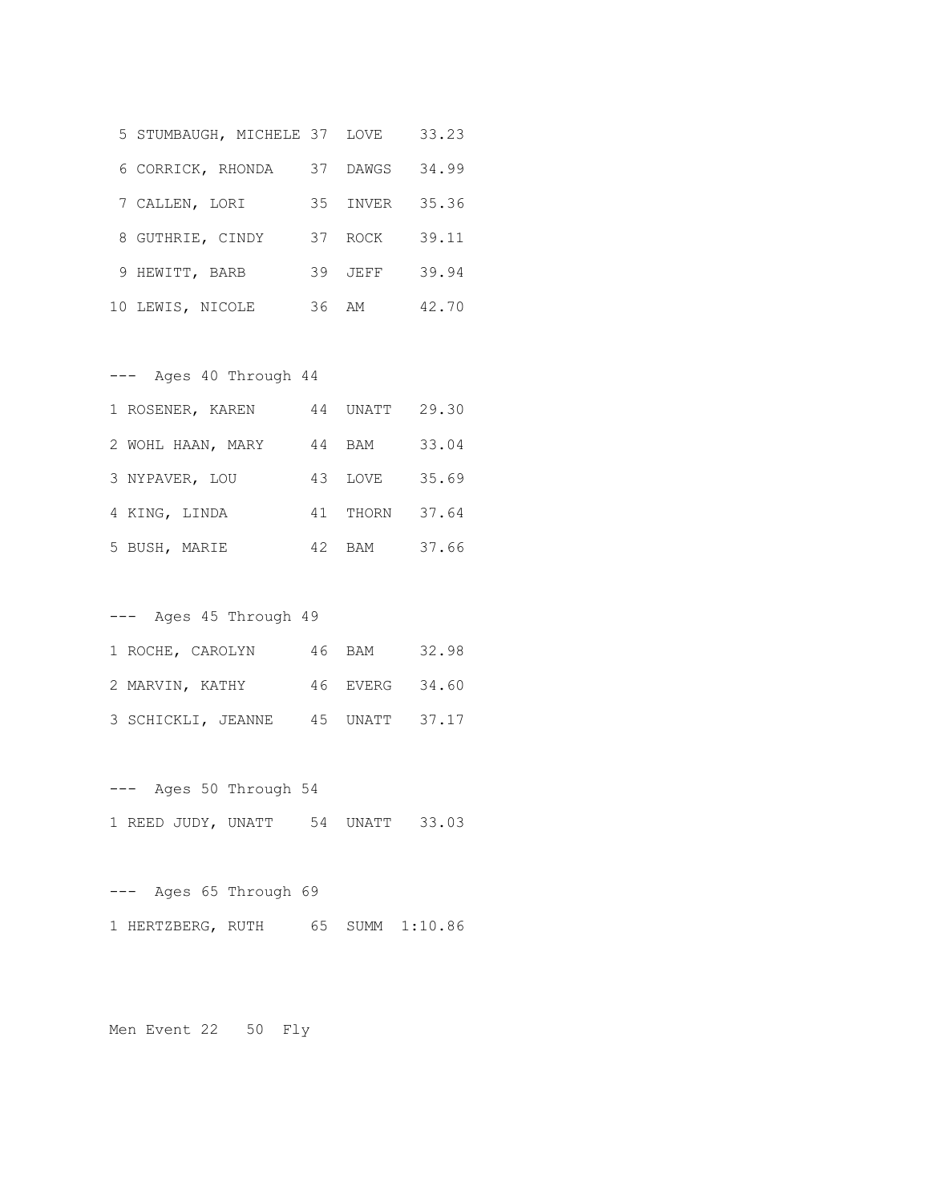```
 5 STUMBAUGH, MICHELE 37  LOVE    33.23
 6 CORRICK, RHONDA    37  DAWGS   34.99
 7 CALLEN, LORI       35  INVER   35.36
 8 GUTHRIE, CINDY     37  ROCK    39.11
 9 HEWITT, BARB       39  JEFF    39.94
10 LEWIS, NICOLE      36  AM      42.70

---  Ages 40 Through 44
1 ROSENER, KAREN      44  UNATT   29.30
2 WOHL HAAN, MARY     44  BAM     33.04
3 NYPAVER, LOU        43  LOVE    35.69
4 KING, LINDA         41  THORN   37.64
5 BUSH, MARIE         42  BAM     37.66

---  Ages 45 Through 49
1 ROCHE, CAROLYN      46  BAM     32.98
2 MARVIN, KATHY       46  EVERG   34.60
3 SCHICKLI, JEANNE    45  UNATT   37.17

---  Ages 50 Through 54
1 REED JUDY, UNATT    54  UNATT   33.03

---  Ages 65 Through 69
1 HERTZBERG, RUTH     65  SUMM  1:10.86
```

Men Event 22   50  Fly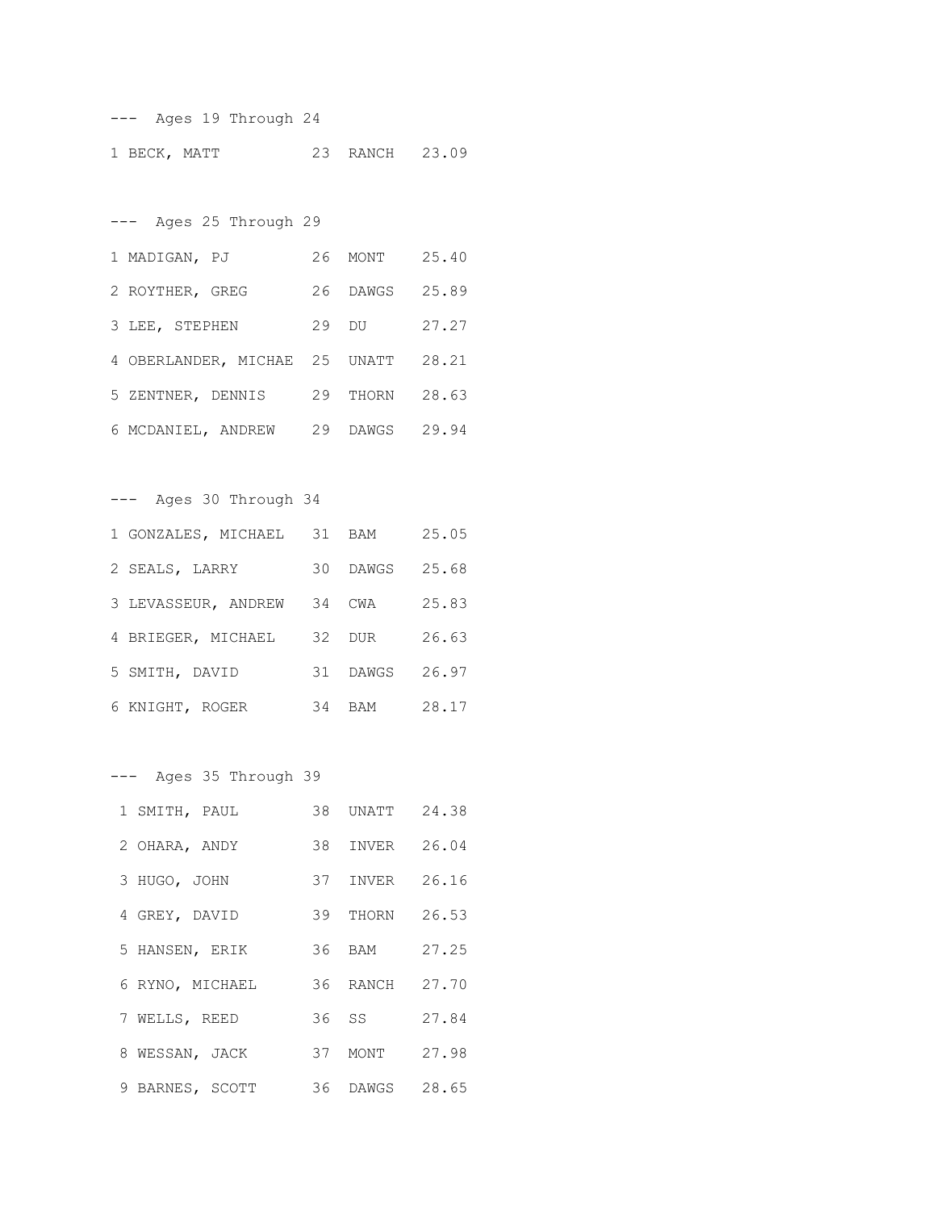--- Ages 19 Through 24

| Place | Name | Age | Team | Time |
|---|---|---|---|---|
| 1 | BECK, MATT | 23 | RANCH | 23.09 |

--- Ages 25 Through 29

| Place | Name | Age | Team | Time |
|---|---|---|---|---|
| 1 | MADIGAN, PJ | 26 | MONT | 25.40 |
| 2 | ROYTHER, GREG | 26 | DAWGS | 25.89 |
| 3 | LEE, STEPHEN | 29 | DU | 27.27 |
| 4 | OBERLANDER, MICHAE | 25 | UNATT | 28.21 |
| 5 | ZENTNER, DENNIS | 29 | THORN | 28.63 |
| 6 | MCDANIEL, ANDREW | 29 | DAWGS | 29.94 |

--- Ages 30 Through 34

| Place | Name | Age | Team | Time |
|---|---|---|---|---|
| 1 | GONZALES, MICHAEL | 31 | BAM | 25.05 |
| 2 | SEALS, LARRY | 30 | DAWGS | 25.68 |
| 3 | LEVASSEUR, ANDREW | 34 | CWA | 25.83 |
| 4 | BRIEGER, MICHAEL | 32 | DUR | 26.63 |
| 5 | SMITH, DAVID | 31 | DAWGS | 26.97 |
| 6 | KNIGHT, ROGER | 34 | BAM | 28.17 |

--- Ages 35 Through 39

| Place | Name | Age | Team | Time |
|---|---|---|---|---|
| 1 | SMITH, PAUL | 38 | UNATT | 24.38 |
| 2 | OHARA, ANDY | 38 | INVER | 26.04 |
| 3 | HUGO, JOHN | 37 | INVER | 26.16 |
| 4 | GREY, DAVID | 39 | THORN | 26.53 |
| 5 | HANSEN, ERIK | 36 | BAM | 27.25 |
| 6 | RYNO, MICHAEL | 36 | RANCH | 27.70 |
| 7 | WELLS, REED | 36 | SS | 27.84 |
| 8 | WESSAN, JACK | 37 | MONT | 27.98 |
| 9 | BARNES, SCOTT | 36 | DAWGS | 28.65 |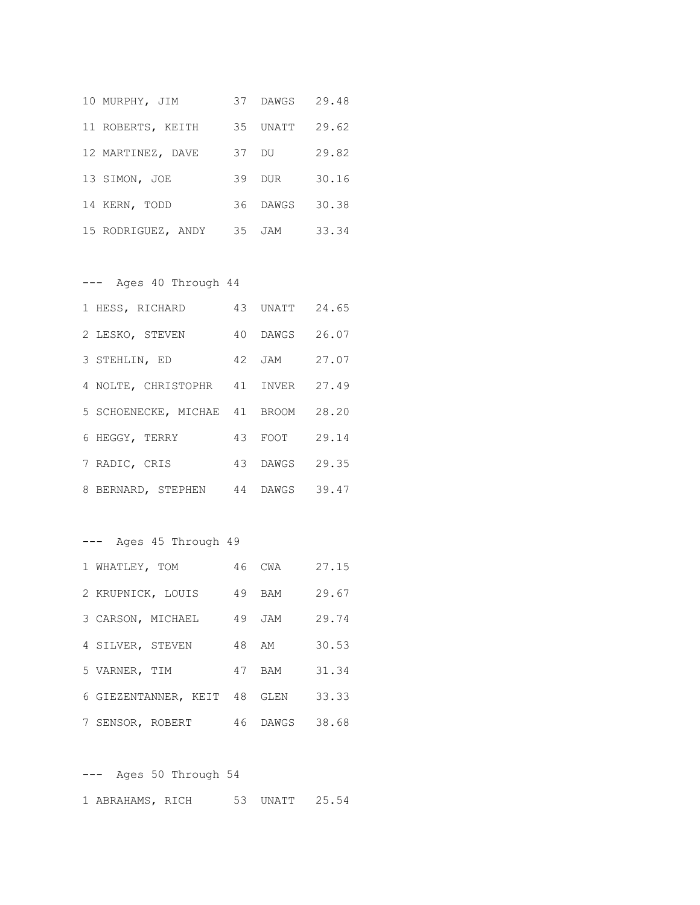10 MURPHY, JIM 37 DAWGS 29.48

11 ROBERTS, KEITH 35 UNATT 29.62

12 MARTINEZ, DAVE 37 DU 29.82

13 SIMON, JOE 39 DUR 30.16

14 KERN, TODD 36 DAWGS 30.38

15 RODRIGUEZ, ANDY 35 JAM 33.34

--- Ages 40 Through 44

1 HESS, RICHARD 43 UNATT 24.65

2 LESKO, STEVEN 40 DAWGS 26.07

3 STEHLIN, ED 42 JAM 27.07

4 NOLTE, CHRISTOPHR 41 INVER 27.49

5 SCHOENECKE, MICHAE 41 BROOM 28.20

6 HEGGY, TERRY 43 FOOT 29.14

7 RADIC, CRIS 43 DAWGS 29.35

8 BERNARD, STEPHEN 44 DAWGS 39.47

--- Ages 45 Through 49

1 WHATLEY, TOM 46 CWA 27.15

2 KRUPNICK, LOUIS 49 BAM 29.67

3 CARSON, MICHAEL 49 JAM 29.74

4 SILVER, STEVEN 48 AM 30.53

5 VARNER, TIM 47 BAM 31.34

6 GIEZENTANNER, KEIT 48 GLEN 33.33

7 SENSOR, ROBERT 46 DAWGS 38.68

--- Ages 50 Through 54

1 ABRAHAMS, RICH 53 UNATT 25.54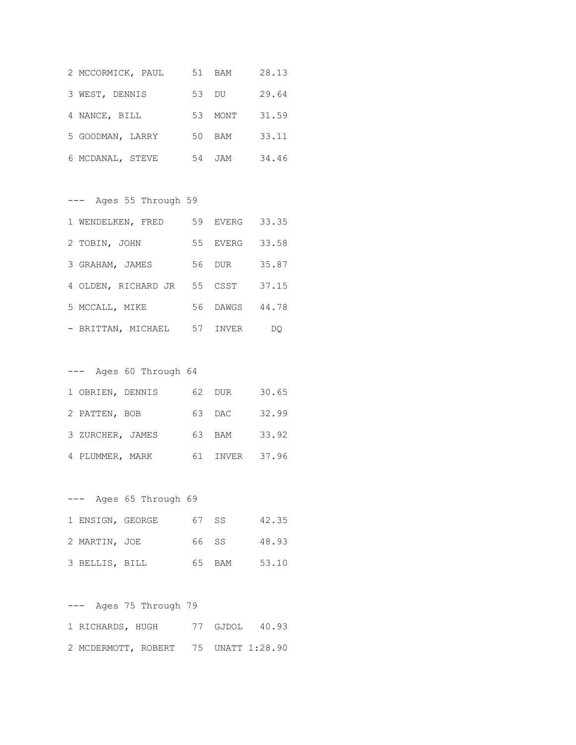2 MCCORMICK, PAUL 51 BAM 28.13

3 WEST, DENNIS 53 DU 29.64

4 NANCE, BILL 53 MONT 31.59

5 GOODMAN, LARRY 50 BAM 33.11

6 MCDANAL, STEVE 54 JAM 34.46

--- Ages 55 Through 59

1 WENDELKEN, FRED 59 EVERG 33.35

2 TOBIN, JOHN 55 EVERG 33.58

3 GRAHAM, JAMES 56 DUR 35.87

4 OLDEN, RICHARD JR 55 CSST 37.15

5 MCCALL, MIKE 56 DAWGS 44.78

- BRITTAN, MICHAEL 57 INVER DQ

--- Ages 60 Through 64

1 OBRIEN, DENNIS 62 DUR 30.65

2 PATTEN, BOB 63 DAC 32.99

3 ZURCHER, JAMES 63 BAM 33.92

4 PLUMMER, MARK 61 INVER 37.96

--- Ages 65 Through 69

1 ENSIGN, GEORGE 67 SS 42.35

2 MARTIN, JOE 66 SS 48.93

3 BELLIS, BILL 65 BAM 53.10

--- Ages 75 Through 79

1 RICHARDS, HUGH 77 GJDOL 40.93

2 MCDERMOTT, ROBERT 75 UNATT 1:28.90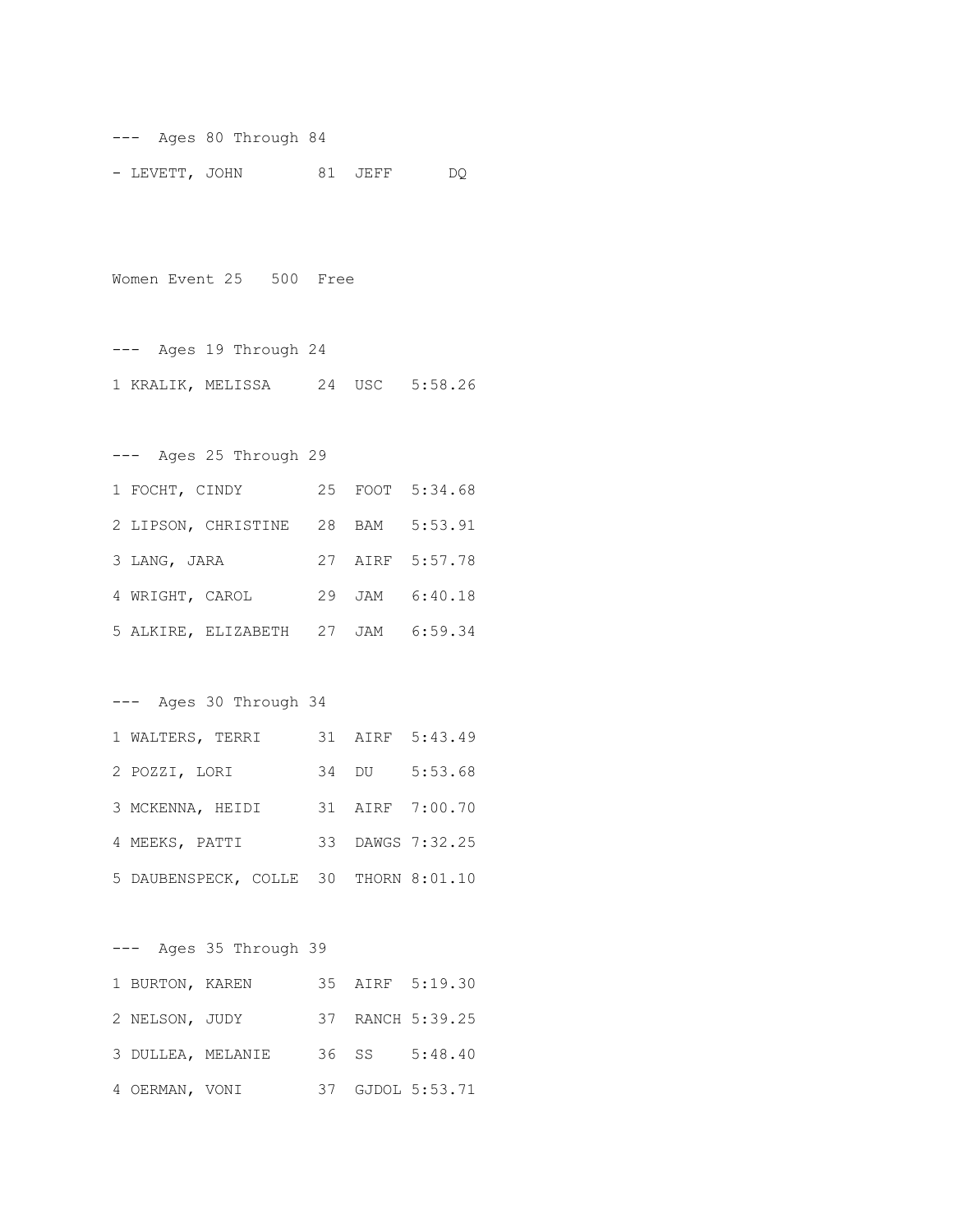--- Ages 80 Through 84

- LEVETT, JOHN 81 JEFF DQ

Women Event 25 500 Free

--- Ages 19 Through 24

1 KRALIK, MELISSA 24 USC 5:58.26

--- Ages 25 Through 29

1 FOCHT, CINDY 25 FOOT 5:34.68

2 LIPSON, CHRISTINE 28 BAM 5:53.91

3 LANG, JARA 27 AIRF 5:57.78

4 WRIGHT, CAROL 29 JAM 6:40.18

5 ALKIRE, ELIZABETH 27 JAM 6:59.34

--- Ages 30 Through 34

1 WALTERS, TERRI 31 AIRF 5:43.49

2 POZZI, LORI 34 DU 5:53.68

3 MCKENNA, HEIDI 31 AIRF 7:00.70

4 MEEKS, PATTI 33 DAWGS 7:32.25

5 DAUBENSPECK, COLLE 30 THORN 8:01.10

--- Ages 35 Through 39

1 BURTON, KAREN 35 AIRF 5:19.30

2 NELSON, JUDY 37 RANCH 5:39.25

3 DULLEA, MELANIE 36 SS 5:48.40

4 OERMAN, VONI 37 GJDOL 5:53.71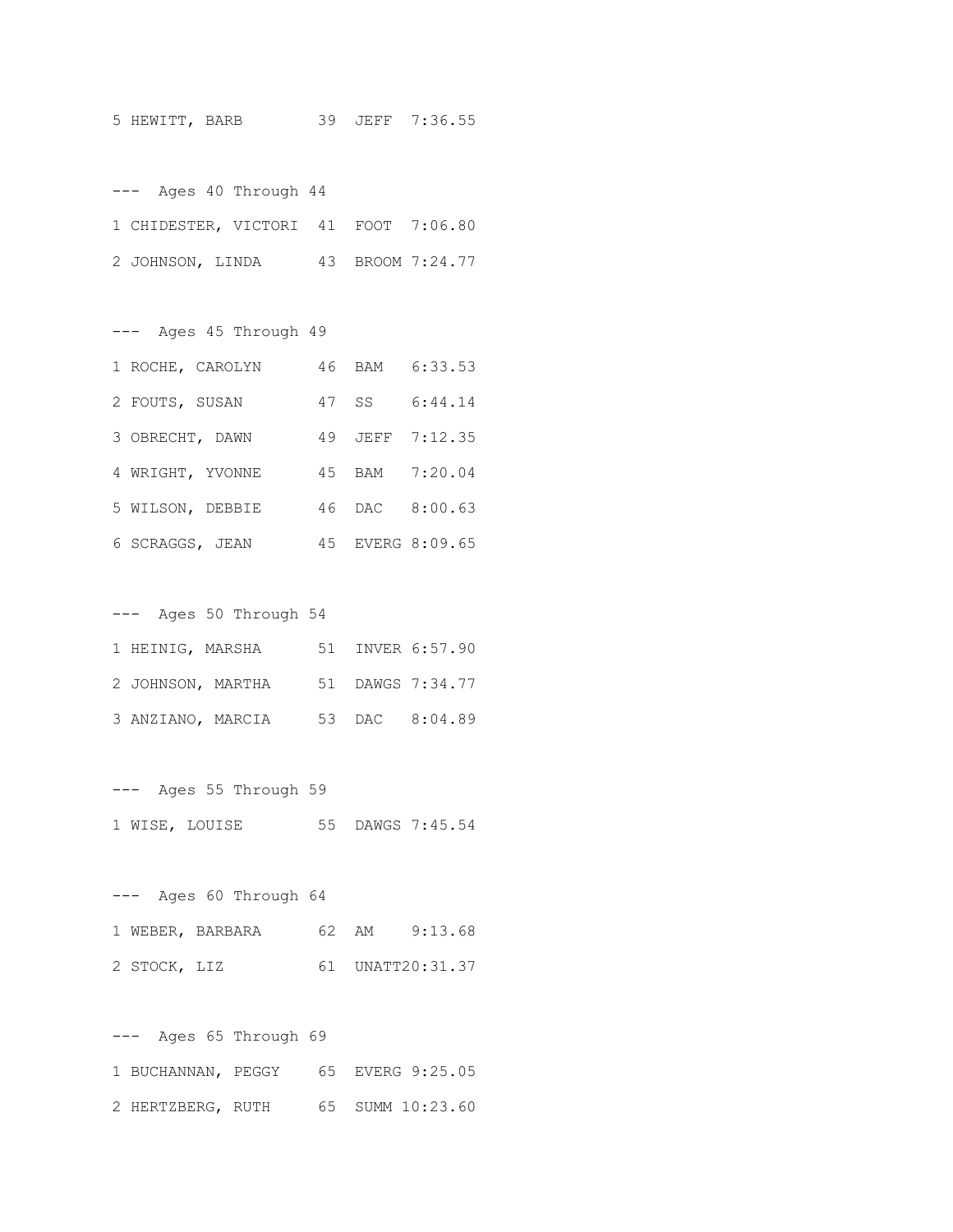```
5 HEWITT, BARB        39  JEFF  7:36.55

---  Ages 40 Through 44
1 CHIDESTER, VICTORI  41  FOOT  7:06.80
2 JOHNSON, LINDA      43  BROOM 7:24.77

---  Ages 45 Through 49
1 ROCHE, CAROLYN      46  BAM   6:33.53
2 FOUTS, SUSAN        47  SS    6:44.14
3 OBRECHT, DAWN       49  JEFF  7:12.35
4 WRIGHT, YVONNE      45  BAM   7:20.04
5 WILSON, DEBBIE      46  DAC   8:00.63
6 SCRAGGS, JEAN       45  EVERG 8:09.65

---  Ages 50 Through 54
1 HEINIG, MARSHA      51  INVER 6:57.90
2 JOHNSON, MARTHA     51  DAWGS 7:34.77
3 ANZIANO, MARCIA     53  DAC   8:04.89

---  Ages 55 Through 59
1 WISE, LOUISE        55  DAWGS 7:45.54

---  Ages 60 Through 64
1 WEBER, BARBARA      62  AM    9:13.68
2 STOCK, LIZ          61  UNATT20:31.37

---  Ages 65 Through 69
1 BUCHANNAN, PEGGY    65  EVERG 9:25.05
2 HERTZBERG, RUTH     65  SUMM 10:23.60
```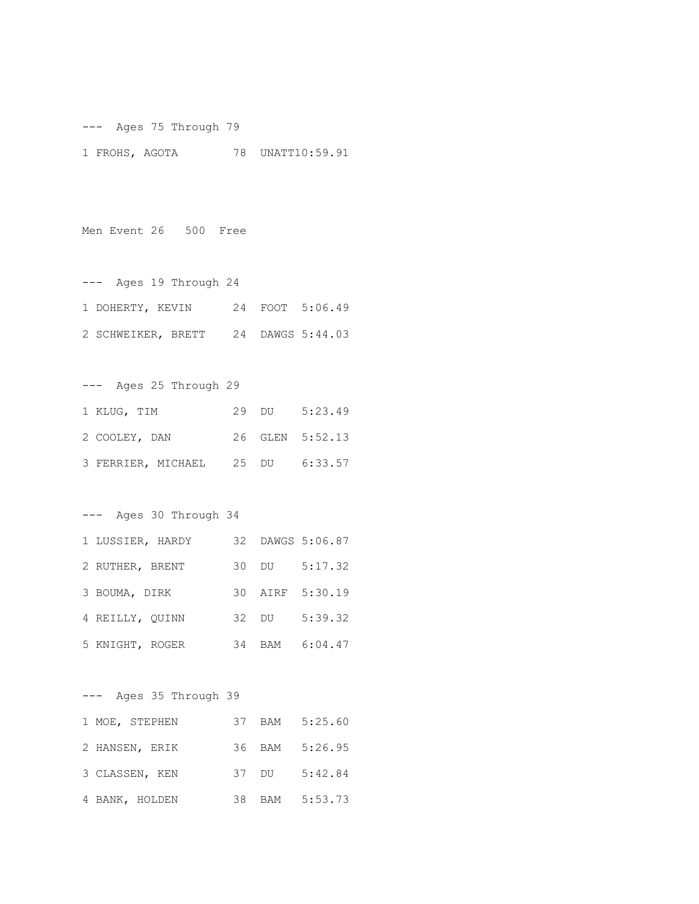--- Ages 75 Through 79

1 FROHS, AGOTA 78 UNATT10:59.91

Men Event 26 500 Free

--- Ages 19 Through 24

1 DOHERTY, KEVIN 24 FOOT 5:06.49

2 SCHWEIKER, BRETT 24 DAWGS 5:44.03

--- Ages 25 Through 29

1 KLUG, TIM 29 DU 5:23.49

2 COOLEY, DAN 26 GLEN 5:52.13

3 FERRIER, MICHAEL 25 DU 6:33.57

--- Ages 30 Through 34

1 LUSSIER, HARDY 32 DAWGS 5:06.87

2 RUTHER, BRENT 30 DU 5:17.32

3 BOUMA, DIRK 30 AIRF 5:30.19

4 REILLY, QUINN 32 DU 5:39.32

5 KNIGHT, ROGER 34 BAM 6:04.47

--- Ages 35 Through 39

1 MOE, STEPHEN 37 BAM 5:25.60

2 HANSEN, ERIK 36 BAM 5:26.95

3 CLASSEN, KEN 37 DU 5:42.84

4 BANK, HOLDEN 38 BAM 5:53.73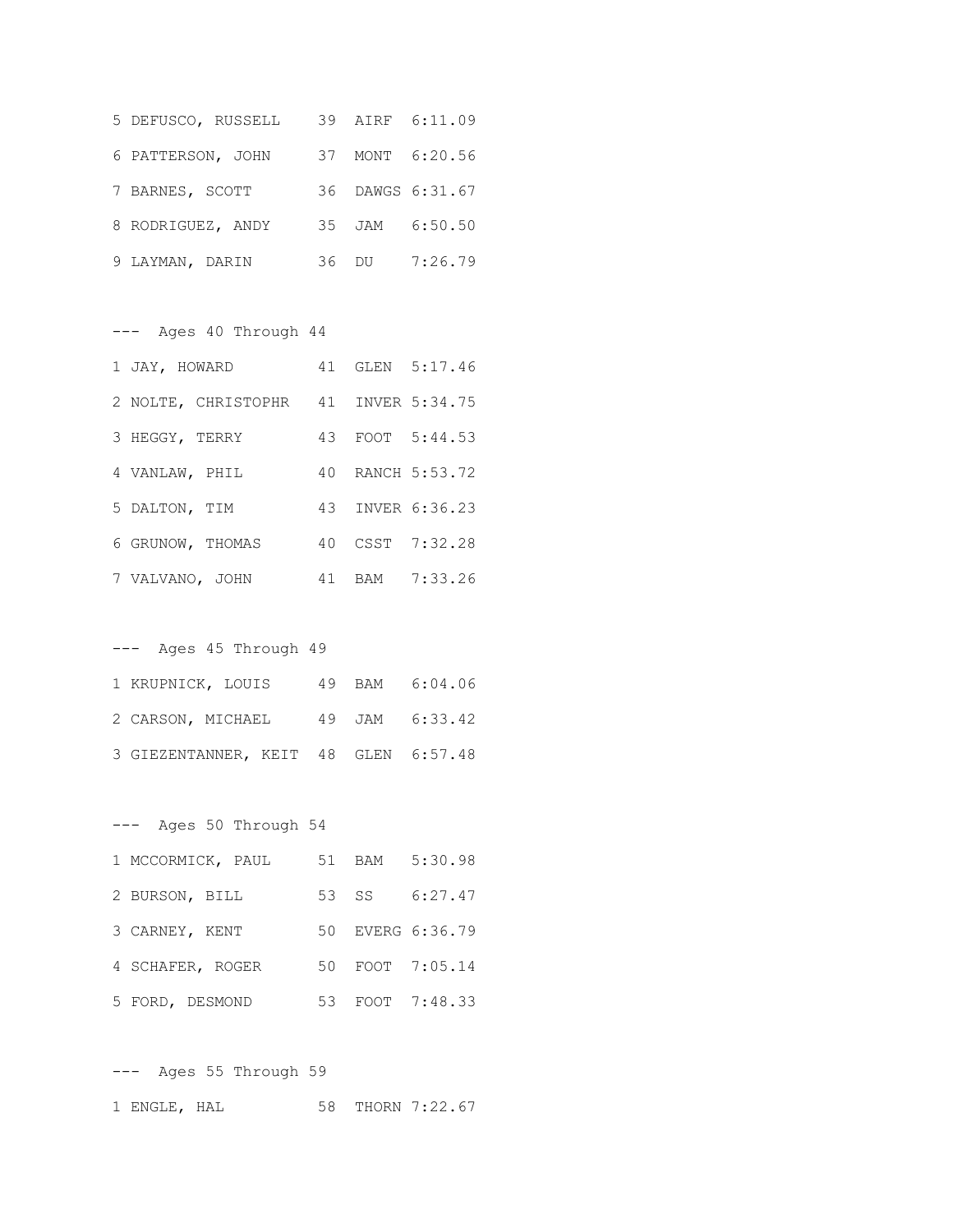```
5 DEFUSCO, RUSSELL    39  AIRF  6:11.09
6 PATTERSON, JOHN     37  MONT  6:20.56
7 BARNES, SCOTT       36  DAWGS 6:31.67
8 RODRIGUEZ, ANDY     35  JAM   6:50.50
9 LAYMAN, DARIN       36  DU    7:26.79
```

--- Ages 40 Through 44

```
1 JAY, HOWARD         41  GLEN  5:17.46
2 NOLTE, CHRISTOPHR   41  INVER 5:34.75
3 HEGGY, TERRY        43  FOOT  5:44.53
4 VANLAW, PHIL        40  RANCH 5:53.72
5 DALTON, TIM         43  INVER 6:36.23
6 GRUNOW, THOMAS      40  CSST  7:32.28
7 VALVANO, JOHN       41  BAM   7:33.26
```

--- Ages 45 Through 49

```
1 KRUPNICK, LOUIS     49  BAM   6:04.06
2 CARSON, MICHAEL     49  JAM   6:33.42
3 GIEZENTANNER, KEIT  48  GLEN  6:57.48
```

--- Ages 50 Through 54

```
1 MCCORMICK, PAUL     51  BAM   5:30.98
2 BURSON, BILL        53  SS    6:27.47
3 CARNEY, KENT        50  EVERG 6:36.79
4 SCHAFER, ROGER      50  FOOT  7:05.14
5 FORD, DESMOND       53  FOOT  7:48.33
```

--- Ages 55 Through 59

```
1 ENGLE, HAL          58  THORN 7:22.67
```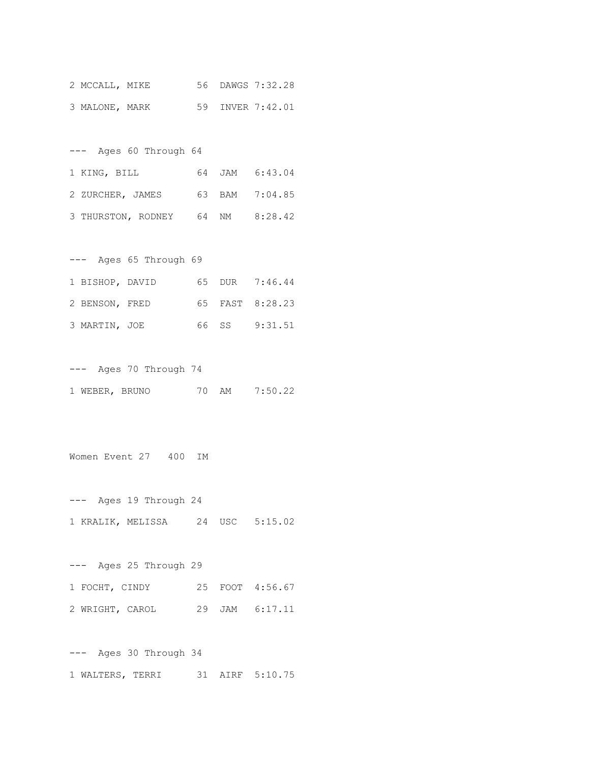2 MCCALL, MIKE 56 DAWGS 7:32.28

3 MALONE, MARK 59 INVER 7:42.01

--- Ages 60 Through 64

1 KING, BILL 64 JAM 6:43.04

2 ZURCHER, JAMES 63 BAM 7:04.85

3 THURSTON, RODNEY 64 NM 8:28.42

--- Ages 65 Through 69

1 BISHOP, DAVID 65 DUR 7:46.44

2 BENSON, FRED 65 FAST 8:28.23

3 MARTIN, JOE 66 SS 9:31.51

--- Ages 70 Through 74

1 WEBER, BRUNO 70 AM 7:50.22

Women Event 27 400 IM

--- Ages 19 Through 24

1 KRALIK, MELISSA 24 USC 5:15.02

--- Ages 25 Through 29

1 FOCHT, CINDY 25 FOOT 4:56.67

2 WRIGHT, CAROL 29 JAM 6:17.11

--- Ages 30 Through 34

1 WALTERS, TERRI 31 AIRF 5:10.75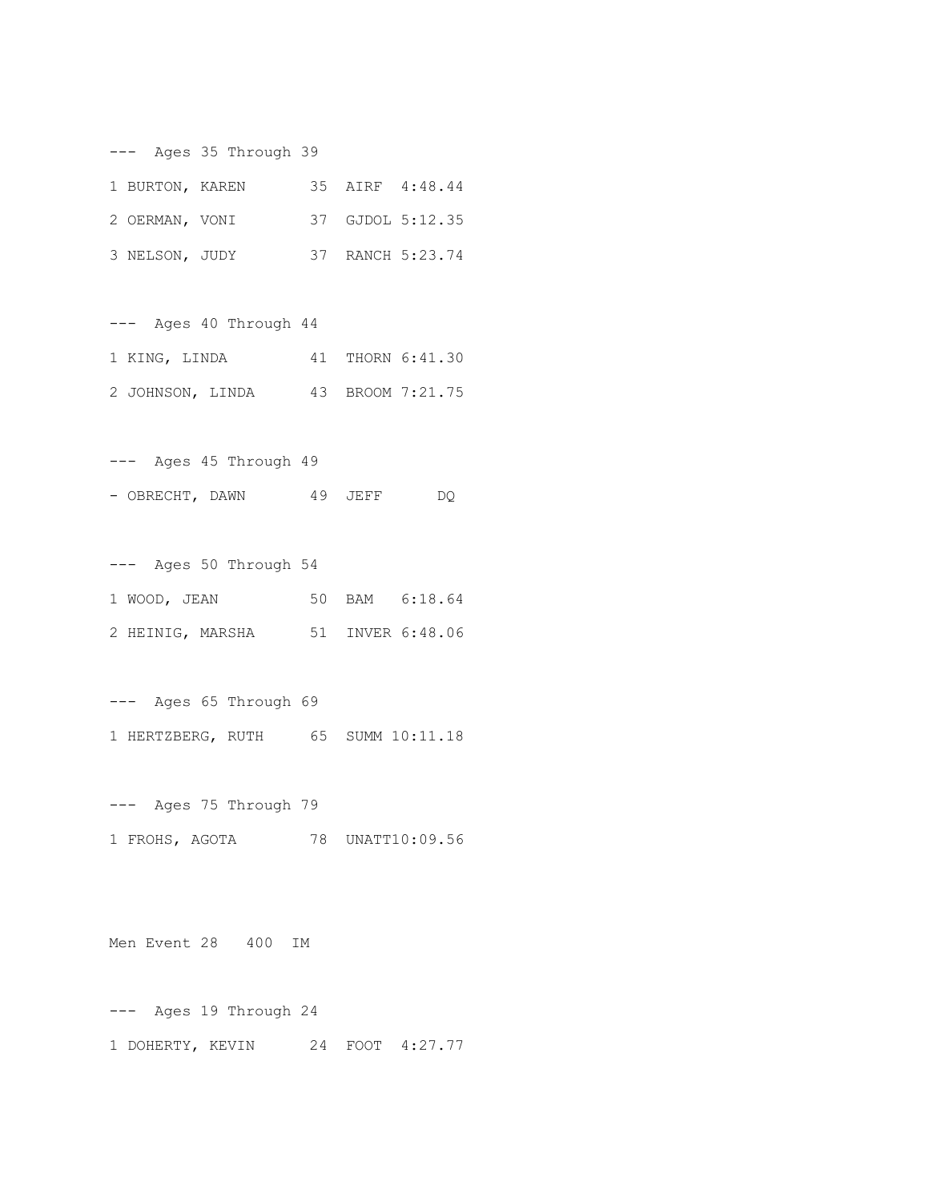--- Ages 35 Through 39

1 BURTON, KAREN 35 AIRF 4:48.44

2 OERMAN, VONI 37 GJDOL 5:12.35

3 NELSON, JUDY 37 RANCH 5:23.74

--- Ages 40 Through 44

1 KING, LINDA 41 THORN 6:41.30

2 JOHNSON, LINDA 43 BROOM 7:21.75

--- Ages 45 Through 49

- OBRECHT, DAWN 49 JEFF DQ

--- Ages 50 Through 54

1 WOOD, JEAN 50 BAM 6:18.64

2 HEINIG, MARSHA 51 INVER 6:48.06

--- Ages 65 Through 69

1 HERTZBERG, RUTH 65 SUMM 10:11.18

--- Ages 75 Through 79

1 FROHS, AGOTA 78 UNATT10:09.56

Men Event 28 400 IM

--- Ages 19 Through 24

1 DOHERTY, KEVIN 24 FOOT 4:27.77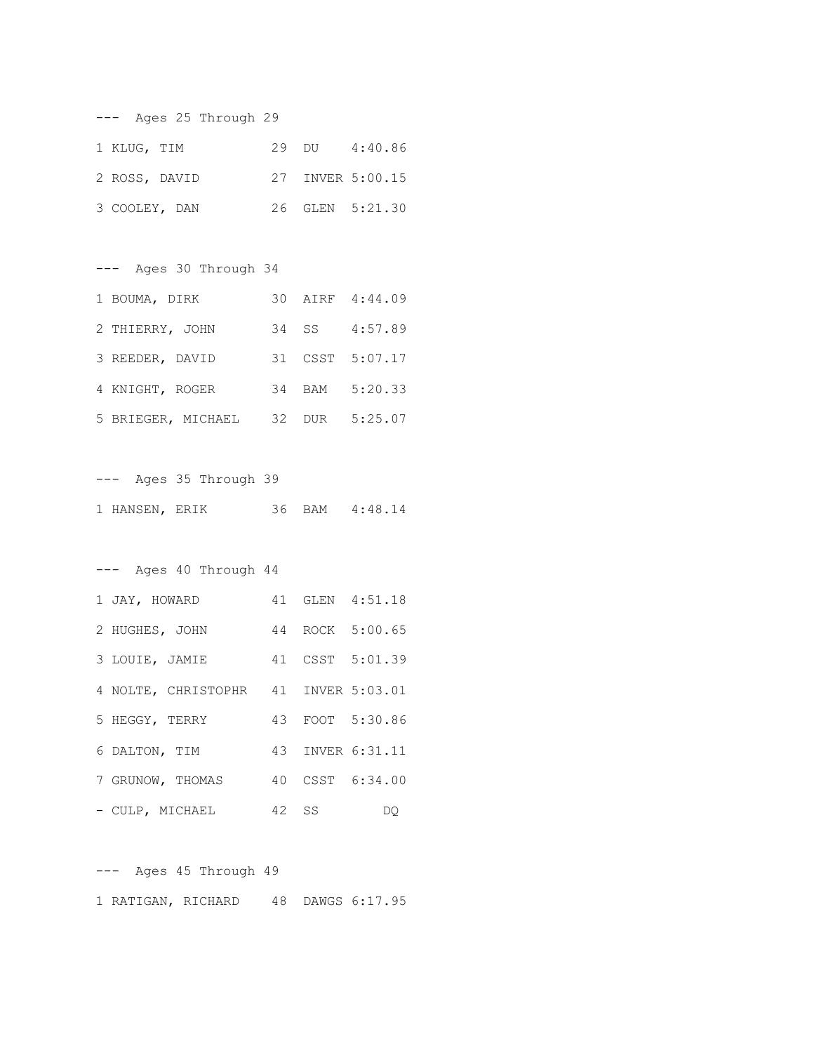```
--- Ages 25 Through 29

1 KLUG, TIM           29  DU    4:40.86

2 ROSS, DAVID         27  INVER 5:00.15

3 COOLEY, DAN         26  GLEN  5:21.30


--- Ages 30 Through 34

1 BOUMA, DIRK         30  AIRF  4:44.09

2 THIERRY, JOHN       34  SS    4:57.89

3 REEDER, DAVID       31  CSST  5:07.17

4 KNIGHT, ROGER       34  BAM   5:20.33

5 BRIEGER, MICHAEL    32  DUR   5:25.07


--- Ages 35 Through 39

1 HANSEN, ERIK        36  BAM   4:48.14


--- Ages 40 Through 44

1 JAY, HOWARD         41  GLEN  4:51.18

2 HUGHES, JOHN        44  ROCK  5:00.65

3 LOUIE, JAMIE        41  CSST  5:01.39

4 NOLTE, CHRISTOPHR   41  INVER 5:03.01

5 HEGGY, TERRY        43  FOOT  5:30.86

6 DALTON, TIM         43  INVER 6:31.11

7 GRUNOW, THOMAS      40  CSST  6:34.00

- CULP, MICHAEL       42  SS         DQ


--- Ages 45 Through 49

1 RATIGAN, RICHARD    48  DAWGS 6:17.95
```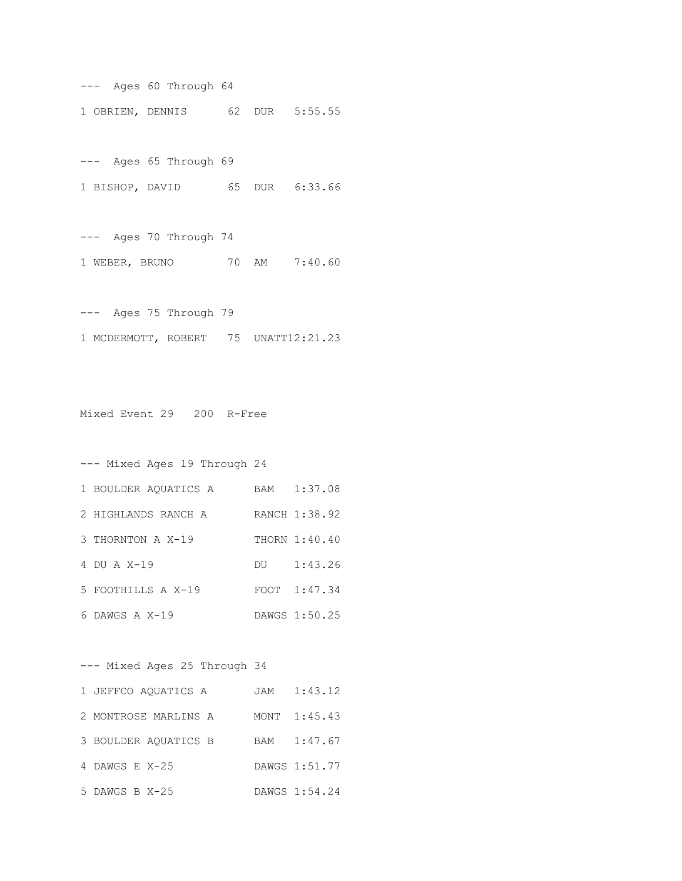--- Ages 60 Through 64

1 OBRIEN, DENNIS 62 DUR 5:55.55

--- Ages 65 Through 69

1 BISHOP, DAVID 65 DUR 6:33.66

--- Ages 70 Through 74

1 WEBER, BRUNO 70 AM 7:40.60

--- Ages 75 Through 79

1 MCDERMOTT, ROBERT 75 UNATT12:21.23

Mixed Event 29 200 R-Free

--- Mixed Ages 19 Through 24

1 BOULDER AQUATICS A BAM 1:37.08

2 HIGHLANDS RANCH A RANCH 1:38.92

3 THORNTON A X-19 THORN 1:40.40

4 DU A X-19 DU 1:43.26

5 FOOTHILLS A X-19 FOOT 1:47.34

6 DAWGS A X-19 DAWGS 1:50.25

--- Mixed Ages 25 Through 34

1 JEFFCO AQUATICS A JAM 1:43.12

2 MONTROSE MARLINS A MONT 1:45.43

3 BOULDER AQUATICS B BAM 1:47.67

4 DAWGS E X-25 DAWGS 1:51.77

5 DAWGS B X-25 DAWGS 1:54.24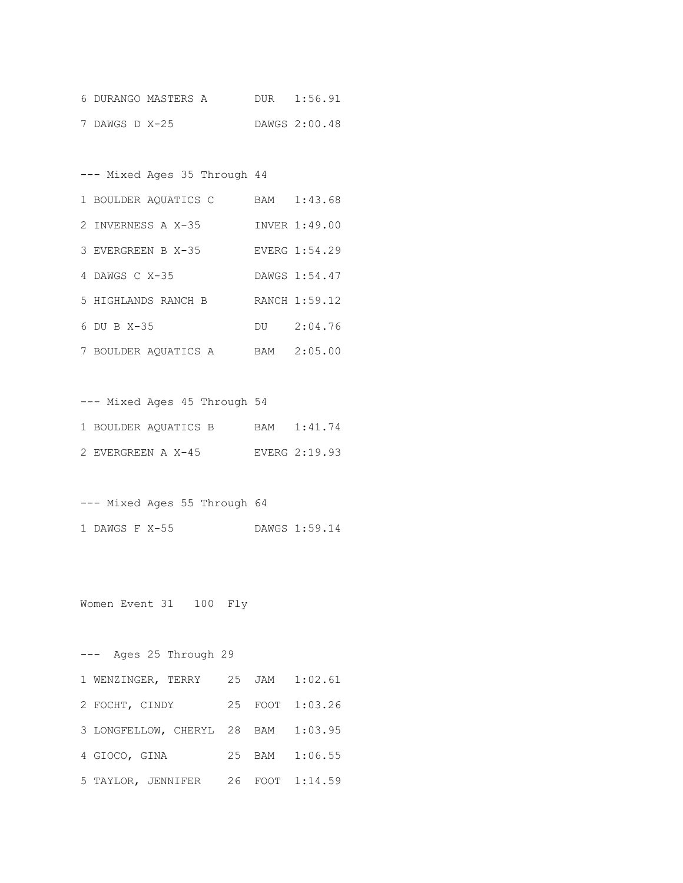6 DURANGO MASTERS A DUR 1:56.91

7 DAWGS D X-25 DAWGS 2:00.48

--- Mixed Ages 35 Through 44

1 BOULDER AQUATICS C BAM 1:43.68

2 INVERNESS A X-35 INVER 1:49.00

3 EVERGREEN B X-35 EVERG 1:54.29

4 DAWGS C X-35 DAWGS 1:54.47

5 HIGHLANDS RANCH B RANCH 1:59.12

6 DU B X-35 DU 2:04.76

7 BOULDER AQUATICS A BAM 2:05.00

--- Mixed Ages 45 Through 54

1 BOULDER AQUATICS B BAM 1:41.74

2 EVERGREEN A X-45 EVERG 2:19.93

--- Mixed Ages 55 Through 64

1 DAWGS F X-55 DAWGS 1:59.14

Women Event 31 100 Fly

--- Ages 25 Through 29

1 WENZINGER, TERRY 25 JAM 1:02.61

2 FOCHT, CINDY 25 FOOT 1:03.26

3 LONGFELLOW, CHERYL 28 BAM 1:03.95

4 GIOCO, GINA 25 BAM 1:06.55

5 TAYLOR, JENNIFER 26 FOOT 1:14.59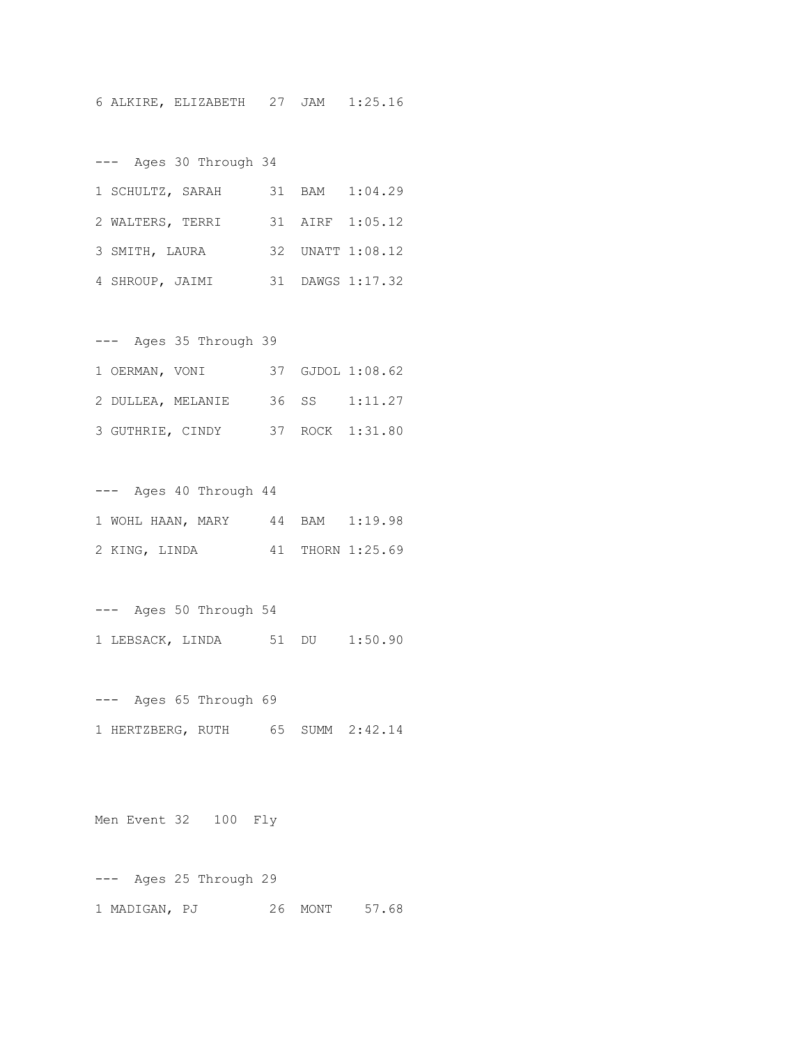6 ALKIRE, ELIZABETH   27  JAM   1:25.16

---  Ages 30 Through 34

1 SCHULTZ, SARAH      31  BAM   1:04.29

2 WALTERS, TERRI      31  AIRF  1:05.12

3 SMITH, LAURA        32  UNATT 1:08.12

4 SHROUP, JAIMI       31  DAWGS 1:17.32

---  Ages 35 Through 39

1 OERMAN, VONI        37  GJDOL 1:08.62

2 DULLEA, MELANIE     36  SS    1:11.27

3 GUTHRIE, CINDY      37  ROCK  1:31.80

---  Ages 40 Through 44

1 WOHL HAAN, MARY     44  BAM   1:19.98

2 KING, LINDA         41  THORN 1:25.69

---  Ages 50 Through 54

1 LEBSACK, LINDA      51  DU    1:50.90

---  Ages 65 Through 69

1 HERTZBERG, RUTH     65  SUMM  2:42.14

Men Event 32   100  Fly

---  Ages 25 Through 29

1 MADIGAN, PJ         26  MONT    57.68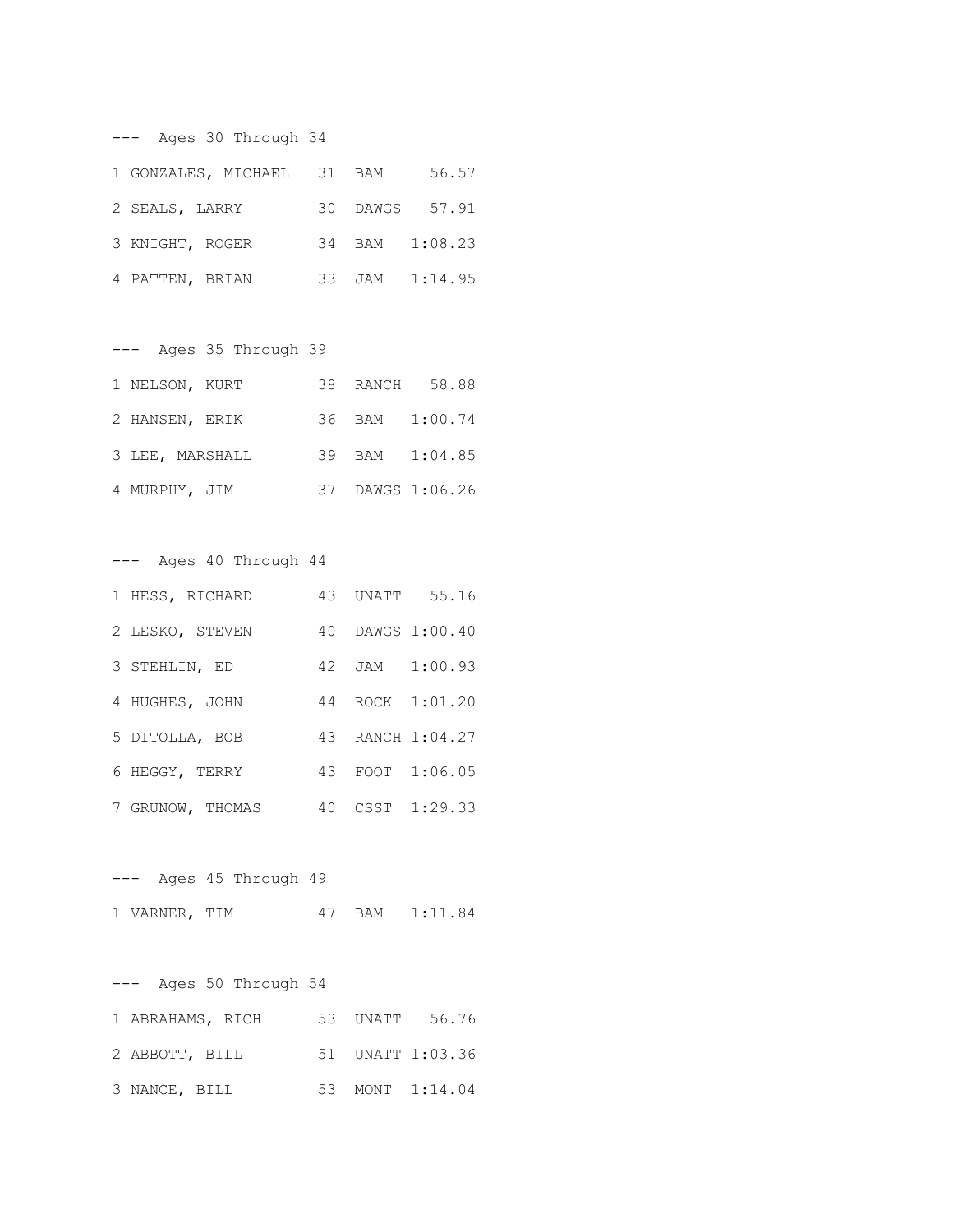--- Ages 30 Through 34

```
1 GONZALES, MICHAEL   31  BAM     56.57
2 SEALS, LARRY        30  DAWGS   57.91
3 KNIGHT, ROGER       34  BAM   1:08.23
4 PATTEN, BRIAN       33  JAM   1:14.95
```

--- Ages 35 Through 39

```
1 NELSON, KURT        38  RANCH   58.88
2 HANSEN, ERIK        36  BAM   1:00.74
3 LEE, MARSHALL       39  BAM   1:04.85
4 MURPHY, JIM         37  DAWGS 1:06.26
```

--- Ages 40 Through 44

```
1 HESS, RICHARD       43  UNATT   55.16
2 LESKO, STEVEN       40  DAWGS 1:00.40
3 STEHLIN, ED         42  JAM   1:00.93
4 HUGHES, JOHN        44  ROCK  1:01.20
5 DITOLLA, BOB        43  RANCH 1:04.27
6 HEGGY, TERRY        43  FOOT  1:06.05
7 GRUNOW, THOMAS      40  CSST  1:29.33
```

--- Ages 45 Through 49

```
1 VARNER, TIM         47  BAM   1:11.84
```

--- Ages 50 Through 54

```
1 ABRAHAMS, RICH      53  UNATT   56.76
2 ABBOTT, BILL        51  UNATT 1:03.36
3 NANCE, BILL         53  MONT  1:14.04
```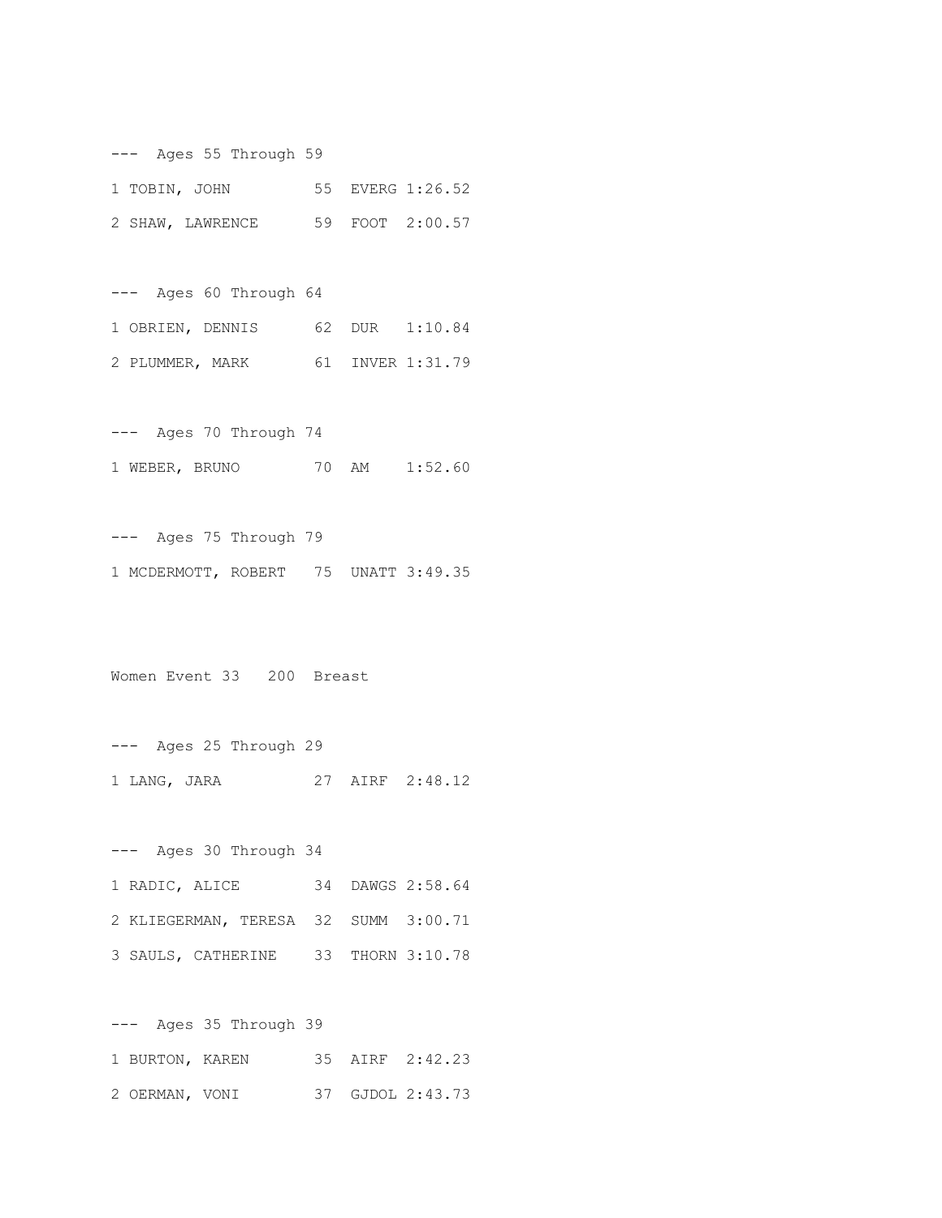--- Ages 55 Through 59

1 TOBIN, JOHN 55 EVERG 1:26.52

2 SHAW, LAWRENCE 59 FOOT 2:00.57

--- Ages 60 Through 64

1 OBRIEN, DENNIS 62 DUR 1:10.84

2 PLUMMER, MARK 61 INVER 1:31.79

--- Ages 70 Through 74

1 WEBER, BRUNO 70 AM 1:52.60

--- Ages 75 Through 79

1 MCDERMOTT, ROBERT 75 UNATT 3:49.35

Women Event 33 200 Breast

--- Ages 25 Through 29

1 LANG, JARA 27 AIRF 2:48.12

--- Ages 30 Through 34

1 RADIC, ALICE 34 DAWGS 2:58.64

2 KLIEGERMAN, TERESA 32 SUMM 3:00.71

3 SAULS, CATHERINE 33 THORN 3:10.78

--- Ages 35 Through 39

1 BURTON, KAREN 35 AIRF 2:42.23

2 OERMAN, VONI 37 GJDOL 2:43.73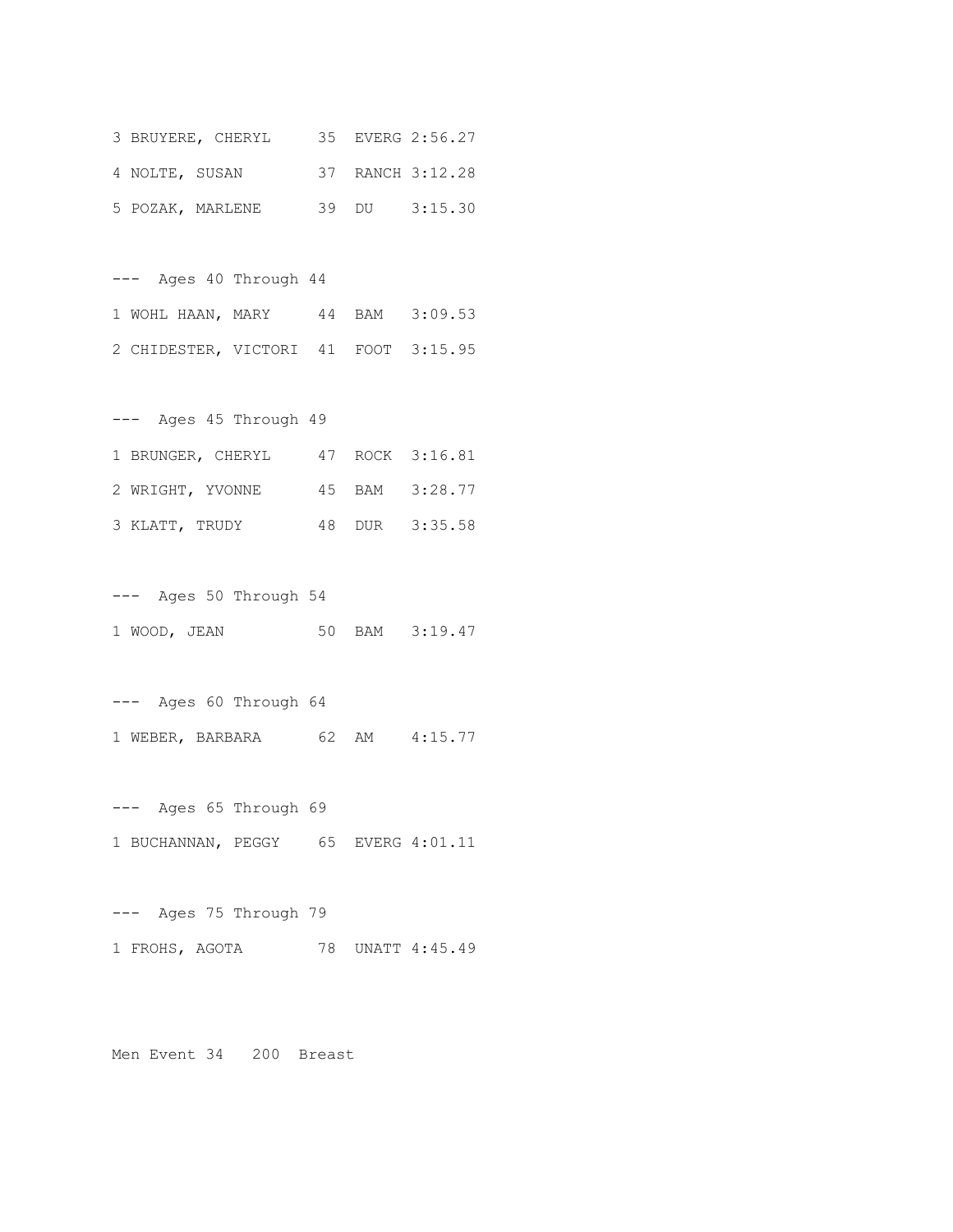3 BRUYERE, CHERYL 35 EVERG 2:56.27

4 NOLTE, SUSAN 37 RANCH 3:12.28

5 POZAK, MARLENE 39 DU 3:15.30

--- Ages 40 Through 44

1 WOHL HAAN, MARY 44 BAM 3:09.53

2 CHIDESTER, VICTORI 41 FOOT 3:15.95

--- Ages 45 Through 49

1 BRUNGER, CHERYL 47 ROCK 3:16.81

2 WRIGHT, YVONNE 45 BAM 3:28.77

3 KLATT, TRUDY 48 DUR 3:35.58

--- Ages 50 Through 54

1 WOOD, JEAN 50 BAM 3:19.47

--- Ages 60 Through 64

1 WEBER, BARBARA 62 AM 4:15.77

--- Ages 65 Through 69

1 BUCHANNAN, PEGGY 65 EVERG 4:01.11

--- Ages 75 Through 79

1 FROHS, AGOTA 78 UNATT 4:45.49

Men Event 34 200 Breast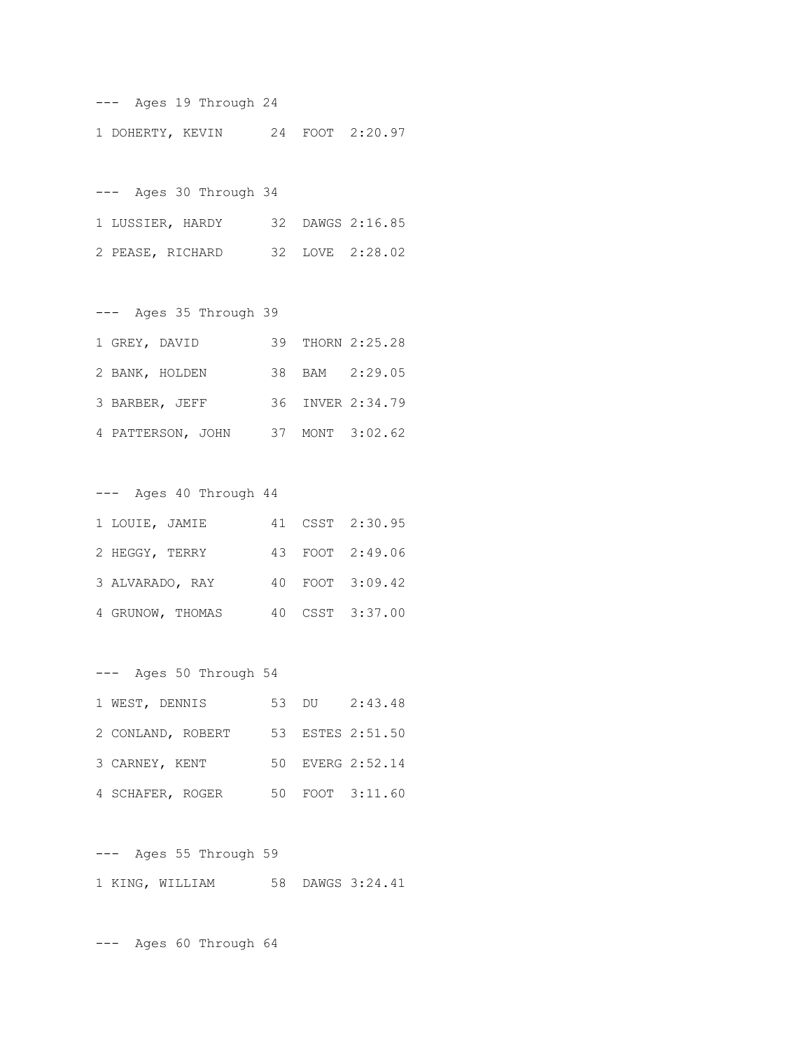--- Ages 19 Through 24

1 DOHERTY, KEVIN 24 FOOT 2:20.97

--- Ages 30 Through 34

1 LUSSIER, HARDY 32 DAWGS 2:16.85

2 PEASE, RICHARD 32 LOVE 2:28.02

--- Ages 35 Through 39

1 GREY, DAVID 39 THORN 2:25.28

2 BANK, HOLDEN 38 BAM 2:29.05

3 BARBER, JEFF 36 INVER 2:34.79

4 PATTERSON, JOHN 37 MONT 3:02.62

--- Ages 40 Through 44

1 LOUIE, JAMIE 41 CSST 2:30.95

2 HEGGY, TERRY 43 FOOT 2:49.06

3 ALVARADO, RAY 40 FOOT 3:09.42

4 GRUNOW, THOMAS 40 CSST 3:37.00

--- Ages 50 Through 54

1 WEST, DENNIS 53 DU 2:43.48

2 CONLAND, ROBERT 53 ESTES 2:51.50

3 CARNEY, KENT 50 EVERG 2:52.14

4 SCHAFER, ROGER 50 FOOT 3:11.60

--- Ages 55 Through 59

1 KING, WILLIAM 58 DAWGS 3:24.41

--- Ages 60 Through 64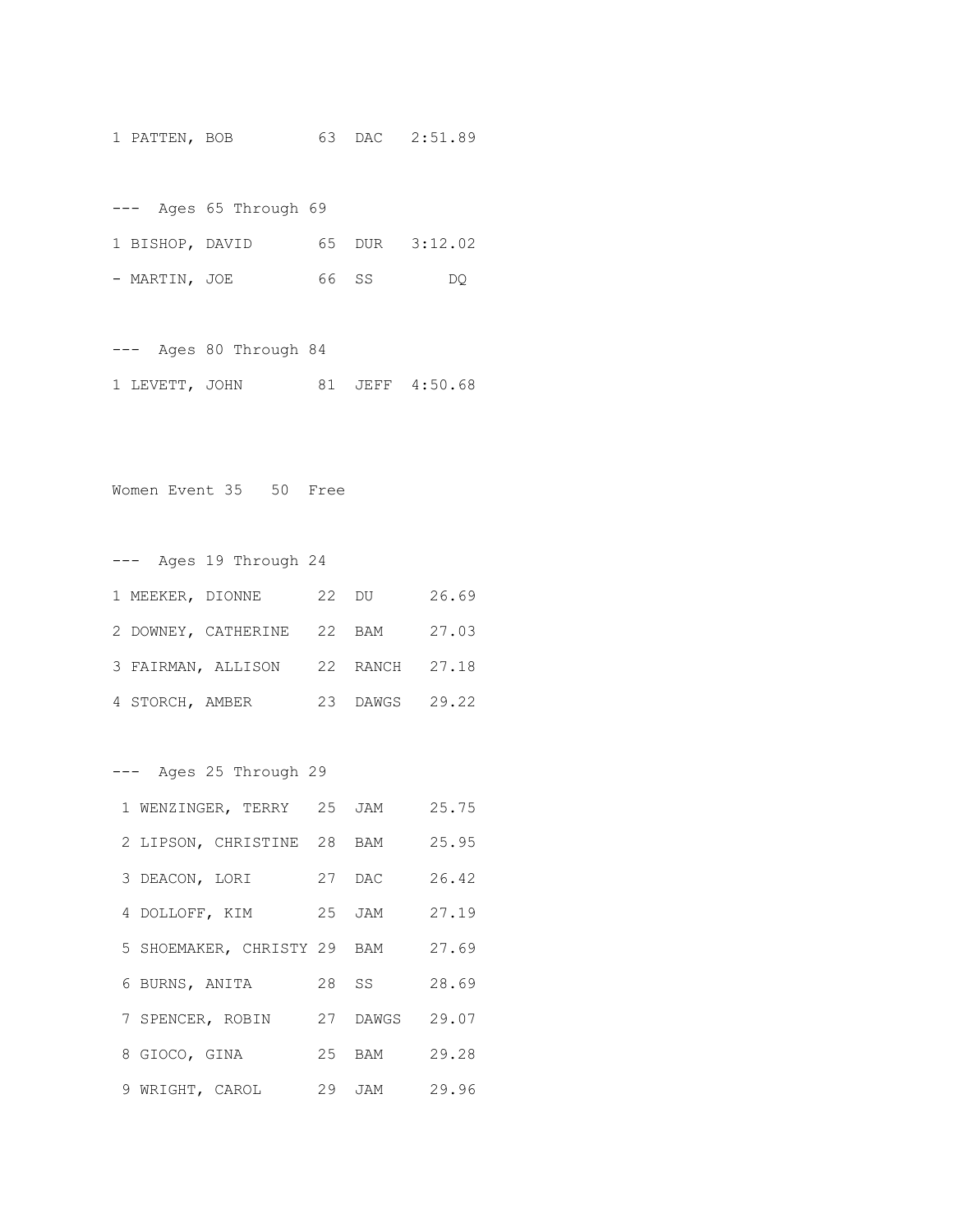1 PATTEN, BOB 63 DAC 2:51.89

--- Ages 65 Through 69

1 BISHOP, DAVID 65 DUR 3:12.02

- MARTIN, JOE 66 SS DQ

--- Ages 80 Through 84

1 LEVETT, JOHN 81 JEFF 4:50.68

Women Event 35 50 Free

--- Ages 19 Through 24

1 MEEKER, DIONNE 22 DU 26.69

2 DOWNEY, CATHERINE 22 BAM 27.03

3 FAIRMAN, ALLISON 22 RANCH 27.18

4 STORCH, AMBER 23 DAWGS 29.22

--- Ages 25 Through 29

1 WENZINGER, TERRY 25 JAM 25.75

2 LIPSON, CHRISTINE 28 BAM 25.95

3 DEACON, LORI 27 DAC 26.42

4 DOLLOFF, KIM 25 JAM 27.19

5 SHOEMAKER, CHRISTY 29 BAM 27.69

6 BURNS, ANITA 28 SS 28.69

7 SPENCER, ROBIN 27 DAWGS 29.07

8 GIOCO, GINA 25 BAM 29.28

9 WRIGHT, CAROL 29 JAM 29.96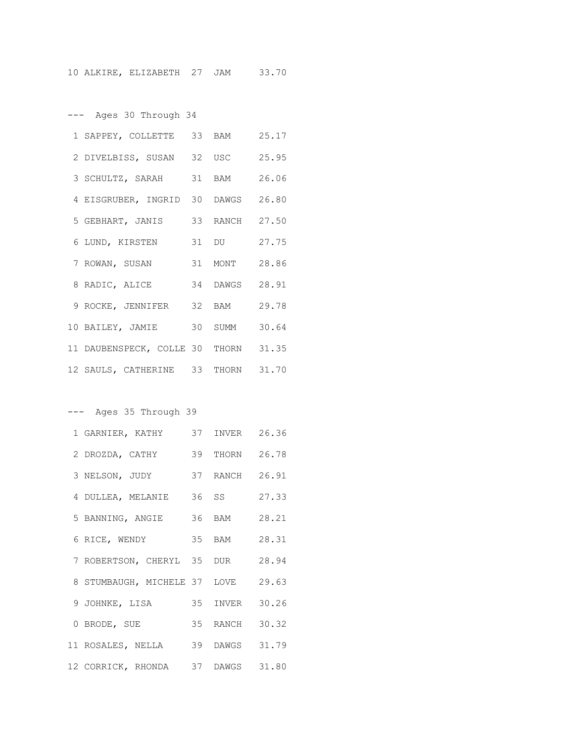```
10 ALKIRE, ELIZABETH  27  JAM     33.70


---  Ages 30 Through 34

 1 SAPPEY, COLLETTE   33  BAM     25.17
 2 DIVELBISS, SUSAN   32  USC     25.95
 3 SCHULTZ, SARAH     31  BAM     26.06
 4 EISGRUBER, INGRID  30  DAWGS   26.80
 5 GEBHART, JANIS     33  RANCH   27.50
 6 LUND, KIRSTEN      31  DU      27.75
 7 ROWAN, SUSAN       31  MONT    28.86
 8 RADIC, ALICE       34  DAWGS   28.91
 9 ROCKE, JENNIFER    32  BAM     29.78
10 BAILEY, JAMIE      30  SUMM    30.64
11 DAUBENSPECK, COLLE 30  THORN   31.35
12 SAULS, CATHERINE   33  THORN   31.70


---  Ages 35 Through 39

 1 GARNIER, KATHY     37  INVER   26.36
 2 DROZDA, CATHY      39  THORN   26.78
 3 NELSON, JUDY       37  RANCH   26.91
 4 DULLEA, MELANIE    36  SS      27.33
 5 BANNING, ANGIE     36  BAM     28.21
 6 RICE, WENDY        35  BAM     28.31
 7 ROBERTSON, CHERYL  35  DUR     28.94
 8 STUMBAUGH, MICHELE 37  LOVE    29.63
 9 JOHNKE, LISA       35  INVER   30.26
 0 BRODE, SUE         35  RANCH   30.32
11 ROSALES, NELLA     39  DAWGS   31.79
12 CORRICK, RHONDA    37  DAWGS   31.80
```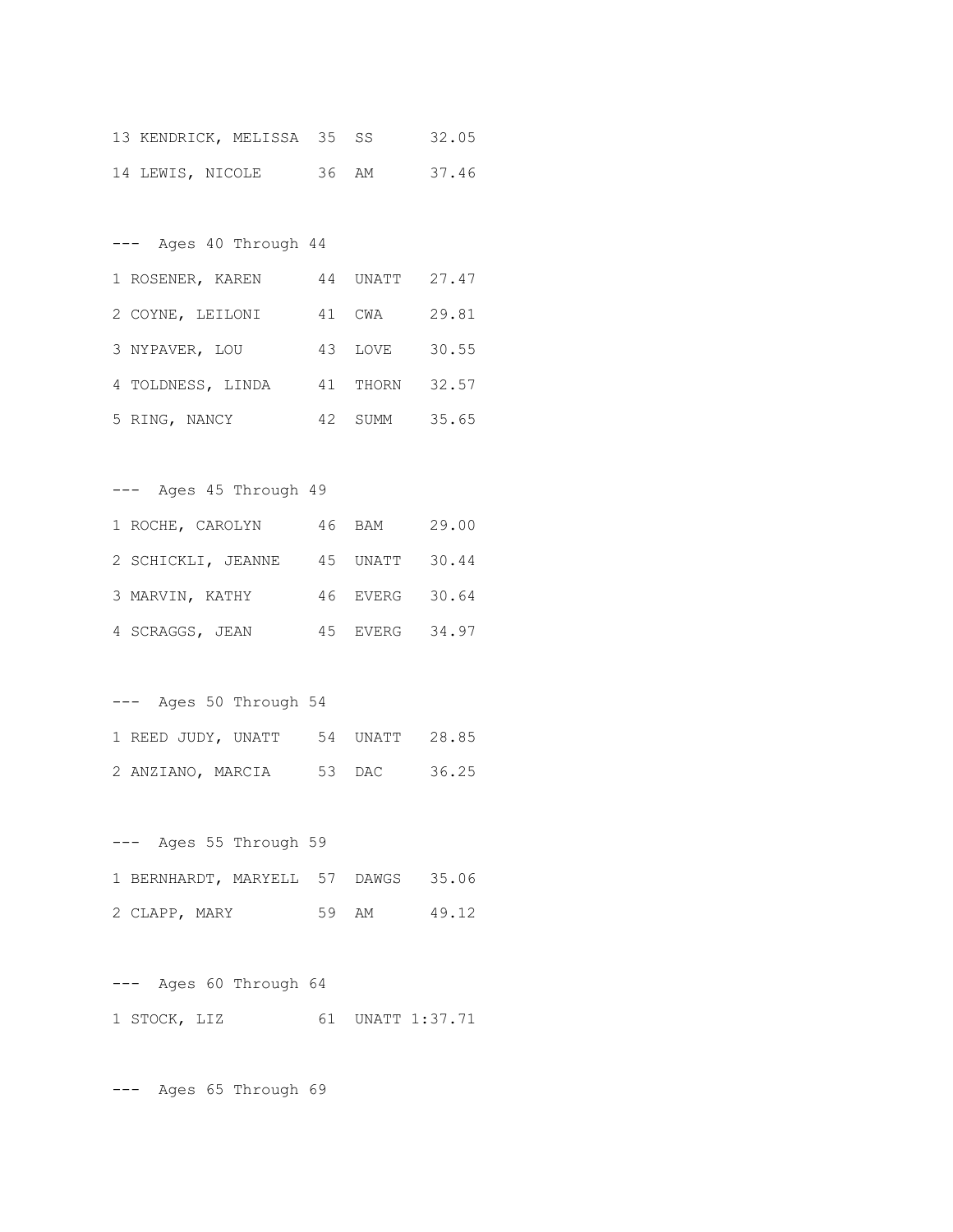```
13 KENDRICK, MELISSA  35  SS      32.05
14 LEWIS, NICOLE      36  AM      37.46

---  Ages 40 Through 44
1 ROSENER, KAREN      44  UNATT   27.47
2 COYNE, LEILONI      41  CWA     29.81
3 NYPAVER, LOU        43  LOVE    30.55
4 TOLDNESS, LINDA     41  THORN   32.57
5 RING, NANCY         42  SUMM    35.65

---  Ages 45 Through 49
1 ROCHE, CAROLYN      46  BAM     29.00
2 SCHICKLI, JEANNE    45  UNATT   30.44
3 MARVIN, KATHY       46  EVERG   30.64
4 SCRAGGS, JEAN       45  EVERG   34.97

---  Ages 50 Through 54
1 REED JUDY, UNATT    54  UNATT   28.85
2 ANZIANO, MARCIA     53  DAC     36.25

---  Ages 55 Through 59
1 BERNHARDT, MARYELL  57  DAWGS   35.06
2 CLAPP, MARY         59  AM      49.12

---  Ages 60 Through 64
1 STOCK, LIZ          61  UNATT 1:37.71

---  Ages 65 Through 69
```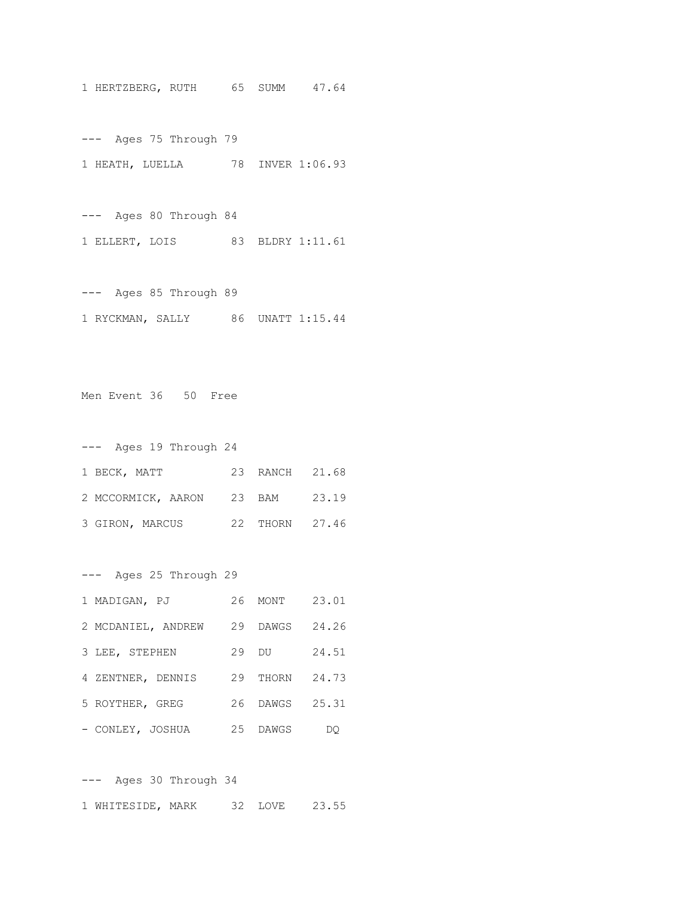1 HERTZBERG, RUTH 65 SUMM 47.64

--- Ages 75 Through 79

1 HEATH, LUELLA 78 INVER 1:06.93

--- Ages 80 Through 84

1 ELLERT, LOIS 83 BLDRY 1:11.61

--- Ages 85 Through 89

1 RYCKMAN, SALLY 86 UNATT 1:15.44

Men Event 36 50 Free

--- Ages 19 Through 24

1 BECK, MATT 23 RANCH 21.68

2 MCCORMICK, AARON 23 BAM 23.19

3 GIRON, MARCUS 22 THORN 27.46

--- Ages 25 Through 29

1 MADIGAN, PJ 26 MONT 23.01

2 MCDANIEL, ANDREW 29 DAWGS 24.26

3 LEE, STEPHEN 29 DU 24.51

4 ZENTNER, DENNIS 29 THORN 24.73

5 ROYTHER, GREG 26 DAWGS 25.31

- CONLEY, JOSHUA 25 DAWGS DQ

--- Ages 30 Through 34

1 WHITESIDE, MARK 32 LOVE 23.55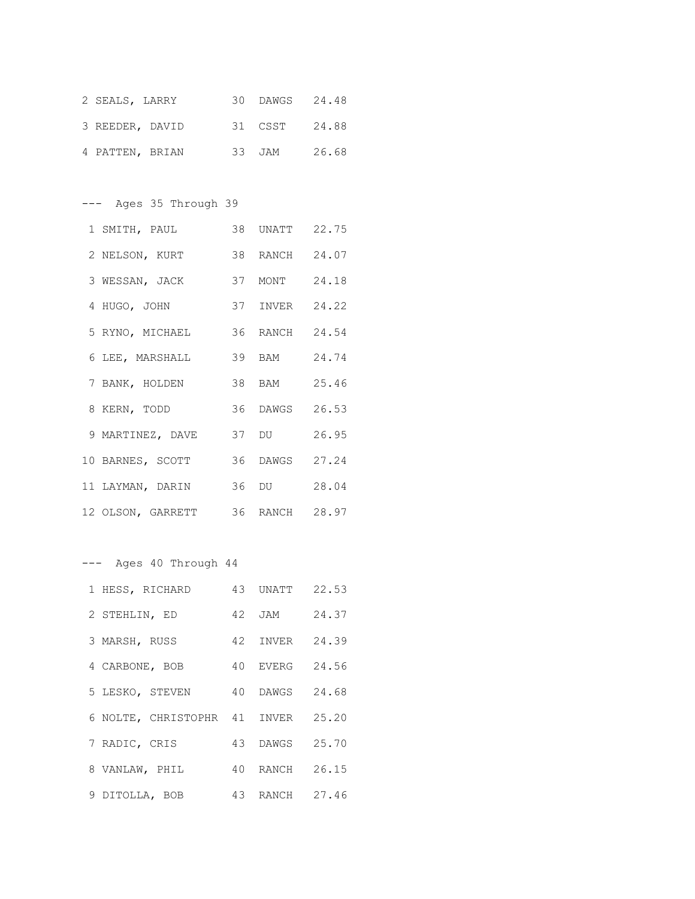```
 2 SEALS, LARRY        30  DAWGS   24.48
 3 REEDER, DAVID       31  CSST    24.88
 4 PATTEN, BRIAN       33  JAM     26.68
```

--- Ages 35 Through 39

```
 1 SMITH, PAUL         38  UNATT   22.75
 2 NELSON, KURT        38  RANCH   24.07
 3 WESSAN, JACK        37  MONT    24.18
 4 HUGO, JOHN          37  INVER   24.22
 5 RYNO, MICHAEL       36  RANCH   24.54
 6 LEE, MARSHALL       39  BAM     24.74
 7 BANK, HOLDEN        38  BAM     25.46
 8 KERN, TODD          36  DAWGS   26.53
 9 MARTINEZ, DAVE      37  DU      26.95
10 BARNES, SCOTT       36  DAWGS   27.24
11 LAYMAN, DARIN       36  DU      28.04
12 OLSON, GARRETT      36  RANCH   28.97
```

--- Ages 40 Through 44

```
 1 HESS, RICHARD       43  UNATT   22.53
 2 STEHLIN, ED         42  JAM     24.37
 3 MARSH, RUSS         42  INVER   24.39
 4 CARBONE, BOB        40  EVERG   24.56
 5 LESKO, STEVEN       40  DAWGS   24.68
 6 NOLTE, CHRISTOPHR   41  INVER   25.20
 7 RADIC, CRIS         43  DAWGS   25.70
 8 VANLAW, PHIL        40  RANCH   26.15
 9 DITOLLA, BOB        43  RANCH   27.46
```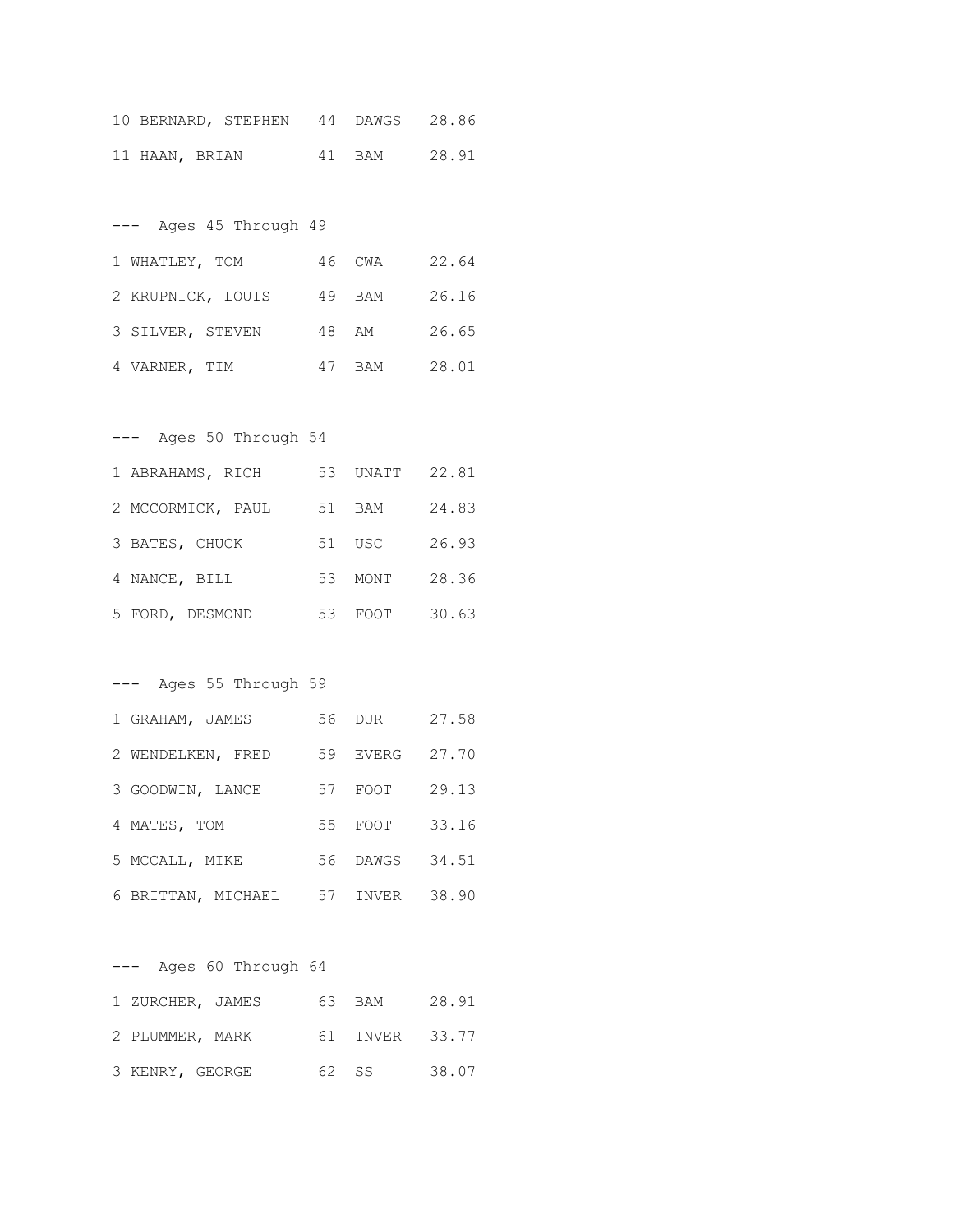```
10 BERNARD, STEPHEN   44  DAWGS   28.86
11 HAAN, BRIAN        41  BAM     28.91

---  Ages 45 Through 49
1 WHATLEY, TOM        46  CWA     22.64
2 KRUPNICK, LOUIS     49  BAM     26.16
3 SILVER, STEVEN      48  AM      26.65
4 VARNER, TIM         47  BAM     28.01

---  Ages 50 Through 54
1 ABRAHAMS, RICH      53  UNATT   22.81
2 MCCORMICK, PAUL     51  BAM     24.83
3 BATES, CHUCK        51  USC     26.93
4 NANCE, BILL         53  MONT    28.36
5 FORD, DESMOND       53  FOOT    30.63

---  Ages 55 Through 59
1 GRAHAM, JAMES       56  DUR     27.58
2 WENDELKEN, FRED     59  EVERG   27.70
3 GOODWIN, LANCE      57  FOOT    29.13
4 MATES, TOM          55  FOOT    33.16
5 MCCALL, MIKE        56  DAWGS   34.51
6 BRITTAN, MICHAEL    57  INVER   38.90

---  Ages 60 Through 64
1 ZURCHER, JAMES      63  BAM     28.91
2 PLUMMER, MARK       61  INVER   33.77
3 KENRY, GEORGE       62  SS      38.07
```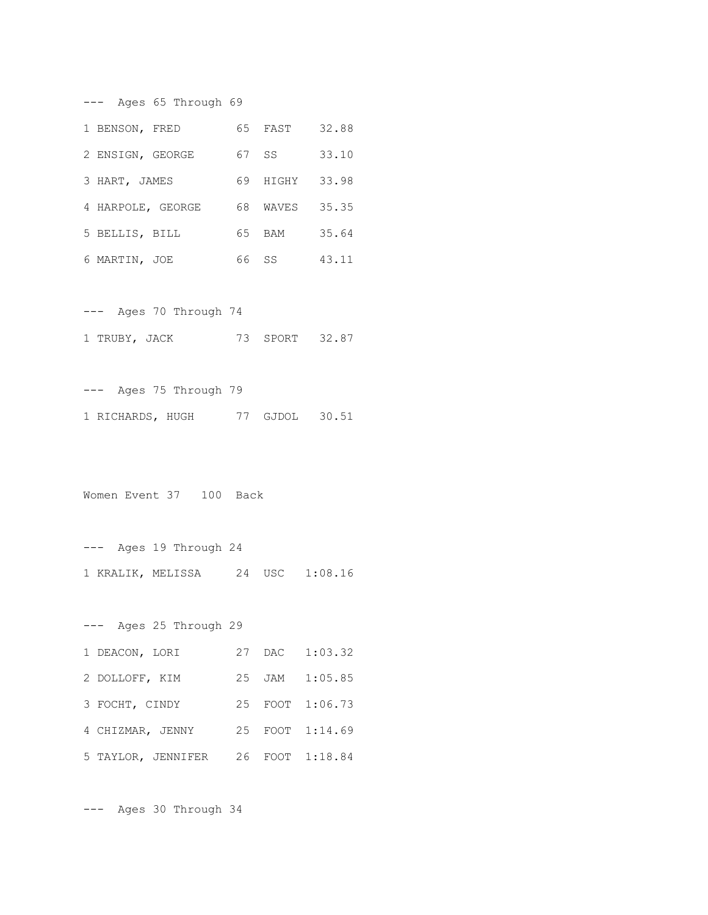--- Ages 65 Through 69

| Place | Name | Age | Team | Time |
| --- | --- | --- | --- | --- |
| 1 | BENSON, FRED | 65 | FAST | 32.88 |
| 2 | ENSIGN, GEORGE | 67 | SS | 33.10 |
| 3 | HART, JAMES | 69 | HIGHY | 33.98 |
| 4 | HARPOLE, GEORGE | 68 | WAVES | 35.35 |
| 5 | BELLIS, BILL | 65 | BAM | 35.64 |
| 6 | MARTIN, JOE | 66 | SS | 43.11 |

--- Ages 70 Through 74

| Place | Name | Age | Team | Time |
| --- | --- | --- | --- | --- |
| 1 | TRUBY, JACK | 73 | SPORT | 32.87 |

--- Ages 75 Through 79

| Place | Name | Age | Team | Time |
| --- | --- | --- | --- | --- |
| 1 | RICHARDS, HUGH | 77 | GJDOL | 30.51 |

Women Event 37 100 Back

--- Ages 19 Through 24

| Place | Name | Age | Team | Time |
| --- | --- | --- | --- | --- |
| 1 | KRALIK, MELISSA | 24 | USC | 1:08.16 |

--- Ages 25 Through 29

| Place | Name | Age | Team | Time |
| --- | --- | --- | --- | --- |
| 1 | DEACON, LORI | 27 | DAC | 1:03.32 |
| 2 | DOLLOFF, KIM | 25 | JAM | 1:05.85 |
| 3 | FOCHT, CINDY | 25 | FOOT | 1:06.73 |
| 4 | CHIZMAR, JENNY | 25 | FOOT | 1:14.69 |
| 5 | TAYLOR, JENNIFER | 26 | FOOT | 1:18.84 |

--- Ages 30 Through 34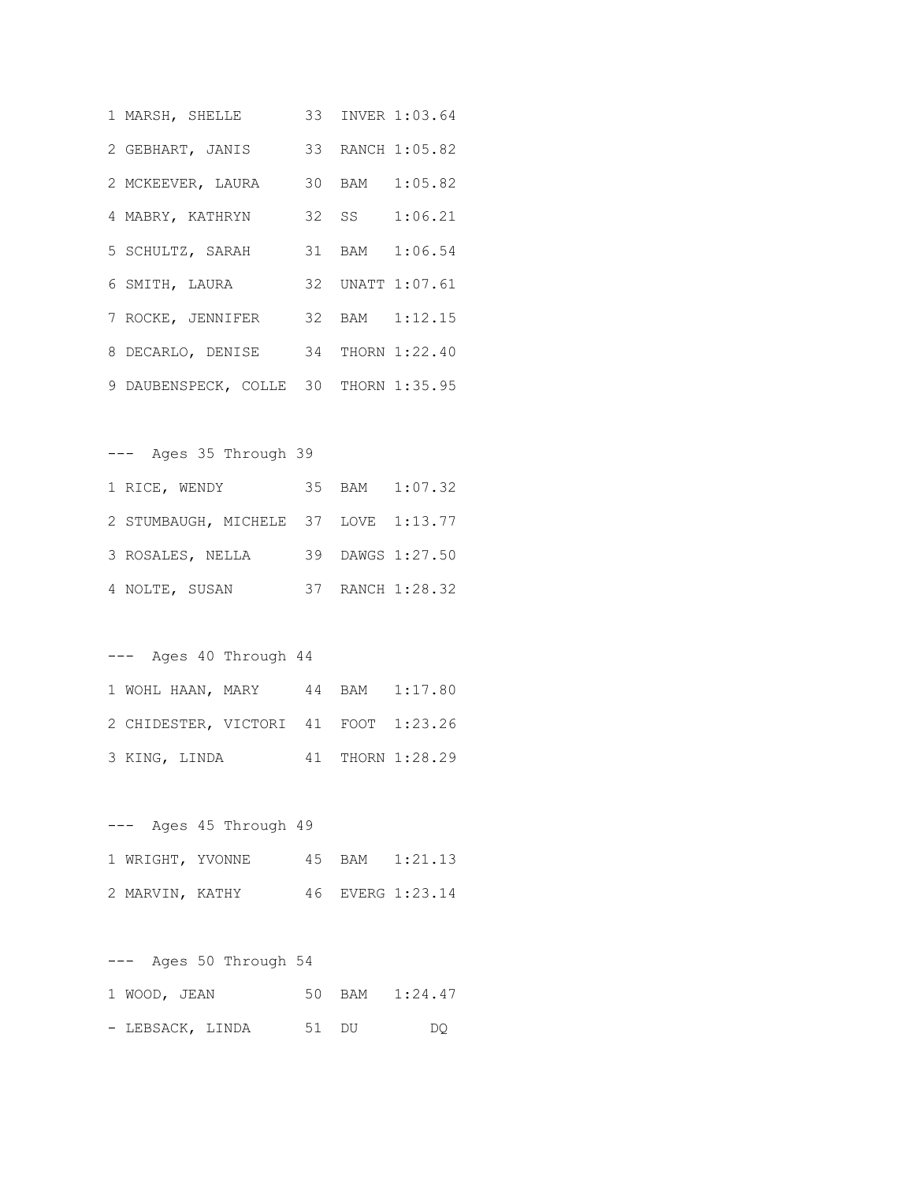```
1 MARSH, SHELLE       33  INVER 1:03.64
2 GEBHART, JANIS      33  RANCH 1:05.82
2 MCKEEVER, LAURA     30  BAM   1:05.82
4 MABRY, KATHRYN      32  SS    1:06.21
5 SCHULTZ, SARAH      31  BAM   1:06.54
6 SMITH, LAURA        32  UNATT 1:07.61
7 ROCKE, JENNIFER     32  BAM   1:12.15
8 DECARLO, DENISE     34  THORN 1:22.40
9 DAUBENSPECK, COLLE  30  THORN 1:35.95

---  Ages 35 Through 39
1 RICE, WENDY         35  BAM   1:07.32
2 STUMBAUGH, MICHELE  37  LOVE  1:13.77
3 ROSALES, NELLA      39  DAWGS 1:27.50
4 NOLTE, SUSAN        37  RANCH 1:28.32

---  Ages 40 Through 44
1 WOHL HAAN, MARY     44  BAM   1:17.80
2 CHIDESTER, VICTORI  41  FOOT  1:23.26
3 KING, LINDA         41  THORN 1:28.29

---  Ages 45 Through 49
1 WRIGHT, YVONNE      45  BAM   1:21.13
2 MARVIN, KATHY       46  EVERG 1:23.14

---  Ages 50 Through 54
1 WOOD, JEAN          50  BAM   1:24.47
- LEBSACK, LINDA      51  DU         DQ
```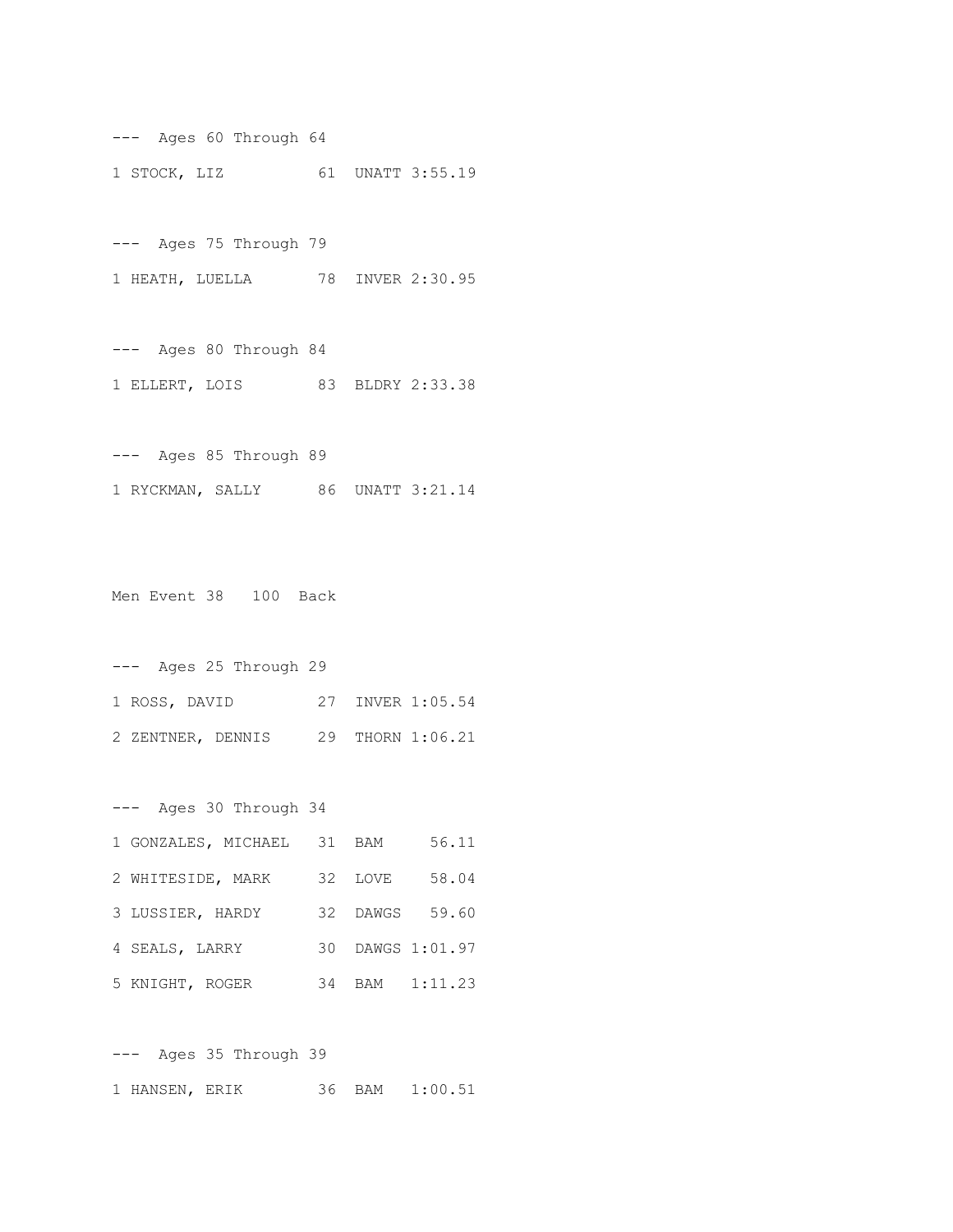--- Ages 60 Through 64

1 STOCK, LIZ 61 UNATT 3:55.19

--- Ages 75 Through 79

1 HEATH, LUELLA 78 INVER 2:30.95

--- Ages 80 Through 84

1 ELLERT, LOIS 83 BLDRY 2:33.38

--- Ages 85 Through 89

1 RYCKMAN, SALLY 86 UNATT 3:21.14

Men Event 38 100 Back

--- Ages 25 Through 29

1 ROSS, DAVID 27 INVER 1:05.54

2 ZENTNER, DENNIS 29 THORN 1:06.21

--- Ages 30 Through 34

1 GONZALES, MICHAEL 31 BAM 56.11

2 WHITESIDE, MARK 32 LOVE 58.04

3 LUSSIER, HARDY 32 DAWGS 59.60

4 SEALS, LARRY 30 DAWGS 1:01.97

5 KNIGHT, ROGER 34 BAM 1:11.23

--- Ages 35 Through 39

1 HANSEN, ERIK 36 BAM 1:00.51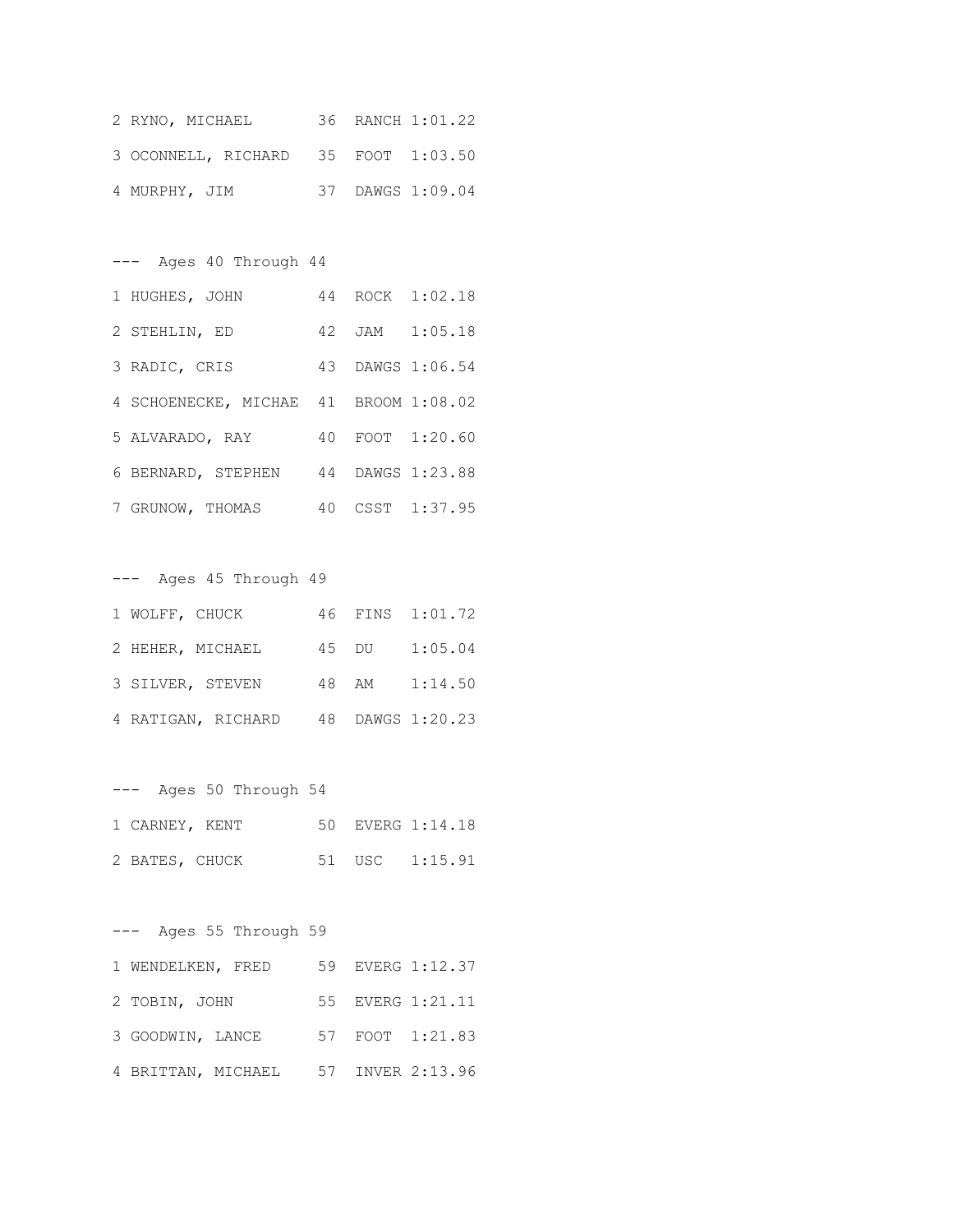```
2 RYNO, MICHAEL       36  RANCH 1:01.22
3 OCONNELL, RICHARD   35  FOOT  1:03.50
4 MURPHY, JIM         37  DAWGS 1:09.04

---  Ages 40 Through 44
1 HUGHES, JOHN        44  ROCK  1:02.18
2 STEHLIN, ED         42  JAM   1:05.18
3 RADIC, CRIS         43  DAWGS 1:06.54
4 SCHOENECKE, MICHAE  41  BROOM 1:08.02
5 ALVARADO, RAY       40  FOOT  1:20.60
6 BERNARD, STEPHEN    44  DAWGS 1:23.88
7 GRUNOW, THOMAS      40  CSST  1:37.95

---  Ages 45 Through 49
1 WOLFF, CHUCK        46  FINS  1:01.72
2 HEHER, MICHAEL      45  DU    1:05.04
3 SILVER, STEVEN      48  AM    1:14.50
4 RATIGAN, RICHARD    48  DAWGS 1:20.23

---  Ages 50 Through 54
1 CARNEY, KENT        50  EVERG 1:14.18
2 BATES, CHUCK        51  USC   1:15.91

---  Ages 55 Through 59
1 WENDELKEN, FRED     59  EVERG 1:12.37
2 TOBIN, JOHN         55  EVERG 1:21.11
3 GOODWIN, LANCE      57  FOOT  1:21.83
4 BRITTAN, MICHAEL    57  INVER 2:13.96
```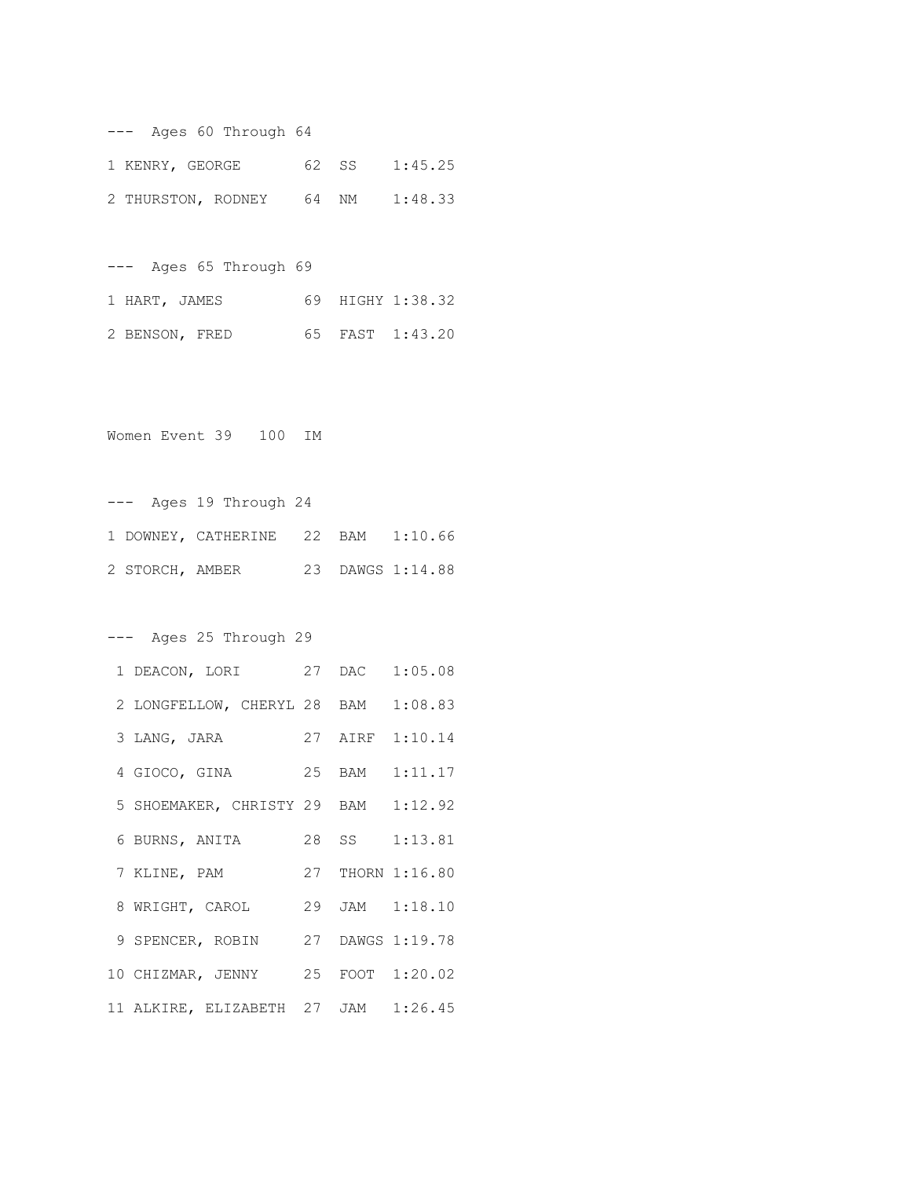--- Ages 60 Through 64

| Place | Name | Age | Team | Time |
|---|---|---|---|---|
| 1 | KENRY, GEORGE | 62 | SS | 1:45.25 |
| 2 | THURSTON, RODNEY | 64 | NM | 1:48.33 |

--- Ages 65 Through 69

| Place | Name | Age | Team | Time |
|---|---|---|---|---|
| 1 | HART, JAMES | 69 | HIGHY | 1:38.32 |
| 2 | BENSON, FRED | 65 | FAST | 1:43.20 |

Women Event 39   100  IM

--- Ages 19 Through 24

| Place | Name | Age | Team | Time |
|---|---|---|---|---|
| 1 | DOWNEY, CATHERINE | 22 | BAM | 1:10.66 |
| 2 | STORCH, AMBER | 23 | DAWGS | 1:14.88 |

--- Ages 25 Through 29

| Place | Name | Age | Team | Time |
|---|---|---|---|---|
| 1 | DEACON, LORI | 27 | DAC | 1:05.08 |
| 2 | LONGFELLOW, CHERYL | 28 | BAM | 1:08.83 |
| 3 | LANG, JARA | 27 | AIRF | 1:10.14 |
| 4 | GIOCO, GINA | 25 | BAM | 1:11.17 |
| 5 | SHOEMAKER, CHRISTY | 29 | BAM | 1:12.92 |
| 6 | BURNS, ANITA | 28 | SS | 1:13.81 |
| 7 | KLINE, PAM | 27 | THORN | 1:16.80 |
| 8 | WRIGHT, CAROL | 29 | JAM | 1:18.10 |
| 9 | SPENCER, ROBIN | 27 | DAWGS | 1:19.78 |
| 10 | CHIZMAR, JENNY | 25 | FOOT | 1:20.02 |
| 11 | ALKIRE, ELIZABETH | 27 | JAM | 1:26.45 |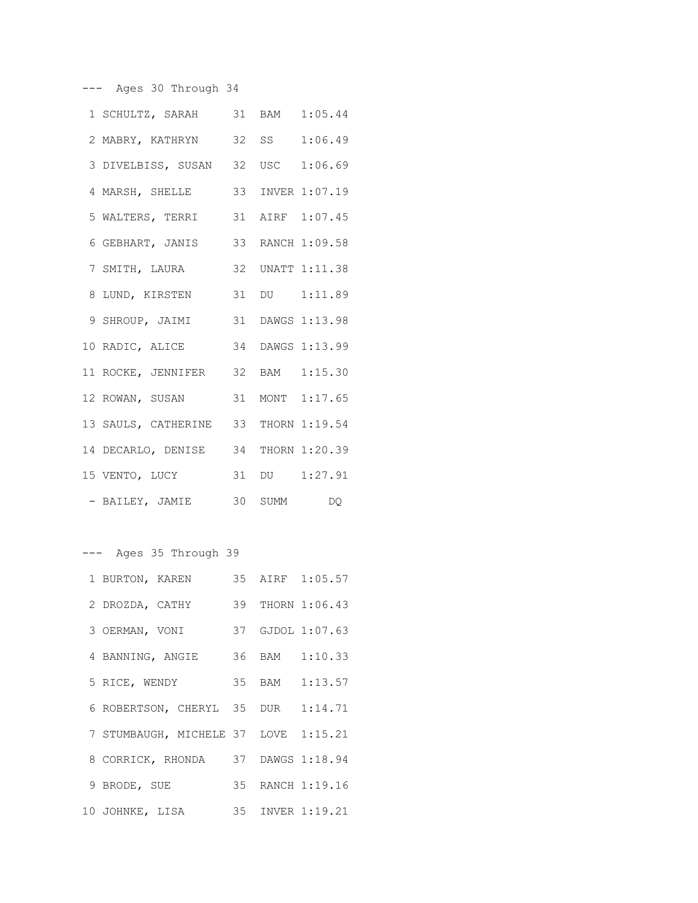--- Ages 30 Through 34

| Place | Name | Age | Team | Time |
|---|---|---|---|---|
| 1 | SCHULTZ, SARAH | 31 | BAM | 1:05.44 |
| 2 | MABRY, KATHRYN | 32 | SS | 1:06.49 |
| 3 | DIVELBISS, SUSAN | 32 | USC | 1:06.69 |
| 4 | MARSH, SHELLE | 33 | INVER | 1:07.19 |
| 5 | WALTERS, TERRI | 31 | AIRF | 1:07.45 |
| 6 | GEBHART, JANIS | 33 | RANCH | 1:09.58 |
| 7 | SMITH, LAURA | 32 | UNATT | 1:11.38 |
| 8 | LUND, KIRSTEN | 31 | DU | 1:11.89 |
| 9 | SHROUP, JAIMI | 31 | DAWGS | 1:13.98 |
| 10 | RADIC, ALICE | 34 | DAWGS | 1:13.99 |
| 11 | ROCKE, JENNIFER | 32 | BAM | 1:15.30 |
| 12 | ROWAN, SUSAN | 31 | MONT | 1:17.65 |
| 13 | SAULS, CATHERINE | 33 | THORN | 1:19.54 |
| 14 | DECARLO, DENISE | 34 | THORN | 1:20.39 |
| 15 | VENTO, LUCY | 31 | DU | 1:27.91 |
| - | BAILEY, JAMIE | 30 | SUMM | DQ |

--- Ages 35 Through 39

| Place | Name | Age | Team | Time |
|---|---|---|---|---|
| 1 | BURTON, KAREN | 35 | AIRF | 1:05.57 |
| 2 | DROZDA, CATHY | 39 | THORN | 1:06.43 |
| 3 | OERMAN, VONI | 37 | GJDOL | 1:07.63 |
| 4 | BANNING, ANGIE | 36 | BAM | 1:10.33 |
| 5 | RICE, WENDY | 35 | BAM | 1:13.57 |
| 6 | ROBERTSON, CHERYL | 35 | DUR | 1:14.71 |
| 7 | STUMBAUGH, MICHELE | 37 | LOVE | 1:15.21 |
| 8 | CORRICK, RHONDA | 37 | DAWGS | 1:18.94 |
| 9 | BRODE, SUE | 35 | RANCH | 1:19.16 |
| 10 | JOHNKE, LISA | 35 | INVER | 1:19.21 |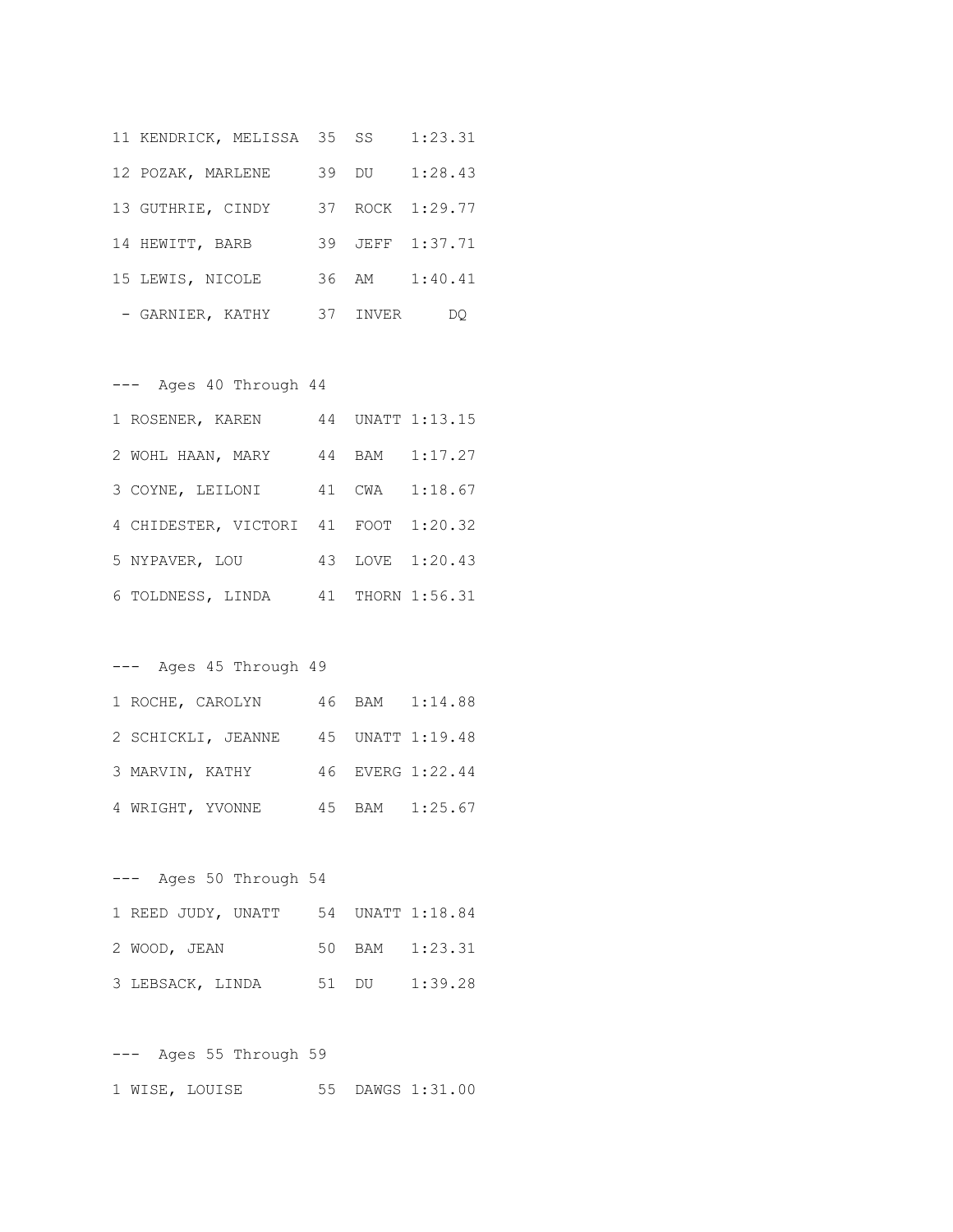```
11 KENDRICK, MELISSA  35  SS    1:23.31
12 POZAK, MARLENE     39  DU    1:28.43
13 GUTHRIE, CINDY     37  ROCK  1:29.77
14 HEWITT, BARB       39  JEFF  1:37.71
15 LEWIS, NICOLE      36  AM    1:40.41
 - GARNIER, KATHY     37  INVER     DQ

---  Ages 40 Through 44
1 ROSENER, KAREN      44  UNATT 1:13.15
2 WOHL HAAN, MARY     44  BAM   1:17.27
3 COYNE, LEILONI      41  CWA   1:18.67
4 CHIDESTER, VICTORI  41  FOOT  1:20.32
5 NYPAVER, LOU        43  LOVE  1:20.43
6 TOLDNESS, LINDA     41  THORN 1:56.31

---  Ages 45 Through 49
1 ROCHE, CAROLYN      46  BAM   1:14.88
2 SCHICKLI, JEANNE    45  UNATT 1:19.48
3 MARVIN, KATHY       46  EVERG 1:22.44
4 WRIGHT, YVONNE      45  BAM   1:25.67

---  Ages 50 Through 54
1 REED JUDY, UNATT    54  UNATT 1:18.84
2 WOOD, JEAN          50  BAM   1:23.31
3 LEBSACK, LINDA      51  DU    1:39.28

---  Ages 55 Through 59
1 WISE, LOUISE        55  DAWGS 1:31.00
```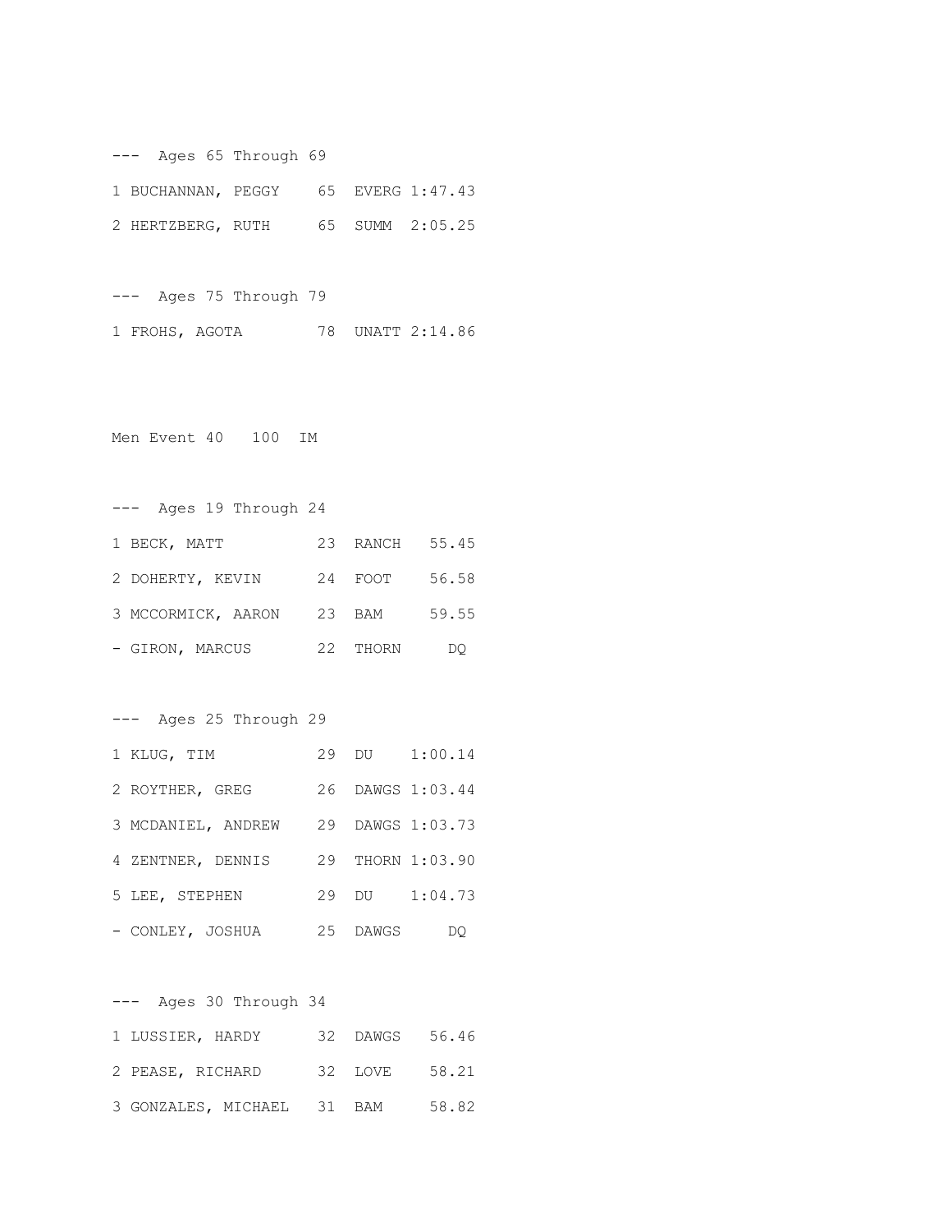--- Ages 65 Through 69

1 BUCHANNAN, PEGGY 65 EVERG 1:47.43

2 HERTZBERG, RUTH 65 SUMM 2:05.25

--- Ages 75 Through 79

1 FROHS, AGOTA 78 UNATT 2:14.86

Men Event 40 100 IM

--- Ages 19 Through 24

1 BECK, MATT 23 RANCH 55.45

2 DOHERTY, KEVIN 24 FOOT 56.58

3 MCCORMICK, AARON 23 BAM 59.55

- GIRON, MARCUS 22 THORN DQ

--- Ages 25 Through 29

1 KLUG, TIM 29 DU 1:00.14

2 ROYTHER, GREG 26 DAWGS 1:03.44

3 MCDANIEL, ANDREW 29 DAWGS 1:03.73

4 ZENTNER, DENNIS 29 THORN 1:03.90

5 LEE, STEPHEN 29 DU 1:04.73

- CONLEY, JOSHUA 25 DAWGS DQ

--- Ages 30 Through 34

1 LUSSIER, HARDY 32 DAWGS 56.46

2 PEASE, RICHARD 32 LOVE 58.21

3 GONZALES, MICHAEL 31 BAM 58.82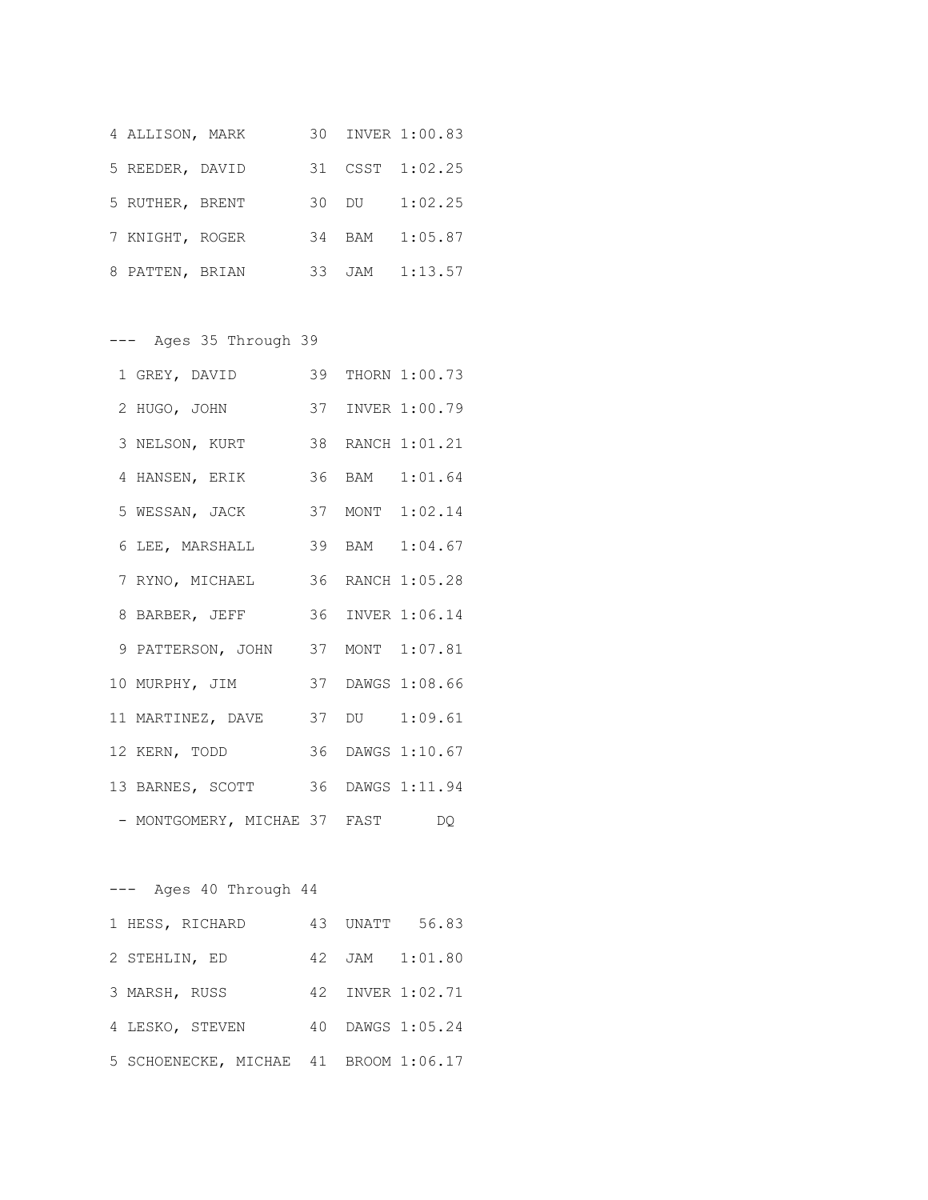```
4 ALLISON, MARK       30  INVER 1:00.83
5 REEDER, DAVID       31  CSST  1:02.25
5 RUTHER, BRENT       30  DU    1:02.25
7 KNIGHT, ROGER       34  BAM   1:05.87
8 PATTEN, BRIAN       33  JAM   1:13.57
```

--- Ages 35 Through 39

```
 1 GREY, DAVID        39  THORN 1:00.73
 2 HUGO, JOHN         37  INVER 1:00.79
 3 NELSON, KURT       38  RANCH 1:01.21
 4 HANSEN, ERIK       36  BAM   1:01.64
 5 WESSAN, JACK       37  MONT  1:02.14
 6 LEE, MARSHALL      39  BAM   1:04.67
 7 RYNO, MICHAEL      36  RANCH 1:05.28
 8 BARBER, JEFF       36  INVER 1:06.14
 9 PATTERSON, JOHN    37  MONT  1:07.81
10 MURPHY, JIM        37  DAWGS 1:08.66
11 MARTINEZ, DAVE     37  DU    1:09.61
12 KERN, TODD         36  DAWGS 1:10.67
13 BARNES, SCOTT      36  DAWGS 1:11.94
 - MONTGOMERY, MICHAE 37  FAST       DQ
```

--- Ages 40 Through 44

```
1 HESS, RICHARD       43  UNATT   56.83
2 STEHLIN, ED         42  JAM   1:01.80
3 MARSH, RUSS         42  INVER 1:02.71
4 LESKO, STEVEN       40  DAWGS 1:05.24
5 SCHOENECKE, MICHAE  41  BROOM 1:06.17
```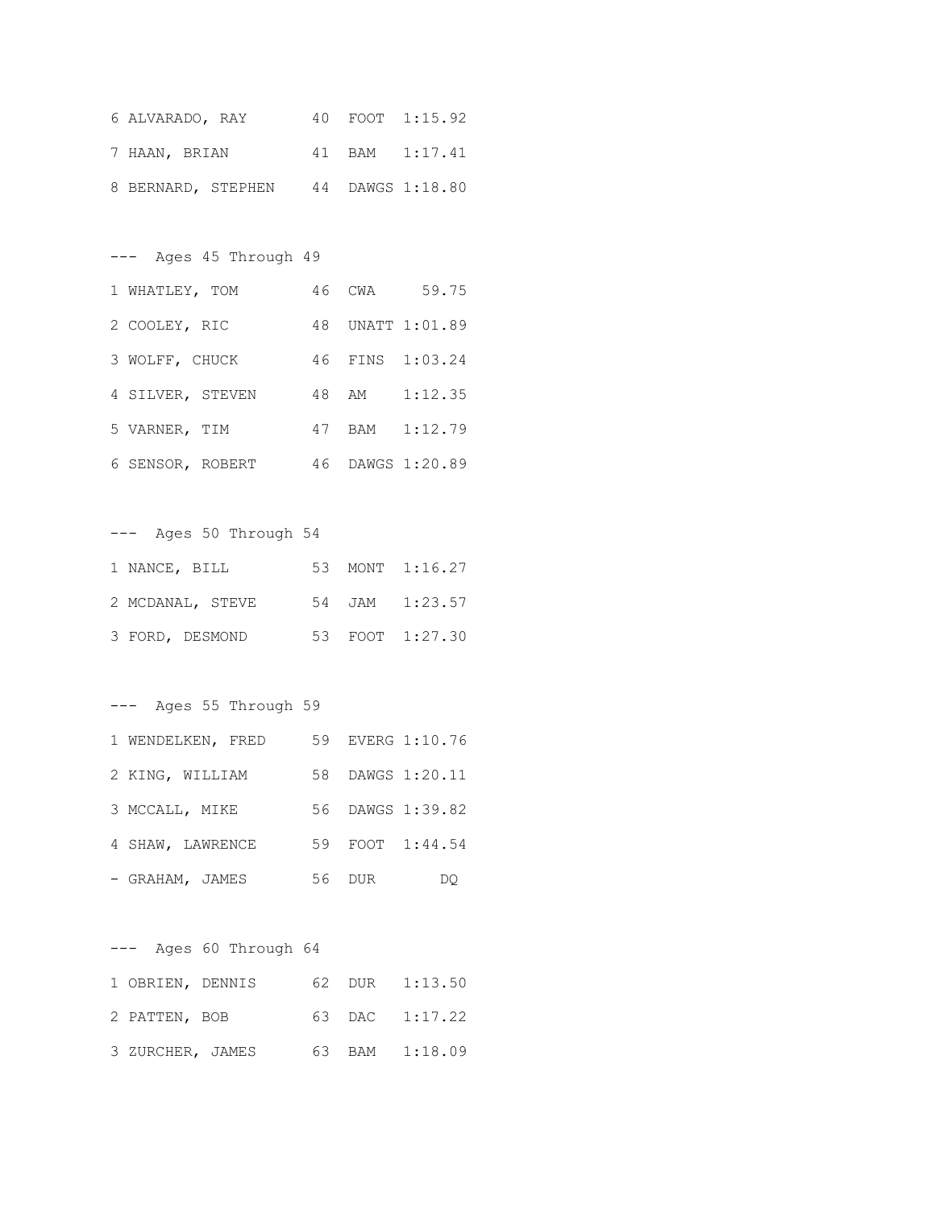```
6 ALVARADO, RAY       40  FOOT  1:15.92
7 HAAN, BRIAN         41  BAM   1:17.41
8 BERNARD, STEPHEN    44  DAWGS 1:18.80

---  Ages 45 Through 49
1 WHATLEY, TOM        46  CWA     59.75
2 COOLEY, RIC         48  UNATT 1:01.89
3 WOLFF, CHUCK        46  FINS  1:03.24
4 SILVER, STEVEN      48  AM    1:12.35
5 VARNER, TIM         47  BAM   1:12.79
6 SENSOR, ROBERT      46  DAWGS 1:20.89

---  Ages 50 Through 54
1 NANCE, BILL         53  MONT  1:16.27
2 MCDANAL, STEVE      54  JAM   1:23.57
3 FORD, DESMOND       53  FOOT  1:27.30

---  Ages 55 Through 59
1 WENDELKEN, FRED     59  EVERG 1:10.76
2 KING, WILLIAM       58  DAWGS 1:20.11
3 MCCALL, MIKE        56  DAWGS 1:39.82
4 SHAW, LAWRENCE      59  FOOT  1:44.54
- GRAHAM, JAMES       56  DUR        DQ

---  Ages 60 Through 64
1 OBRIEN, DENNIS      62  DUR   1:13.50
2 PATTEN, BOB         63  DAC   1:17.22
3 ZURCHER, JAMES      63  BAM   1:18.09
```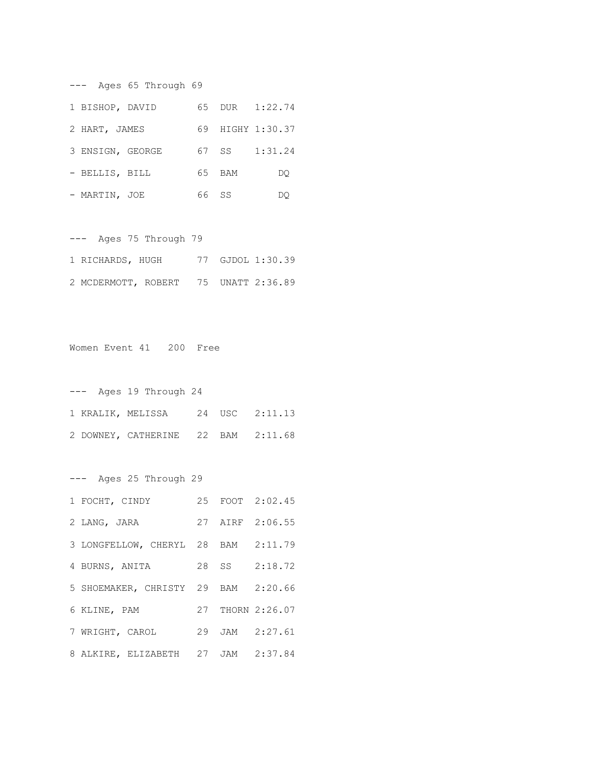--- Ages 65 Through 69

| Place | Name | Age | Team | Time |
|---|---|---|---|---|
| 1 | BISHOP, DAVID | 65 | DUR | 1:22.74 |
| 2 | HART, JAMES | 69 | HIGHY | 1:30.37 |
| 3 | ENSIGN, GEORGE | 67 | SS | 1:31.24 |
| - | BELLIS, BILL | 65 | BAM | DQ |
| - | MARTIN, JOE | 66 | SS | DQ |

--- Ages 75 Through 79

| Place | Name | Age | Team | Time |
|---|---|---|---|---|
| 1 | RICHARDS, HUGH | 77 | GJDOL | 1:30.39 |
| 2 | MCDERMOTT, ROBERT | 75 | UNATT | 2:36.89 |

Women Event 41 200 Free

--- Ages 19 Through 24

| Place | Name | Age | Team | Time |
|---|---|---|---|---|
| 1 | KRALIK, MELISSA | 24 | USC | 2:11.13 |
| 2 | DOWNEY, CATHERINE | 22 | BAM | 2:11.68 |

--- Ages 25 Through 29

| Place | Name | Age | Team | Time |
|---|---|---|---|---|
| 1 | FOCHT, CINDY | 25 | FOOT | 2:02.45 |
| 2 | LANG, JARA | 27 | AIRF | 2:06.55 |
| 3 | LONGFELLOW, CHERYL | 28 | BAM | 2:11.79 |
| 4 | BURNS, ANITA | 28 | SS | 2:18.72 |
| 5 | SHOEMAKER, CHRISTY | 29 | BAM | 2:20.66 |
| 6 | KLINE, PAM | 27 | THORN | 2:26.07 |
| 7 | WRIGHT, CAROL | 29 | JAM | 2:27.61 |
| 8 | ALKIRE, ELIZABETH | 27 | JAM | 2:37.84 |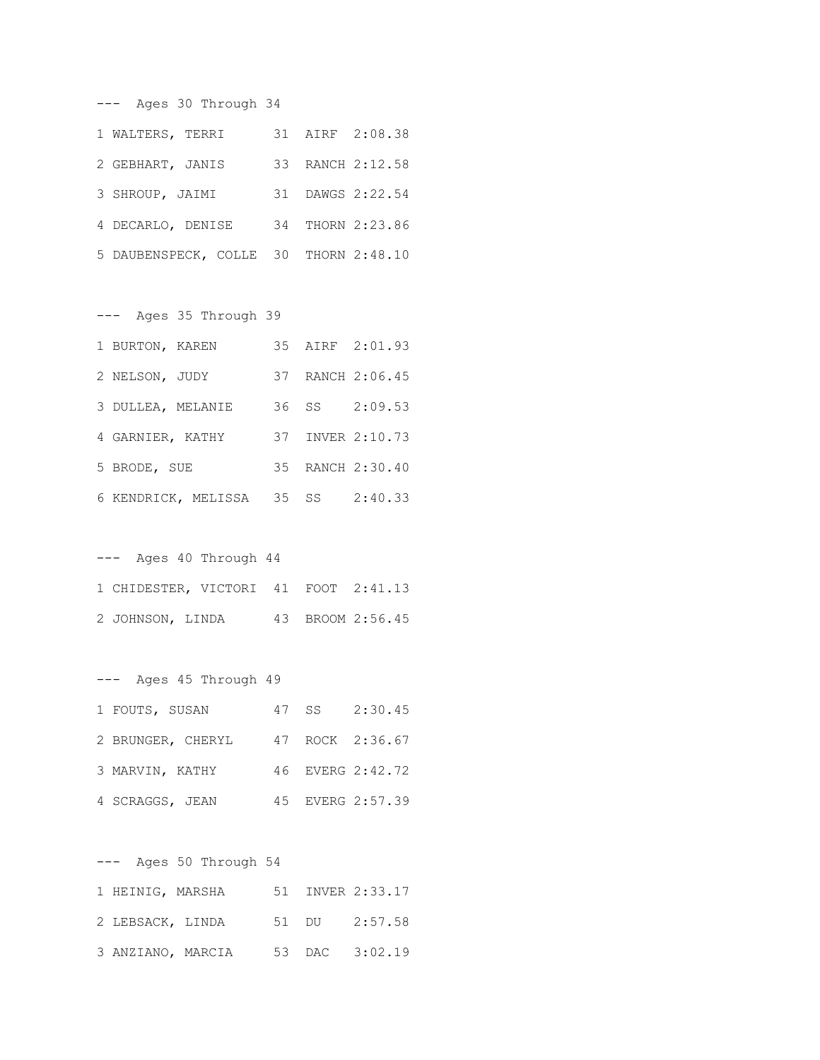--- Ages 30 Through 34

1 WALTERS, TERRI 31 AIRF 2:08.38

2 GEBHART, JANIS 33 RANCH 2:12.58

3 SHROUP, JAIMI 31 DAWGS 2:22.54

4 DECARLO, DENISE 34 THORN 2:23.86

5 DAUBENSPECK, COLLE 30 THORN 2:48.10

--- Ages 35 Through 39

1 BURTON, KAREN 35 AIRF 2:01.93

2 NELSON, JUDY 37 RANCH 2:06.45

3 DULLEA, MELANIE 36 SS 2:09.53

4 GARNIER, KATHY 37 INVER 2:10.73

5 BRODE, SUE 35 RANCH 2:30.40

6 KENDRICK, MELISSA 35 SS 2:40.33

--- Ages 40 Through 44

1 CHIDESTER, VICTORI 41 FOOT 2:41.13

2 JOHNSON, LINDA 43 BROOM 2:56.45

--- Ages 45 Through 49

1 FOUTS, SUSAN 47 SS 2:30.45

2 BRUNGER, CHERYL 47 ROCK 2:36.67

3 MARVIN, KATHY 46 EVERG 2:42.72

4 SCRAGGS, JEAN 45 EVERG 2:57.39

--- Ages 50 Through 54

1 HEINIG, MARSHA 51 INVER 2:33.17

2 LEBSACK, LINDA 51 DU 2:57.58

3 ANZIANO, MARCIA 53 DAC 3:02.19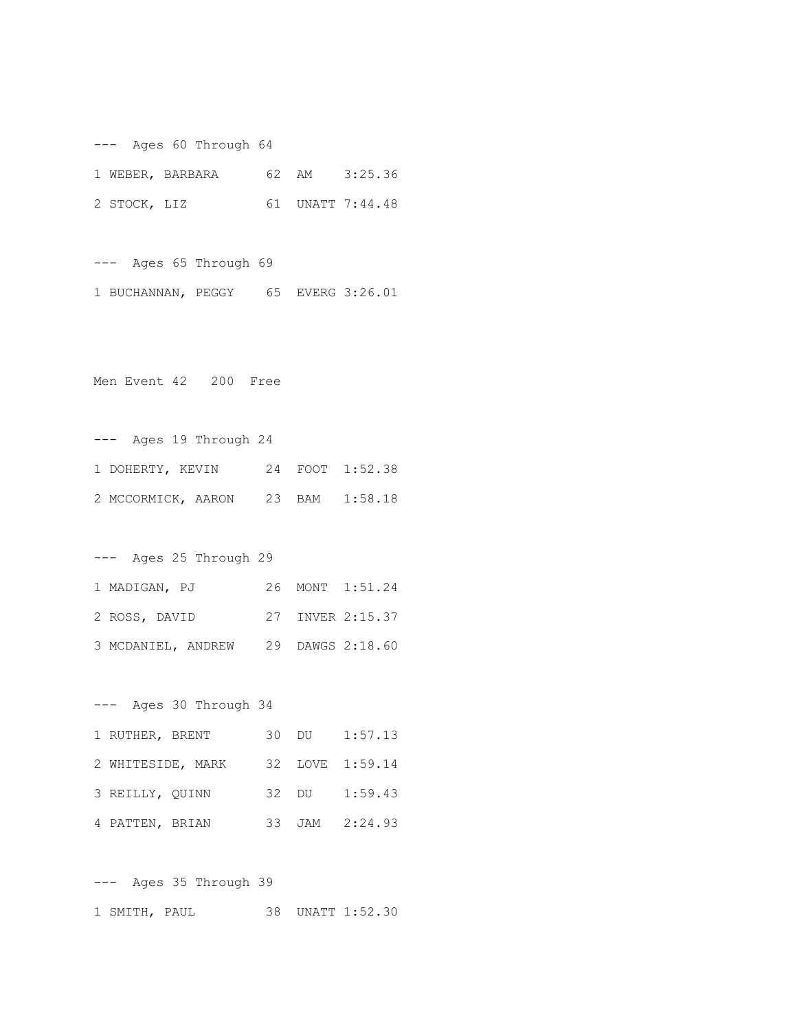--- Ages 60 Through 64

1 WEBER, BARBARA 62 AM 3:25.36

2 STOCK, LIZ 61 UNATT 7:44.48

--- Ages 65 Through 69

1 BUCHANNAN, PEGGY 65 EVERG 3:26.01

Men Event 42 200 Free

--- Ages 19 Through 24

1 DOHERTY, KEVIN 24 FOOT 1:52.38

2 MCCORMICK, AARON 23 BAM 1:58.18

--- Ages 25 Through 29

1 MADIGAN, PJ 26 MONT 1:51.24

2 ROSS, DAVID 27 INVER 2:15.37

3 MCDANIEL, ANDREW 29 DAWGS 2:18.60

--- Ages 30 Through 34

1 RUTHER, BRENT 30 DU 1:57.13

2 WHITESIDE, MARK 32 LOVE 1:59.14

3 REILLY, QUINN 32 DU 1:59.43

4 PATTEN, BRIAN 33 JAM 2:24.93

--- Ages 35 Through 39

1 SMITH, PAUL 38 UNATT 1:52.30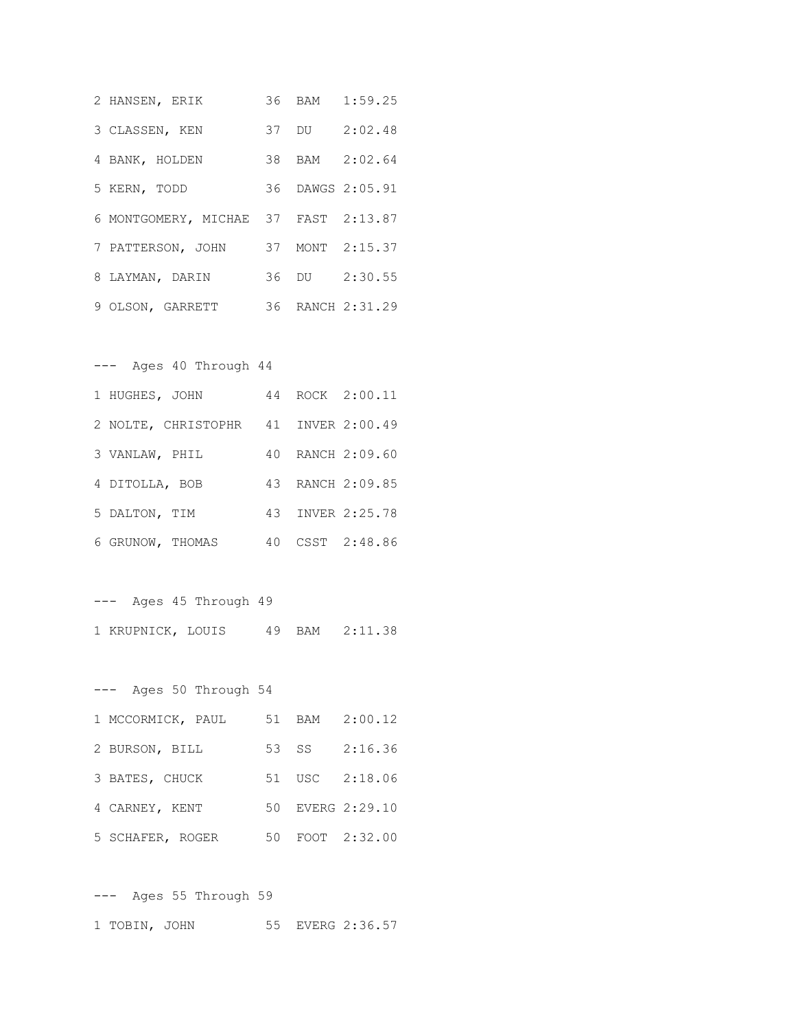```
2 HANSEN, ERIK        36  BAM   1:59.25
3 CLASSEN, KEN        37  DU    2:02.48
4 BANK, HOLDEN        38  BAM   2:02.64
5 KERN, TODD          36  DAWGS 2:05.91
6 MONTGOMERY, MICHAE  37  FAST  2:13.87
7 PATTERSON, JOHN     37  MONT  2:15.37
8 LAYMAN, DARIN       36  DU    2:30.55
9 OLSON, GARRETT      36  RANCH 2:31.29

---  Ages 40 Through 44
1 HUGHES, JOHN        44  ROCK  2:00.11
2 NOLTE, CHRISTOPHR   41  INVER 2:00.49
3 VANLAW, PHIL        40  RANCH 2:09.60
4 DITOLLA, BOB        43  RANCH 2:09.85
5 DALTON, TIM         43  INVER 2:25.78
6 GRUNOW, THOMAS      40  CSST  2:48.86

---  Ages 45 Through 49
1 KRUPNICK, LOUIS     49  BAM   2:11.38

---  Ages 50 Through 54
1 MCCORMICK, PAUL     51  BAM   2:00.12
2 BURSON, BILL        53  SS    2:16.36
3 BATES, CHUCK        51  USC   2:18.06
4 CARNEY, KENT        50  EVERG 2:29.10
5 SCHAFER, ROGER      50  FOOT  2:32.00

---  Ages 55 Through 59
1 TOBIN, JOHN         55  EVERG 2:36.57
```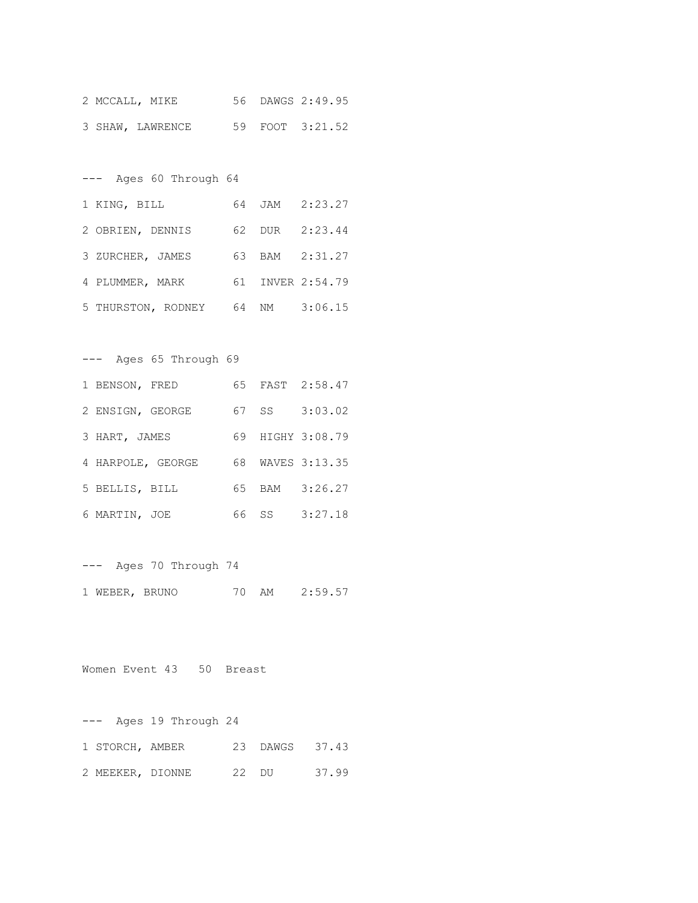2 MCCALL, MIKE 56 DAWGS 2:49.95

3 SHAW, LAWRENCE 59 FOOT 3:21.52

--- Ages 60 Through 64

1 KING, BILL 64 JAM 2:23.27

2 OBRIEN, DENNIS 62 DUR 2:23.44

3 ZURCHER, JAMES 63 BAM 2:31.27

4 PLUMMER, MARK 61 INVER 2:54.79

5 THURSTON, RODNEY 64 NM 3:06.15

--- Ages 65 Through 69

1 BENSON, FRED 65 FAST 2:58.47

2 ENSIGN, GEORGE 67 SS 3:03.02

3 HART, JAMES 69 HIGHY 3:08.79

4 HARPOLE, GEORGE 68 WAVES 3:13.35

5 BELLIS, BILL 65 BAM 3:26.27

6 MARTIN, JOE 66 SS 3:27.18

--- Ages 70 Through 74

1 WEBER, BRUNO 70 AM 2:59.57

Women Event 43 50 Breast

--- Ages 19 Through 24

1 STORCH, AMBER 23 DAWGS 37.43

2 MEEKER, DIONNE 22 DU 37.99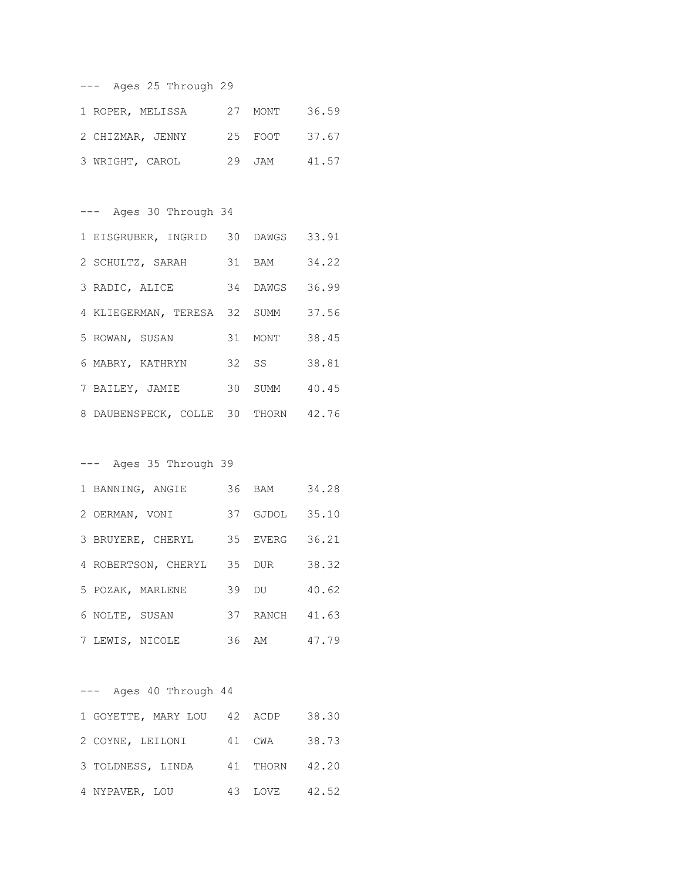--- Ages 25 Through 29

```
1 ROPER, MELISSA      27  MONT    36.59
2 CHIZMAR, JENNY      25  FOOT    37.67
3 WRIGHT, CAROL       29  JAM     41.57
```

--- Ages 30 Through 34

```
1 EISGRUBER, INGRID   30  DAWGS   33.91
2 SCHULTZ, SARAH      31  BAM     34.22
3 RADIC, ALICE        34  DAWGS   36.99
4 KLIEGERMAN, TERESA  32  SUMM    37.56
5 ROWAN, SUSAN        31  MONT    38.45
6 MABRY, KATHRYN      32  SS      38.81
7 BAILEY, JAMIE       30  SUMM    40.45
8 DAUBENSPECK, COLLE  30  THORN   42.76
```

--- Ages 35 Through 39

```
1 BANNING, ANGIE      36  BAM     34.28
2 OERMAN, VONI        37  GJDOL   35.10
3 BRUYERE, CHERYL     35  EVERG   36.21
4 ROBERTSON, CHERYL   35  DUR     38.32
5 POZAK, MARLENE      39  DU      40.62
6 NOLTE, SUSAN        37  RANCH   41.63
7 LEWIS, NICOLE       36  AM      47.79
```

--- Ages 40 Through 44

```
1 GOYETTE, MARY LOU   42  ACDP    38.30
2 COYNE, LEILONI      41  CWA     38.73
3 TOLDNESS, LINDA     41  THORN   42.20
4 NYPAVER, LOU        43  LOVE    42.52
```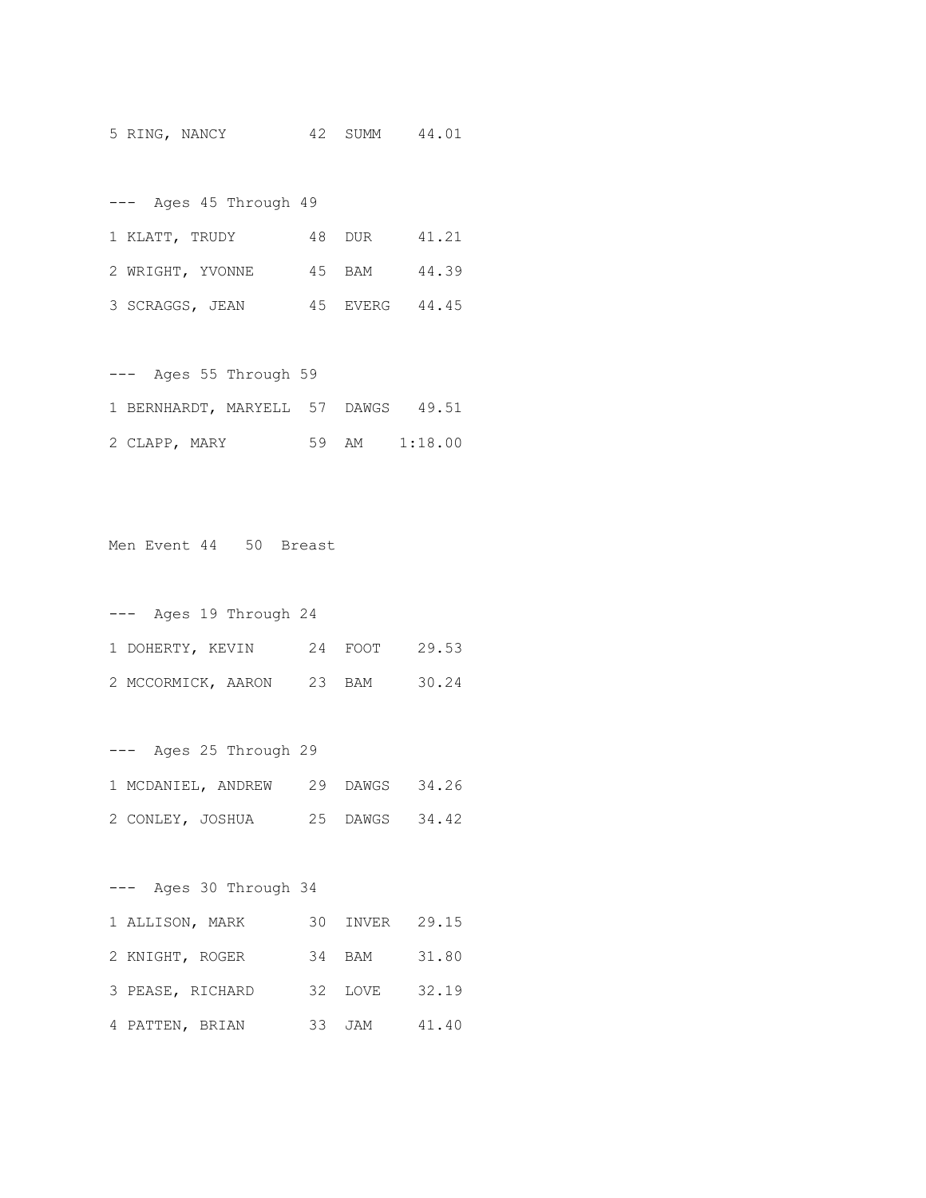```
5 RING, NANCY         42  SUMM    44.01

---  Ages 45 Through 49
1 KLATT, TRUDY        48  DUR     41.21
2 WRIGHT, YVONNE      45  BAM     44.39
3 SCRAGGS, JEAN       45  EVERG   44.45

---  Ages 55 Through 59
1 BERNHARDT, MARYELL  57  DAWGS   49.51
2 CLAPP, MARY         59  AM    1:18.00


Men Event 44   50  Breast

---  Ages 19 Through 24
1 DOHERTY, KEVIN      24  FOOT    29.53
2 MCCORMICK, AARON    23  BAM     30.24

---  Ages 25 Through 29
1 MCDANIEL, ANDREW    29  DAWGS   34.26
2 CONLEY, JOSHUA      25  DAWGS   34.42

---  Ages 30 Through 34
1 ALLISON, MARK       30  INVER   29.15
2 KNIGHT, ROGER       34  BAM     31.80
3 PEASE, RICHARD      32  LOVE    32.19
4 PATTEN, BRIAN       33  JAM     41.40
```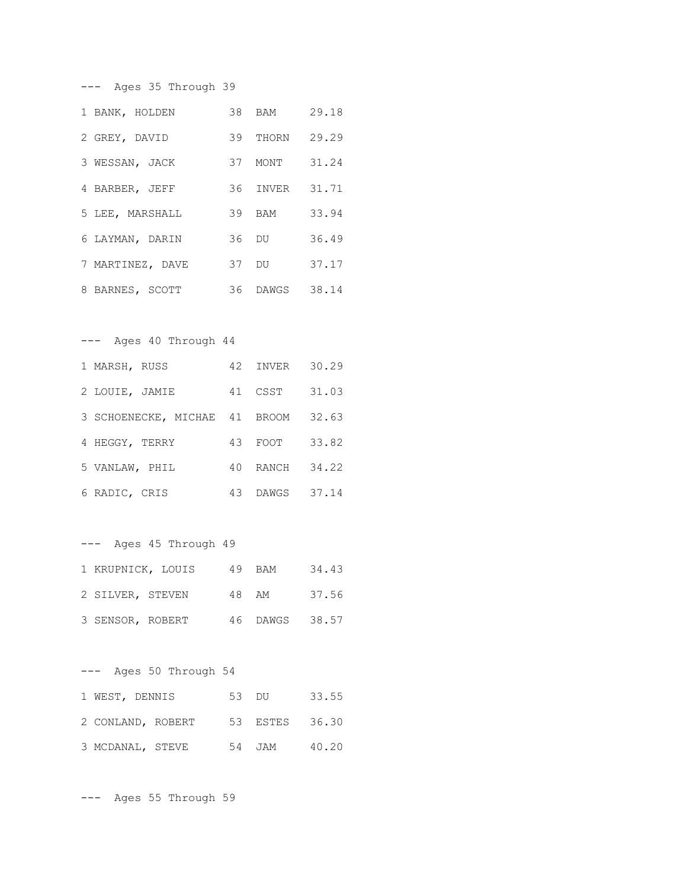--- Ages 35 Through 39

| Place | Name | Age | Team | Time |
|---|---|---|---|---|
| 1 | BANK, HOLDEN | 38 | BAM | 29.18 |
| 2 | GREY, DAVID | 39 | THORN | 29.29 |
| 3 | WESSAN, JACK | 37 | MONT | 31.24 |
| 4 | BARBER, JEFF | 36 | INVER | 31.71 |
| 5 | LEE, MARSHALL | 39 | BAM | 33.94 |
| 6 | LAYMAN, DARIN | 36 | DU | 36.49 |
| 7 | MARTINEZ, DAVE | 37 | DU | 37.17 |
| 8 | BARNES, SCOTT | 36 | DAWGS | 38.14 |

--- Ages 40 Through 44

| Place | Name | Age | Team | Time |
|---|---|---|---|---|
| 1 | MARSH, RUSS | 42 | INVER | 30.29 |
| 2 | LOUIE, JAMIE | 41 | CSST | 31.03 |
| 3 | SCHOENECKE, MICHAE | 41 | BROOM | 32.63 |
| 4 | HEGGY, TERRY | 43 | FOOT | 33.82 |
| 5 | VANLAW, PHIL | 40 | RANCH | 34.22 |
| 6 | RADIC, CRIS | 43 | DAWGS | 37.14 |

--- Ages 45 Through 49

| Place | Name | Age | Team | Time |
|---|---|---|---|---|
| 1 | KRUPNICK, LOUIS | 49 | BAM | 34.43 |
| 2 | SILVER, STEVEN | 48 | AM | 37.56 |
| 3 | SENSOR, ROBERT | 46 | DAWGS | 38.57 |

--- Ages 50 Through 54

| Place | Name | Age | Team | Time |
|---|---|---|---|---|
| 1 | WEST, DENNIS | 53 | DU | 33.55 |
| 2 | CONLAND, ROBERT | 53 | ESTES | 36.30 |
| 3 | MCDANAL, STEVE | 54 | JAM | 40.20 |

--- Ages 55 Through 59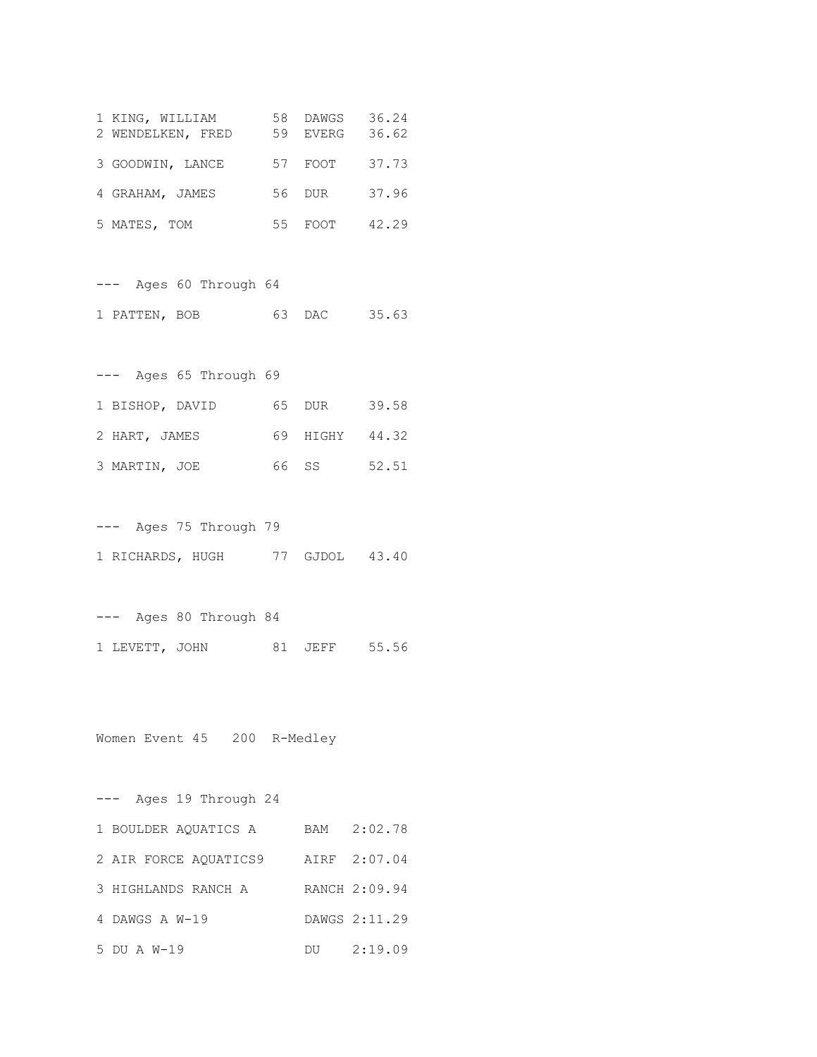1 KING, WILLIAM 58 DAWGS 36.24
2 WENDELKEN, FRED 59 EVERG 36.62

3 GOODWIN, LANCE 57 FOOT 37.73

4 GRAHAM, JAMES 56 DUR 37.96

5 MATES, TOM 55 FOOT 42.29

--- Ages 60 Through 64

1 PATTEN, BOB 63 DAC 35.63

--- Ages 65 Through 69

1 BISHOP, DAVID 65 DUR 39.58

2 HART, JAMES 69 HIGHY 44.32

3 MARTIN, JOE 66 SS 52.51

--- Ages 75 Through 79

1 RICHARDS, HUGH 77 GJDOL 43.40

--- Ages 80 Through 84

1 LEVETT, JOHN 81 JEFF 55.56

Women Event 45 200 R-Medley

--- Ages 19 Through 24

1 BOULDER AQUATICS A BAM 2:02.78

2 AIR FORCE AQUATICS9 AIRF 2:07.04

3 HIGHLANDS RANCH A RANCH 2:09.94

4 DAWGS A W-19 DAWGS 2:11.29

5 DU A W-19 DU 2:19.09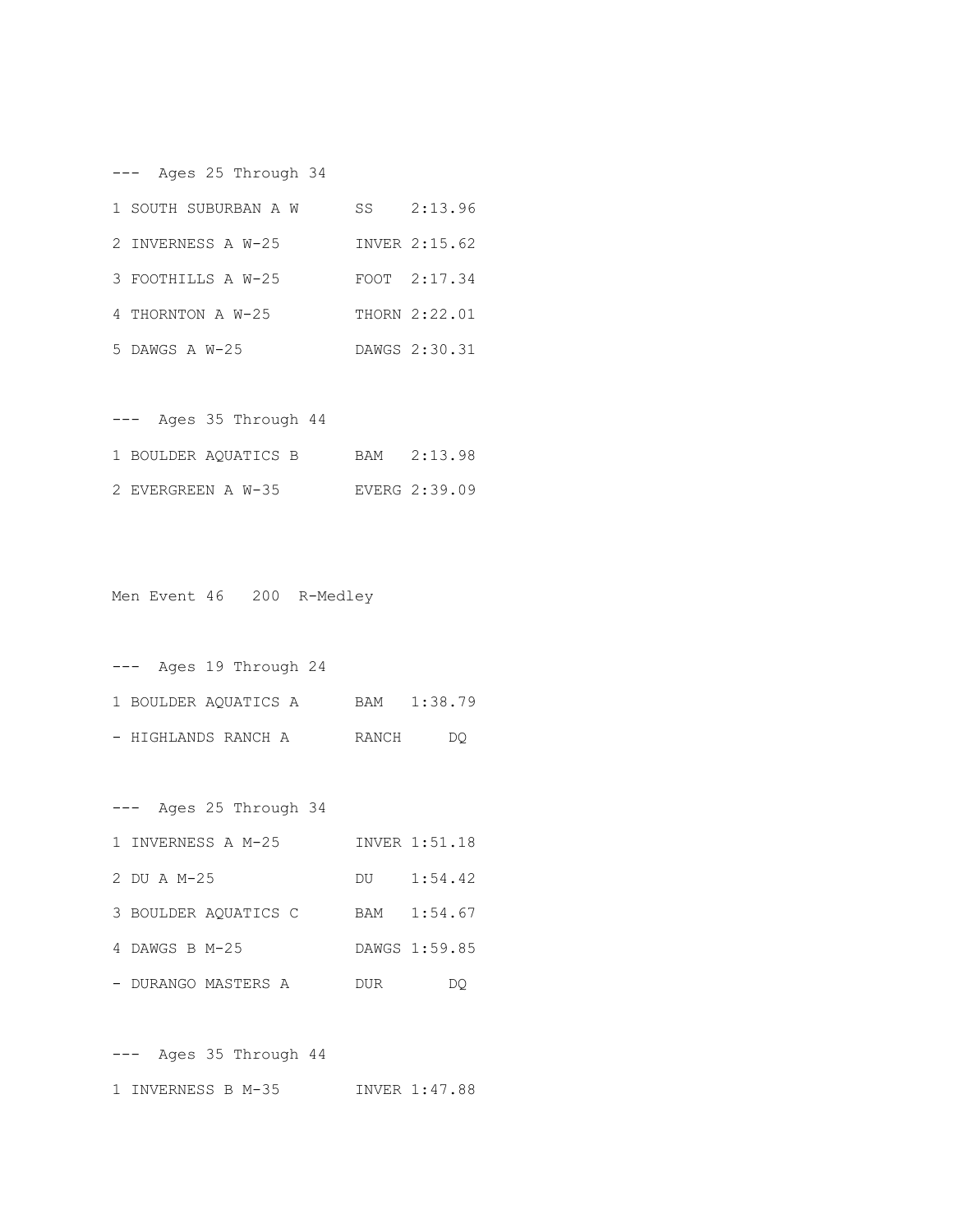--- Ages 25 Through 34

| Place | Team | Club | Time |
|---|---|---|---|
| 1 | SOUTH SUBURBAN A W | SS | 2:13.96 |
| 2 | INVERNESS A W-25 | INVER | 2:15.62 |
| 3 | FOOTHILLS A W-25 | FOOT | 2:17.34 |
| 4 | THORNTON A W-25 | THORN | 2:22.01 |
| 5 | DAWGS A W-25 | DAWGS | 2:30.31 |

--- Ages 35 Through 44

| Place | Team | Club | Time |
|---|---|---|---|
| 1 | BOULDER AQUATICS B | BAM | 2:13.98 |
| 2 | EVERGREEN A W-35 | EVERG | 2:39.09 |

## Men Event 46 200 R-Medley

--- Ages 19 Through 24

| Place | Team | Club | Time |
|---|---|---|---|
| 1 | BOULDER AQUATICS A | BAM | 1:38.79 |
| - | HIGHLANDS RANCH A | RANCH | DQ |

--- Ages 25 Through 34

| Place | Team | Club | Time |
|---|---|---|---|
| 1 | INVERNESS A M-25 | INVER | 1:51.18 |
| 2 | DU A M-25 | DU | 1:54.42 |
| 3 | BOULDER AQUATICS C | BAM | 1:54.67 |
| 4 | DAWGS B M-25 | DAWGS | 1:59.85 |
| - | DURANGO MASTERS A | DUR | DQ |

--- Ages 35 Through 44

| Place | Team | Club | Time |
|---|---|---|---|
| 1 | INVERNESS B M-35 | INVER | 1:47.88 |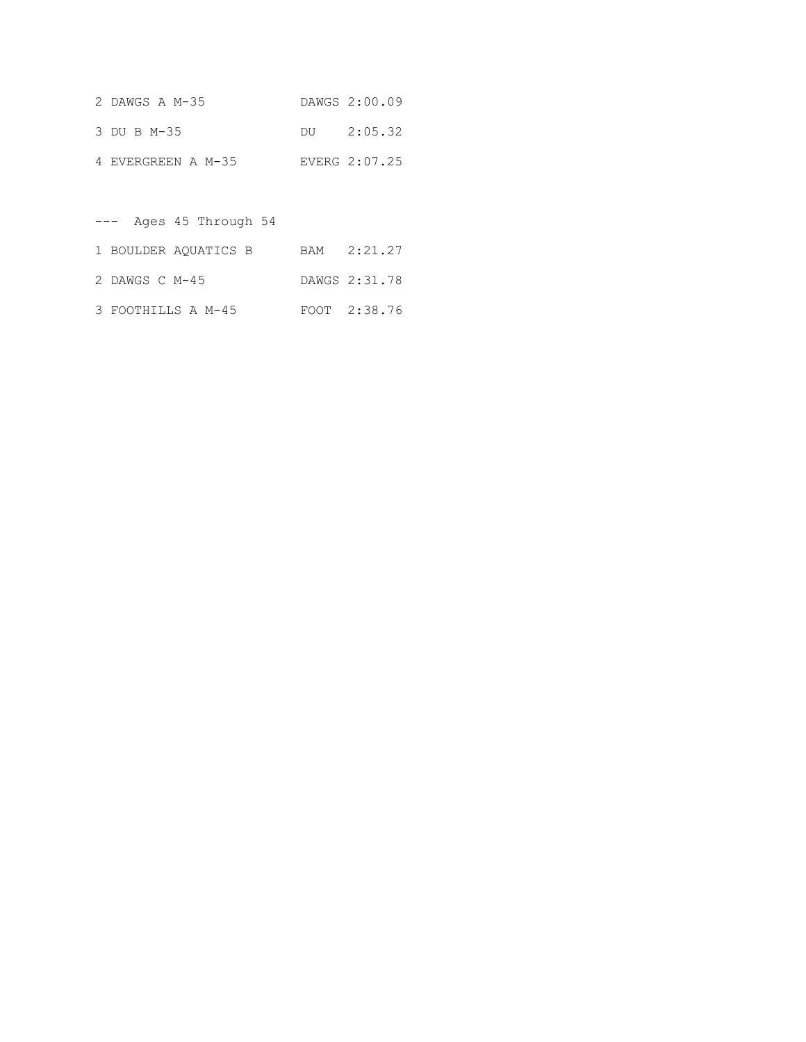```
2 DAWGS A M-35           DAWGS 2:00.09
3 DU B M-35              DU    2:05.32
4 EVERGREEN A M-35       EVERG 2:07.25

---  Ages 45 Through 54
1 BOULDER AQUATICS B     BAM   2:21.27
2 DAWGS C M-45           DAWGS 2:31.78
3 FOOTHILLS A M-45       FOOT  2:38.76
```